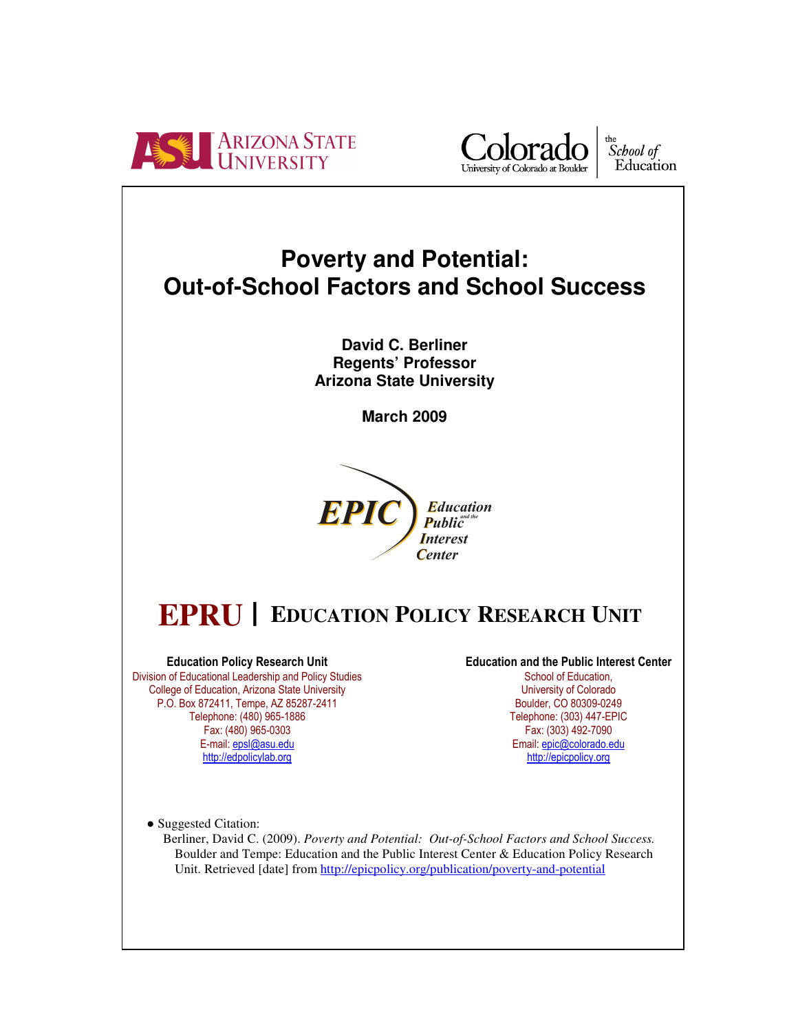Arizona State University

Colorado — University of Colorado at Boulder — the School of Education

# Poverty and Potential: Out-of-School Factors and School Success

**David C. Berliner**
**Regents' Professor**
**Arizona State University**

**March 2009**

EPIC — Education and the Public Interest Center

## EPRU | EDUCATION POLICY RESEARCH UNIT

**Education Policy Research Unit**
Division of Educational Leadership and Policy Studies
College of Education, Arizona State University
P.O. Box 872411, Tempe, AZ 85287-2411
Telephone: (480) 965-1886
Fax: (480) 965-0303
E-mail: epsl@asu.edu
http://edpolicylab.org

**Education and the Public Interest Center**
School of Education,
University of Colorado
Boulder, CO 80309-0249
Telephone: (303) 447-EPIC
Fax: (303) 492-7090
Email: epic@colorado.edu
http://epicpolicy.org

- Suggested Citation:
  Berliner, David C. (2009). *Poverty and Potential: Out-of-School Factors and School Success.* Boulder and Tempe: Education and the Public Interest Center & Education Policy Research Unit. Retrieved [date] from http://epicpolicy.org/publication/poverty-and-potential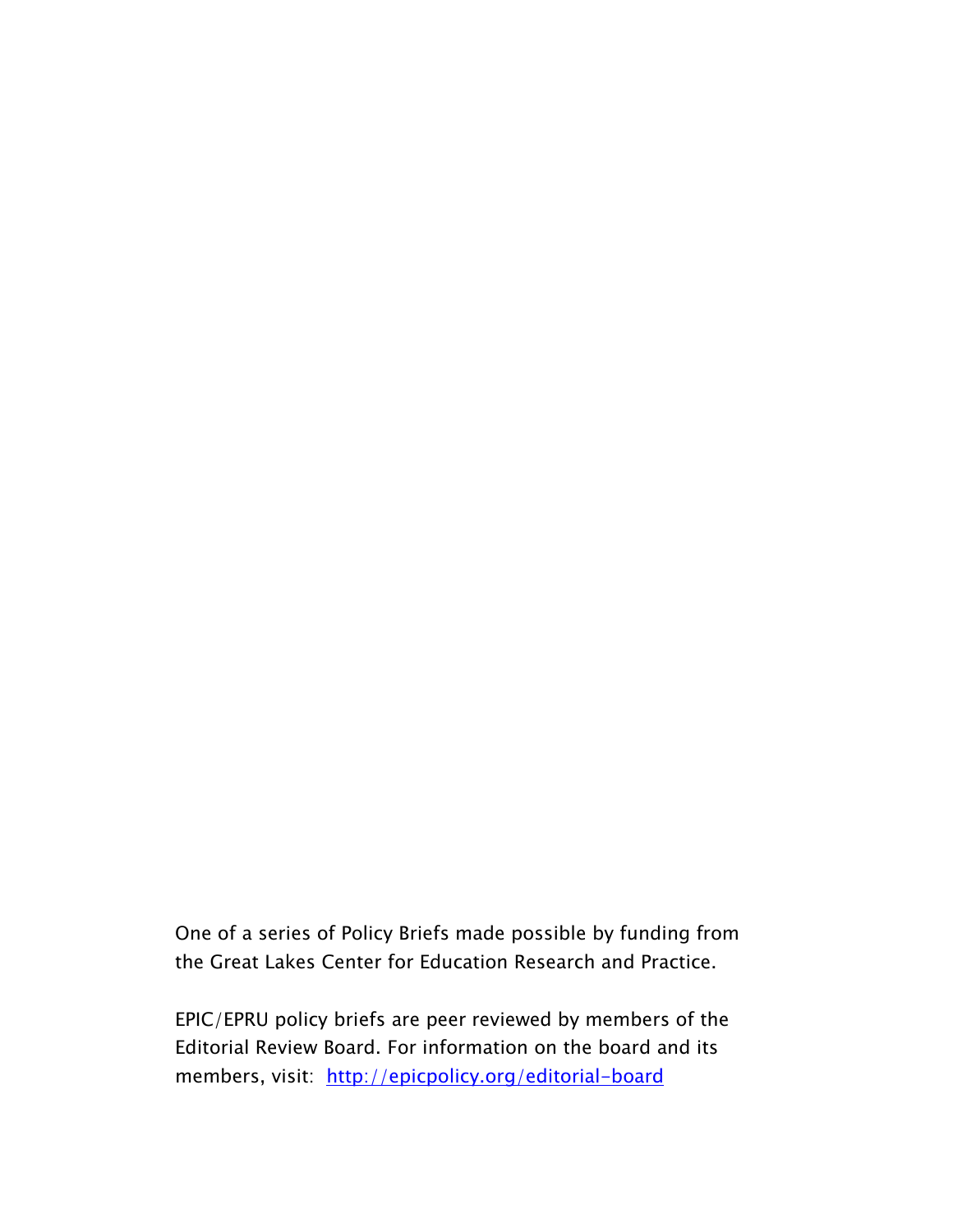One of a series of Policy Briefs made possible by funding from the Great Lakes Center for Education Research and Practice.

EPIC/EPRU policy briefs are peer reviewed by members of the Editorial Review Board. For information on the board and its members, visit: [http://epicpolicy.org/editorial-board](http://epicpolicy.org/editorial-board)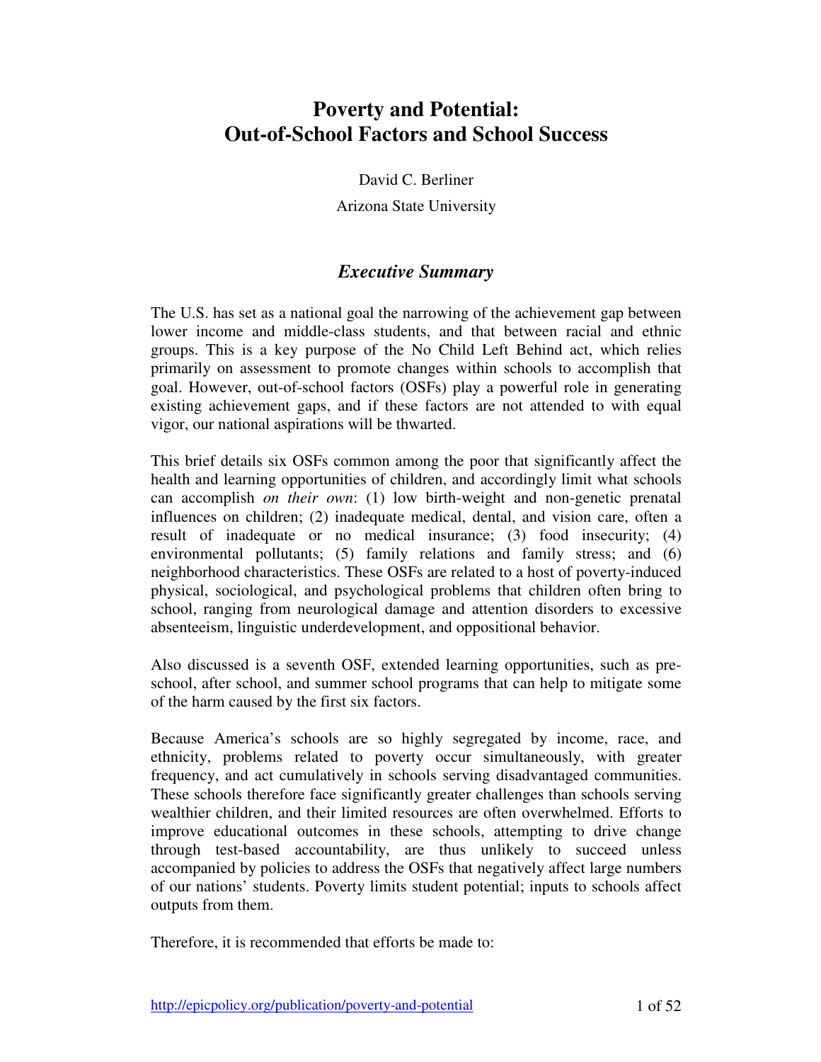# Poverty and Potential: Out-of-School Factors and School Success

David C. Berliner

Arizona State University

## *Executive Summary*

The U.S. has set as a national goal the narrowing of the achievement gap between lower income and middle-class students, and that between racial and ethnic groups. This is a key purpose of the No Child Left Behind act, which relies primarily on assessment to promote changes within schools to accomplish that goal. However, out-of-school factors (OSFs) play a powerful role in generating existing achievement gaps, and if these factors are not attended to with equal vigor, our national aspirations will be thwarted.

This brief details six OSFs common among the poor that significantly affect the health and learning opportunities of children, and accordingly limit what schools can accomplish *on their own*: (1) low birth-weight and non-genetic prenatal influences on children; (2) inadequate medical, dental, and vision care, often a result of inadequate or no medical insurance; (3) food insecurity; (4) environmental pollutants; (5) family relations and family stress; and (6) neighborhood characteristics. These OSFs are related to a host of poverty-induced physical, sociological, and psychological problems that children often bring to school, ranging from neurological damage and attention disorders to excessive absenteeism, linguistic underdevelopment, and oppositional behavior.

Also discussed is a seventh OSF, extended learning opportunities, such as pre-school, after school, and summer school programs that can help to mitigate some of the harm caused by the first six factors.

Because America's schools are so highly segregated by income, race, and ethnicity, problems related to poverty occur simultaneously, with greater frequency, and act cumulatively in schools serving disadvantaged communities. These schools therefore face significantly greater challenges than schools serving wealthier children, and their limited resources are often overwhelmed. Efforts to improve educational outcomes in these schools, attempting to drive change through test-based accountability, are thus unlikely to succeed unless accompanied by policies to address the OSFs that negatively affect large numbers of our nations' students. Poverty limits student potential; inputs to schools affect outputs from them.

Therefore, it is recommended that efforts be made to: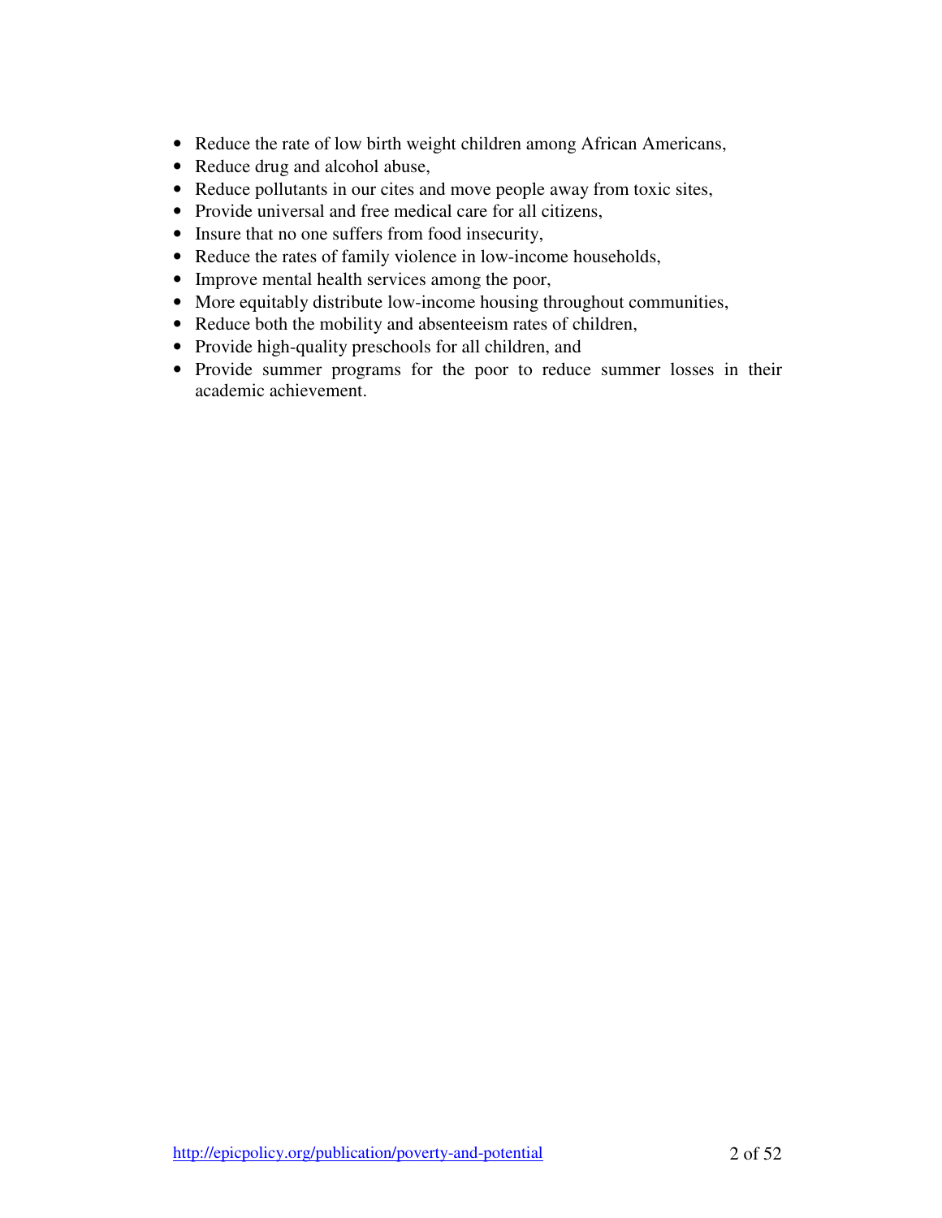- Reduce the rate of low birth weight children among African Americans,
- Reduce drug and alcohol abuse,
- Reduce pollutants in our cites and move people away from toxic sites,
- Provide universal and free medical care for all citizens,
- Insure that no one suffers from food insecurity,
- Reduce the rates of family violence in low-income households,
- Improve mental health services among the poor,
- More equitably distribute low-income housing throughout communities,
- Reduce both the mobility and absenteeism rates of children,
- Provide high-quality preschools for all children, and
- Provide summer programs for the poor to reduce summer losses in their academic achievement.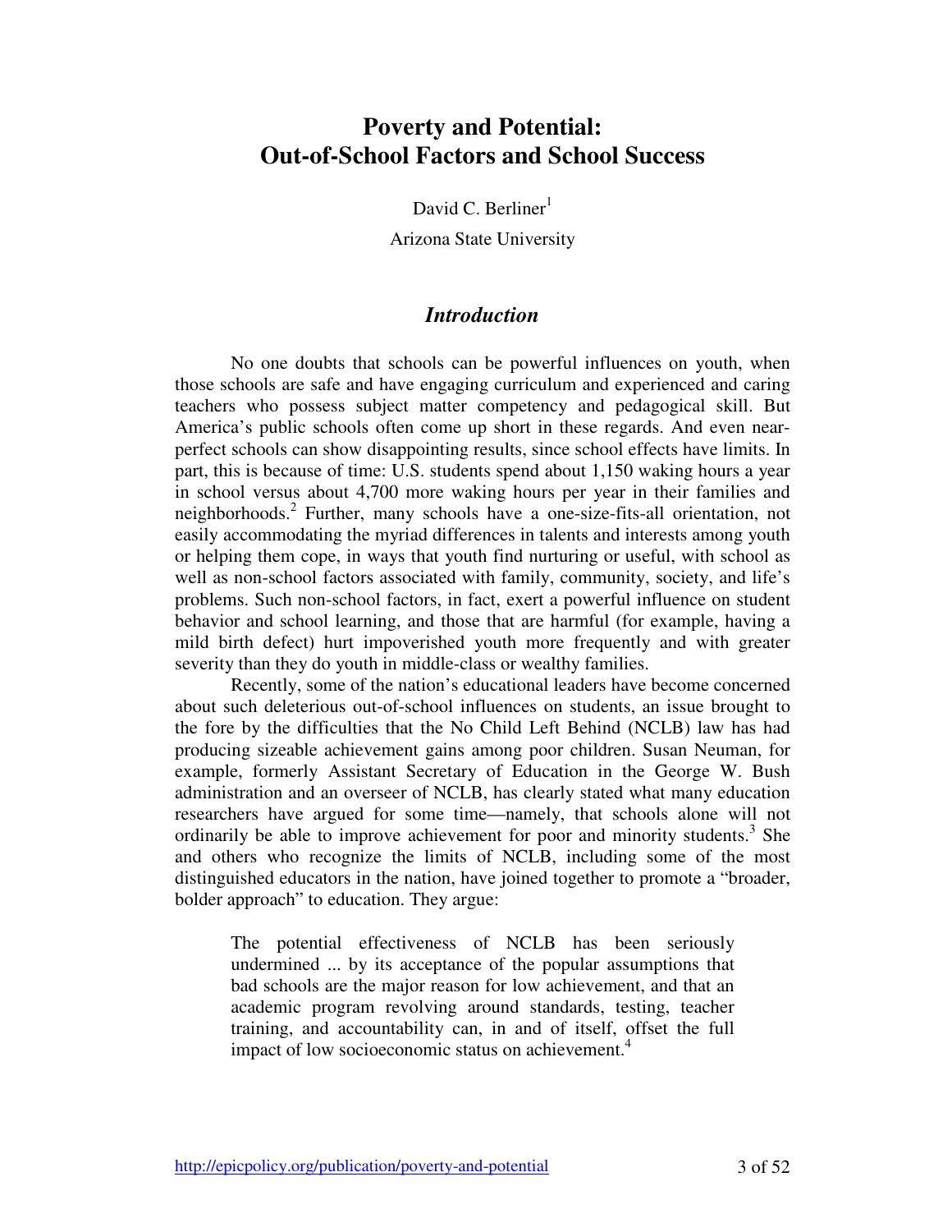# Poverty and Potential: Out-of-School Factors and School Success

David C. Berliner[1]

Arizona State University

## *Introduction*

No one doubts that schools can be powerful influences on youth, when those schools are safe and have engaging curriculum and experienced and caring teachers who possess subject matter competency and pedagogical skill. But America's public schools often come up short in these regards. And even near-perfect schools can show disappointing results, since school effects have limits. In part, this is because of time: U.S. students spend about 1,150 waking hours a year in school versus about 4,700 more waking hours per year in their families and neighborhoods.[2] Further, many schools have a one-size-fits-all orientation, not easily accommodating the myriad differences in talents and interests among youth or helping them cope, in ways that youth find nurturing or useful, with school as well as non-school factors associated with family, community, society, and life's problems. Such non-school factors, in fact, exert a powerful influence on student behavior and school learning, and those that are harmful (for example, having a mild birth defect) hurt impoverished youth more frequently and with greater severity than they do youth in middle-class or wealthy families.

Recently, some of the nation's educational leaders have become concerned about such deleterious out-of-school influences on students, an issue brought to the fore by the difficulties that the No Child Left Behind (NCLB) law has had producing sizeable achievement gains among poor children. Susan Neuman, for example, formerly Assistant Secretary of Education in the George W. Bush administration and an overseer of NCLB, has clearly stated what many education researchers have argued for some time—namely, that schools alone will not ordinarily be able to improve achievement for poor and minority students.[3] She and others who recognize the limits of NCLB, including some of the most distinguished educators in the nation, have joined together to promote a "broader, bolder approach" to education. They argue:

> The potential effectiveness of NCLB has been seriously undermined ... by its acceptance of the popular assumptions that bad schools are the major reason for low achievement, and that an academic program revolving around standards, testing, teacher training, and accountability can, in and of itself, offset the full impact of low socioeconomic status on achievement.[4]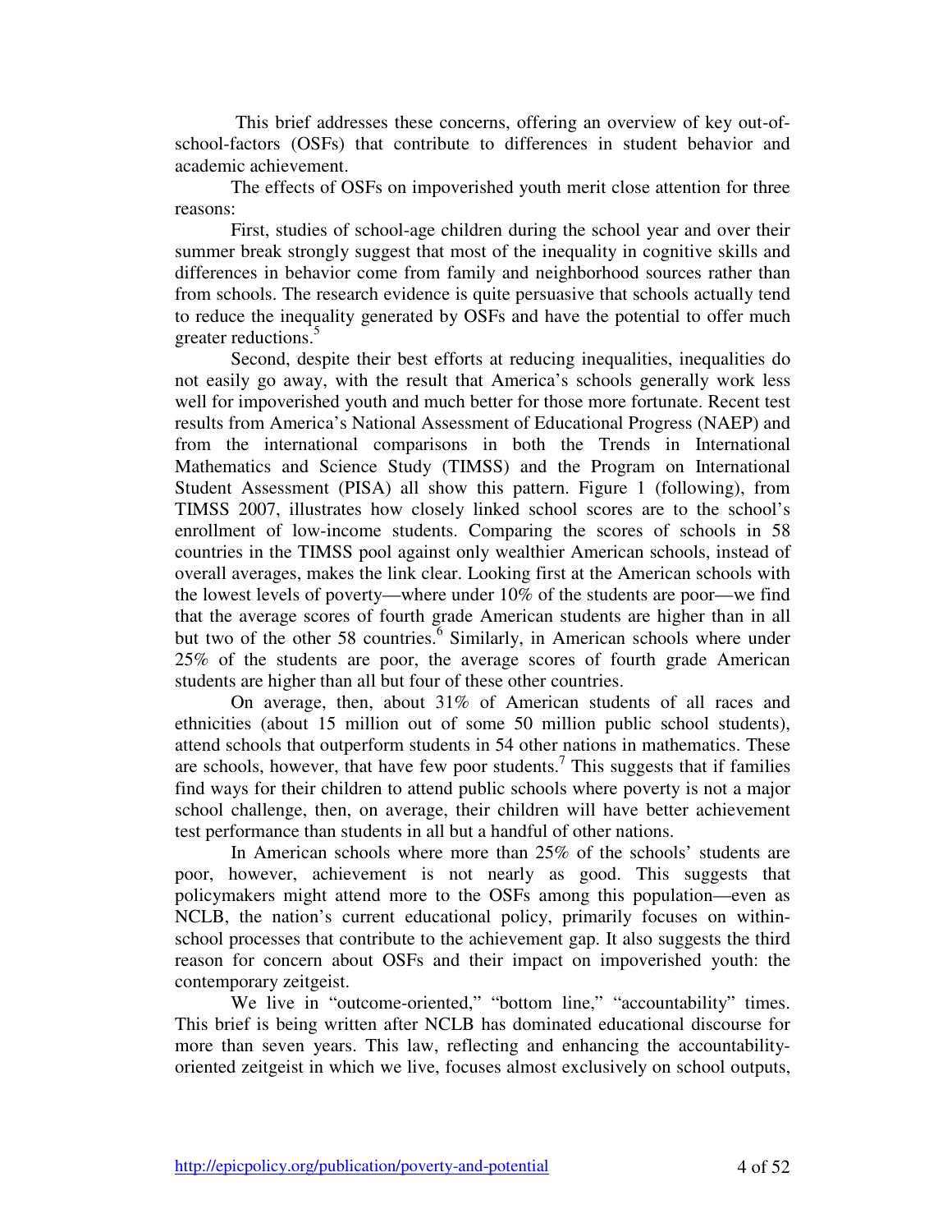This brief addresses these concerns, offering an overview of key out-of-school-factors (OSFs) that contribute to differences in student behavior and academic achievement.

The effects of OSFs on impoverished youth merit close attention for three reasons:

First, studies of school-age children during the school year and over their summer break strongly suggest that most of the inequality in cognitive skills and differences in behavior come from family and neighborhood sources rather than from schools. The research evidence is quite persuasive that schools actually tend to reduce the inequality generated by OSFs and have the potential to offer much greater reductions.[5]

Second, despite their best efforts at reducing inequalities, inequalities do not easily go away, with the result that America's schools generally work less well for impoverished youth and much better for those more fortunate. Recent test results from America's National Assessment of Educational Progress (NAEP) and from the international comparisons in both the Trends in International Mathematics and Science Study (TIMSS) and the Program on International Student Assessment (PISA) all show this pattern. Figure 1 (following), from TIMSS 2007, illustrates how closely linked school scores are to the school's enrollment of low-income students. Comparing the scores of schools in 58 countries in the TIMSS pool against only wealthier American schools, instead of overall averages, makes the link clear. Looking first at the American schools with the lowest levels of poverty—where under 10% of the students are poor—we find that the average scores of fourth grade American students are higher than in all but two of the other 58 countries.[6] Similarly, in American schools where under 25% of the students are poor, the average scores of fourth grade American students are higher than all but four of these other countries.

On average, then, about 31% of American students of all races and ethnicities (about 15 million out of some 50 million public school students), attend schools that outperform students in 54 other nations in mathematics. These are schools, however, that have few poor students.[7] This suggests that if families find ways for their children to attend public schools where poverty is not a major school challenge, then, on average, their children will have better achievement test performance than students in all but a handful of other nations.

In American schools where more than 25% of the schools' students are poor, however, achievement is not nearly as good. This suggests that policymakers might attend more to the OSFs among this population—even as NCLB, the nation's current educational policy, primarily focuses on within-school processes that contribute to the achievement gap. It also suggests the third reason for concern about OSFs and their impact on impoverished youth: the contemporary zeitgeist.

We live in "outcome-oriented," "bottom line," "accountability" times. This brief is being written after NCLB has dominated educational discourse for more than seven years. This law, reflecting and enhancing the accountability-oriented zeitgeist in which we live, focuses almost exclusively on school outputs,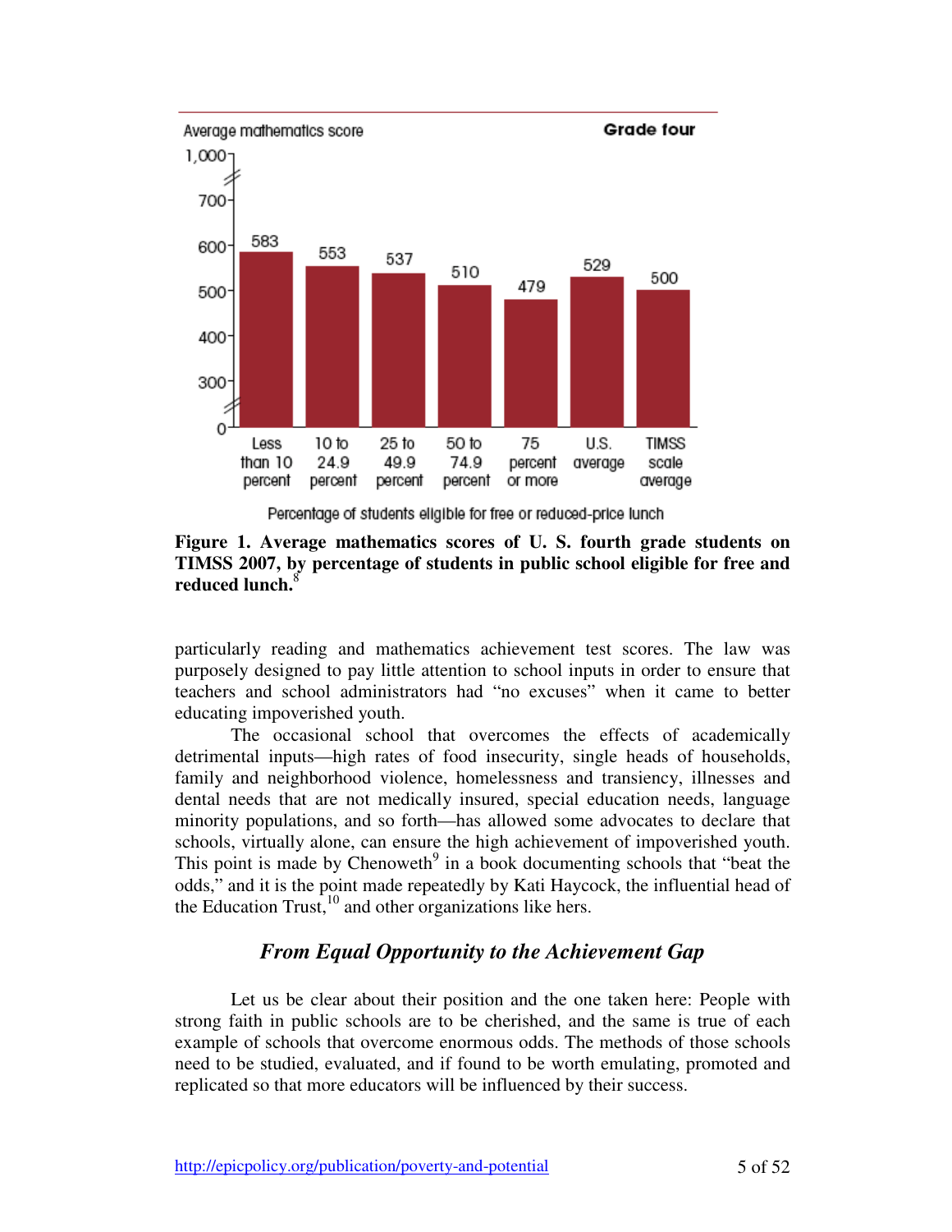Average mathematics score — Grade four

| Percentage of students eligible for free or reduced-price lunch | Average mathematics score |
|---|---|
| Less than 10 percent | 583 |
| 10 to 24.9 percent | 553 |
| 25 to 49.9 percent | 537 |
| 50 to 74.9 percent | 510 |
| 75 percent or more | 479 |
| U.S. average | 529 |
| TIMSS scale average | 500 |

**Figure 1. Average mathematics scores of U. S. fourth grade students on TIMSS 2007, by percentage of students in public school eligible for free and reduced lunch.**[8]

particularly reading and mathematics achievement test scores. The law was purposely designed to pay little attention to school inputs in order to ensure that teachers and school administrators had "no excuses" when it came to better educating impoverished youth.

The occasional school that overcomes the effects of academically detrimental inputs—high rates of food insecurity, single heads of households, family and neighborhood violence, homelessness and transiency, illnesses and dental needs that are not medically insured, special education needs, language minority populations, and so forth—has allowed some advocates to declare that schools, virtually alone, can ensure the high achievement of impoverished youth. This point is made by Chenoweth[9] in a book documenting schools that "beat the odds," and it is the point made repeatedly by Kati Haycock, the influential head of the Education Trust,[10] and other organizations like hers.

## *From Equal Opportunity to the Achievement Gap*

Let us be clear about their position and the one taken here: People with strong faith in public schools are to be cherished, and the same is true of each example of schools that overcome enormous odds. The methods of those schools need to be studied, evaluated, and if found to be worth emulating, promoted and replicated so that more educators will be influenced by their success.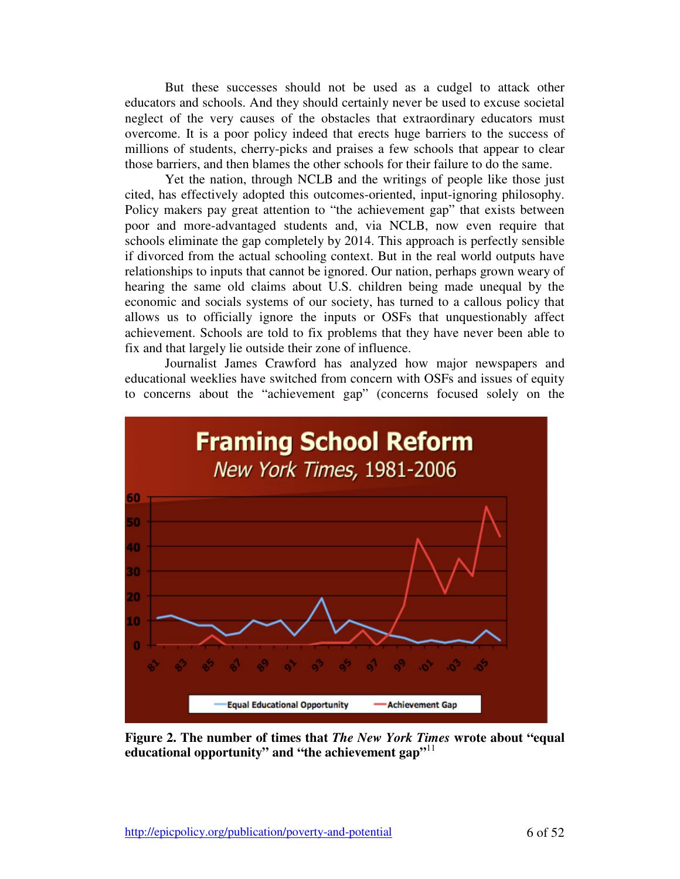But these successes should not be used as a cudgel to attack other educators and schools. And they should certainly never be used to excuse societal neglect of the very causes of the obstacles that extraordinary educators must overcome. It is a poor policy indeed that erects huge barriers to the success of millions of students, cherry-picks and praises a few schools that appear to clear those barriers, and then blames the other schools for their failure to do the same.

Yet the nation, through NCLB and the writings of people like those just cited, has effectively adopted this outcomes-oriented, input-ignoring philosophy. Policy makers pay great attention to "the achievement gap" that exists between poor and more-advantaged students and, via NCLB, now even require that schools eliminate the gap completely by 2014. This approach is perfectly sensible if divorced from the actual schooling context. But in the real world outputs have relationships to inputs that cannot be ignored. Our nation, perhaps grown weary of hearing the same old claims about U.S. children being made unequal by the economic and socials systems of our society, has turned to a callous policy that allows us to officially ignore the inputs or OSFs that unquestionably affect achievement. Schools are told to fix problems that they have never been able to fix and that largely lie outside their zone of influence.

Journalist James Crawford has analyzed how major newspapers and educational weeklies have switched from concern with OSFs and issues of equity to concerns about the "achievement gap" (concerns focused solely on the

**Figure 2. The number of times that *The New York Times* wrote about "equal educational opportunity" and "the achievement gap"**[11]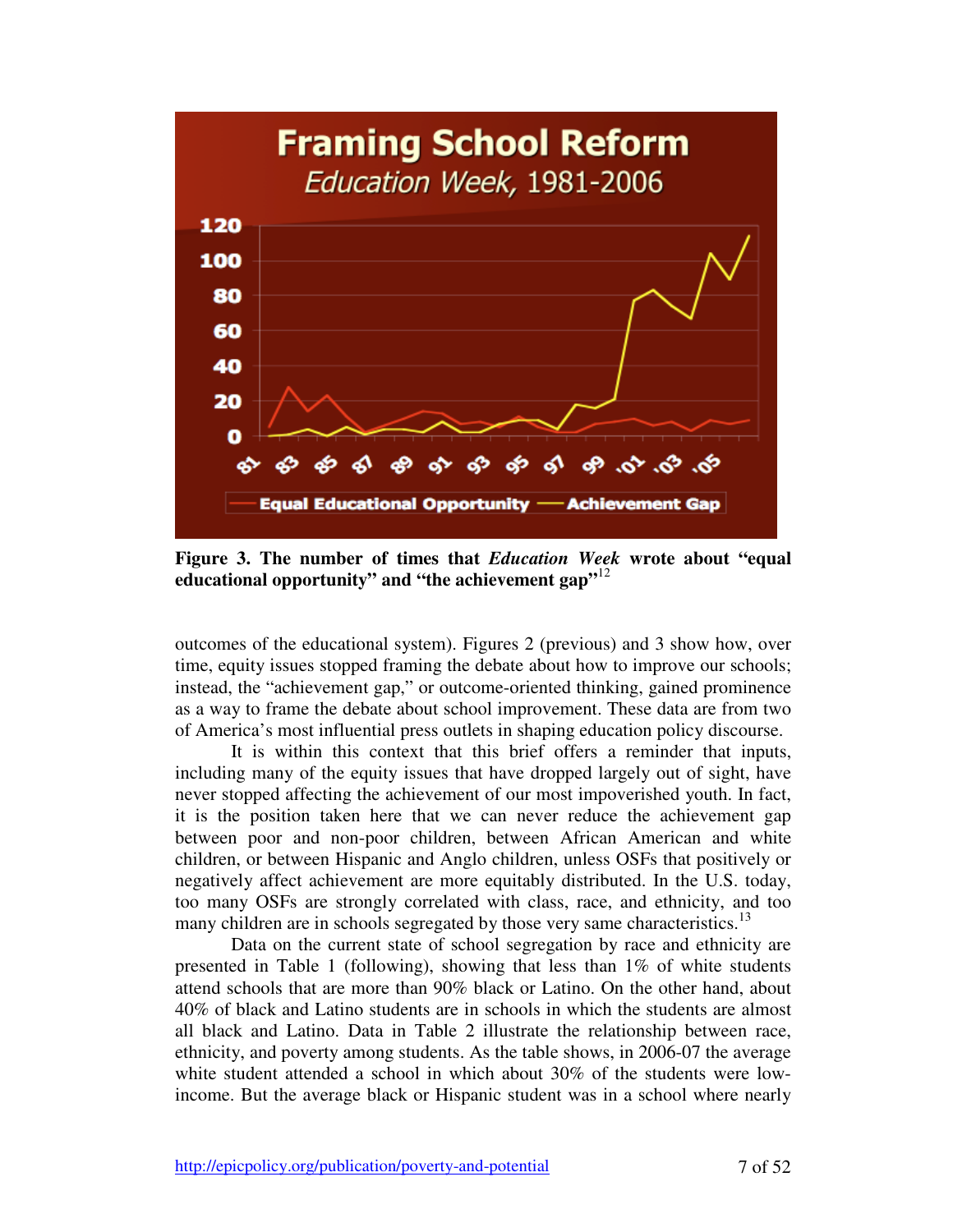**Figure 3. The number of times that *Education Week* wrote about "equal educational opportunity" and "the achievement gap"**[12]

outcomes of the educational system). Figures 2 (previous) and 3 show how, over time, equity issues stopped framing the debate about how to improve our schools; instead, the "achievement gap," or outcome-oriented thinking, gained prominence as a way to frame the debate about school improvement. These data are from two of America's most influential press outlets in shaping education policy discourse.

It is within this context that this brief offers a reminder that inputs, including many of the equity issues that have dropped largely out of sight, have never stopped affecting the achievement of our most impoverished youth. In fact, it is the position taken here that we can never reduce the achievement gap between poor and non-poor children, between African American and white children, or between Hispanic and Anglo children, unless OSFs that positively or negatively affect achievement are more equitably distributed. In the U.S. today, too many OSFs are strongly correlated with class, race, and ethnicity, and too many children are in schools segregated by those very same characteristics.[13]

Data on the current state of school segregation by race and ethnicity are presented in Table 1 (following), showing that less than 1% of white students attend schools that are more than 90% black or Latino. On the other hand, about 40% of black and Latino students are in schools in which the students are almost all black and Latino. Data in Table 2 illustrate the relationship between race, ethnicity, and poverty among students. As the table shows, in 2006-07 the average white student attended a school in which about 30% of the students were low-income. But the average black or Hispanic student was in a school where nearly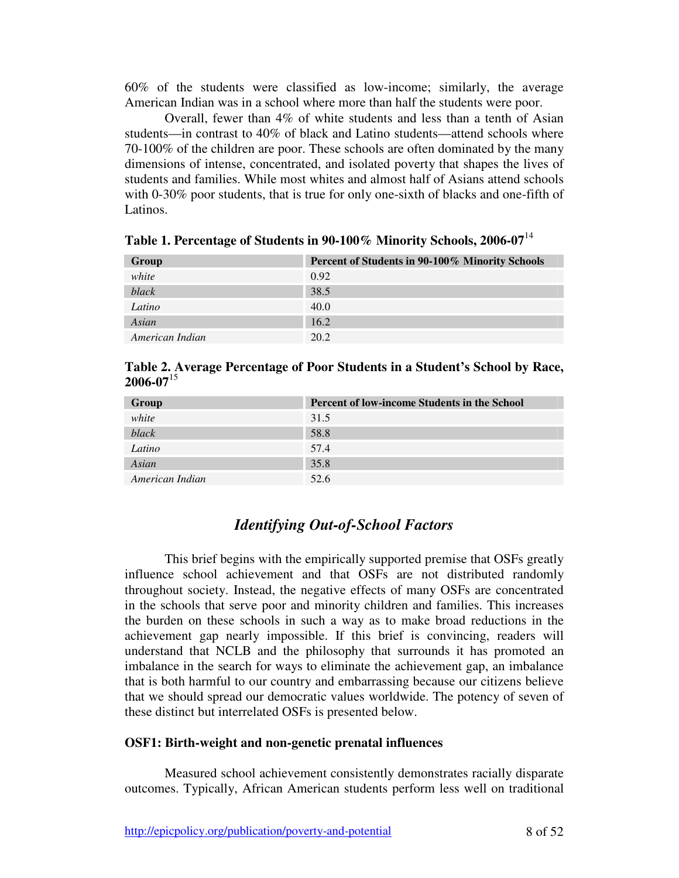60% of the students were classified as low-income; similarly, the average American Indian was in a school where more than half the students were poor.

Overall, fewer than 4% of white students and less than a tenth of Asian students—in contrast to 40% of black and Latino students—attend schools where 70-100% of the children are poor. These schools are often dominated by the many dimensions of intense, concentrated, and isolated poverty that shapes the lives of students and families. While most whites and almost half of Asians attend schools with 0-30% poor students, that is true for only one-sixth of blacks and one-fifth of Latinos.

**Table 1. Percentage of Students in 90-100% Minority Schools, 2006-07**[14]

| Group | Percent of Students in 90-100% Minority Schools |
|---|---|
| *white* | 0.92 |
| *black* | 38.5 |
| *Latino* | 40.0 |
| *Asian* | 16.2 |
| *American Indian* | 20.2 |

**Table 2. Average Percentage of Poor Students in a Student's School by Race, 2006-07**[15]

| Group | Percent of low-income Students in the School |
|---|---|
| *white* | 31.5 |
| *black* | 58.8 |
| *Latino* | 57.4 |
| *Asian* | 35.8 |
| *American Indian* | 52.6 |

## *Identifying Out-of-School Factors*

This brief begins with the empirically supported premise that OSFs greatly influence school achievement and that OSFs are not distributed randomly throughout society. Instead, the negative effects of many OSFs are concentrated in the schools that serve poor and minority children and families. This increases the burden on these schools in such a way as to make broad reductions in the achievement gap nearly impossible. If this brief is convincing, readers will understand that NCLB and the philosophy that surrounds it has promoted an imbalance in the search for ways to eliminate the achievement gap, an imbalance that is both harmful to our country and embarrassing because our citizens believe that we should spread our democratic values worldwide. The potency of seven of these distinct but interrelated OSFs is presented below.

### OSF1: Birth-weight and non-genetic prenatal influences

Measured school achievement consistently demonstrates racially disparate outcomes. Typically, African American students perform less well on traditional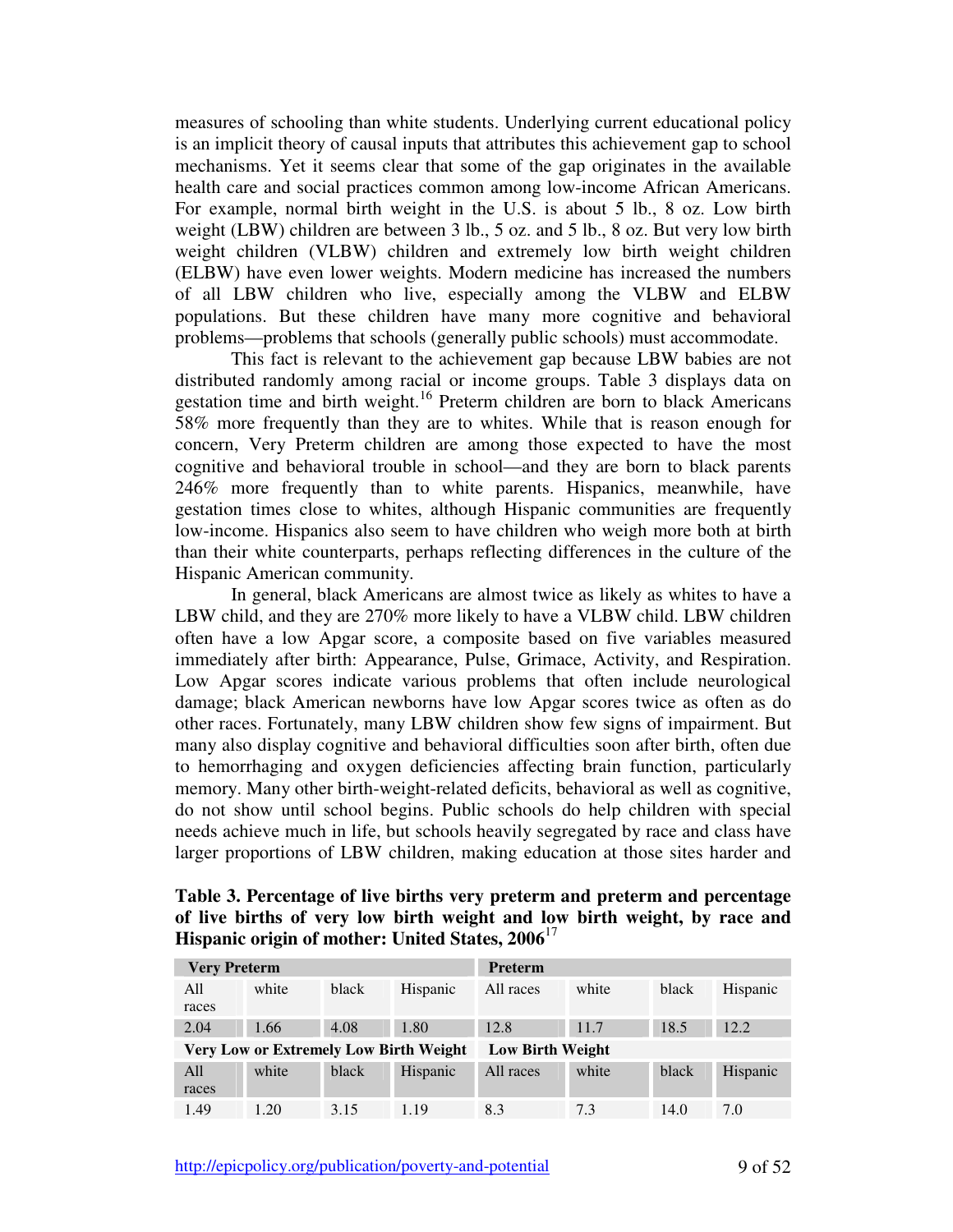measures of schooling than white students. Underlying current educational policy is an implicit theory of causal inputs that attributes this achievement gap to school mechanisms. Yet it seems clear that some of the gap originates in the available health care and social practices common among low-income African Americans. For example, normal birth weight in the U.S. is about 5 lb., 8 oz. Low birth weight (LBW) children are between 3 lb., 5 oz. and 5 lb., 8 oz. But very low birth weight children (VLBW) children and extremely low birth weight children (ELBW) have even lower weights. Modern medicine has increased the numbers of all LBW children who live, especially among the VLBW and ELBW populations. But these children have many more cognitive and behavioral problems—problems that schools (generally public schools) must accommodate.

This fact is relevant to the achievement gap because LBW babies are not distributed randomly among racial or income groups. Table 3 displays data on gestation time and birth weight.[16] Preterm children are born to black Americans 58% more frequently than they are to whites. While that is reason enough for concern, Very Preterm children are among those expected to have the most cognitive and behavioral trouble in school—and they are born to black parents 246% more frequently than to white parents. Hispanics, meanwhile, have gestation times close to whites, although Hispanic communities are frequently low-income. Hispanics also seem to have children who weigh more both at birth than their white counterparts, perhaps reflecting differences in the culture of the Hispanic American community.

In general, black Americans are almost twice as likely as whites to have a LBW child, and they are 270% more likely to have a VLBW child. LBW children often have a low Apgar score, a composite based on five variables measured immediately after birth: Appearance, Pulse, Grimace, Activity, and Respiration. Low Apgar scores indicate various problems that often include neurological damage; black American newborns have low Apgar scores twice as often as do other races. Fortunately, many LBW children show few signs of impairment. But many also display cognitive and behavioral difficulties soon after birth, often due to hemorrhaging and oxygen deficiencies affecting brain function, particularly memory. Many other birth-weight-related deficits, behavioral as well as cognitive, do not show until school begins. Public schools do help children with special needs achieve much in life, but schools heavily segregated by race and class have larger proportions of LBW children, making education at those sites harder and

**Table 3. Percentage of live births very preterm and preterm and percentage of live births of very low birth weight and low birth weight, by race and Hispanic origin of mother: United States, 2006**[17]

| Very Preterm | | | | Preterm | | | |
|---|---|---|---|---|---|---|---|
| All races | white | black | Hispanic | All races | white | black | Hispanic |
| 2.04 | 1.66 | 4.08 | 1.80 | 12.8 | 11.7 | 18.5 | 12.2 |
| **Very Low or Extremely Low Birth Weight** | | | | **Low Birth Weight** | | | |
| All races | white | black | Hispanic | All races | white | black | Hispanic |
| 1.49 | 1.20 | 3.15 | 1.19 | 8.3 | 7.3 | 14.0 | 7.0 |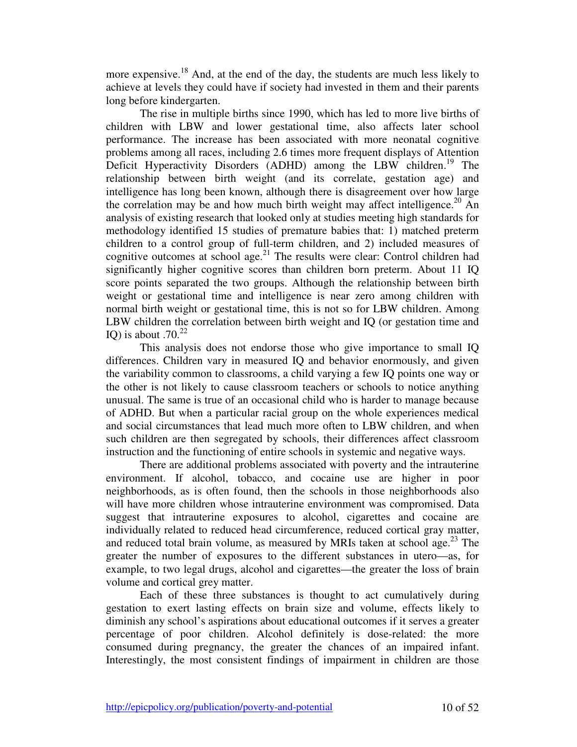more expensive.[18] And, at the end of the day, the students are much less likely to achieve at levels they could have if society had invested in them and their parents long before kindergarten.

The rise in multiple births since 1990, which has led to more live births of children with LBW and lower gestational time, also affects later school performance. The increase has been associated with more neonatal cognitive problems among all races, including 2.6 times more frequent displays of Attention Deficit Hyperactivity Disorders (ADHD) among the LBW children.[19] The relationship between birth weight (and its correlate, gestation age) and intelligence has long been known, although there is disagreement over how large the correlation may be and how much birth weight may affect intelligence.[20] An analysis of existing research that looked only at studies meeting high standards for methodology identified 15 studies of premature babies that: 1) matched preterm children to a control group of full-term children, and 2) included measures of cognitive outcomes at school age.[21] The results were clear: Control children had significantly higher cognitive scores than children born preterm. About 11 IQ score points separated the two groups. Although the relationship between birth weight or gestational time and intelligence is near zero among children with normal birth weight or gestational time, this is not so for LBW children. Among LBW children the correlation between birth weight and IQ (or gestation time and IQ) is about .70.[22]

This analysis does not endorse those who give importance to small IQ differences. Children vary in measured IQ and behavior enormously, and given the variability common to classrooms, a child varying a few IQ points one way or the other is not likely to cause classroom teachers or schools to notice anything unusual. The same is true of an occasional child who is harder to manage because of ADHD. But when a particular racial group on the whole experiences medical and social circumstances that lead much more often to LBW children, and when such children are then segregated by schools, their differences affect classroom instruction and the functioning of entire schools in systemic and negative ways.

There are additional problems associated with poverty and the intrauterine environment. If alcohol, tobacco, and cocaine use are higher in poor neighborhoods, as is often found, then the schools in those neighborhoods also will have more children whose intrauterine environment was compromised. Data suggest that intrauterine exposures to alcohol, cigarettes and cocaine are individually related to reduced head circumference, reduced cortical gray matter, and reduced total brain volume, as measured by MRIs taken at school age.[23] The greater the number of exposures to the different substances in utero—as, for example, to two legal drugs, alcohol and cigarettes—the greater the loss of brain volume and cortical grey matter.

Each of these three substances is thought to act cumulatively during gestation to exert lasting effects on brain size and volume, effects likely to diminish any school's aspirations about educational outcomes if it serves a greater percentage of poor children. Alcohol definitely is dose-related: the more consumed during pregnancy, the greater the chances of an impaired infant. Interestingly, the most consistent findings of impairment in children are those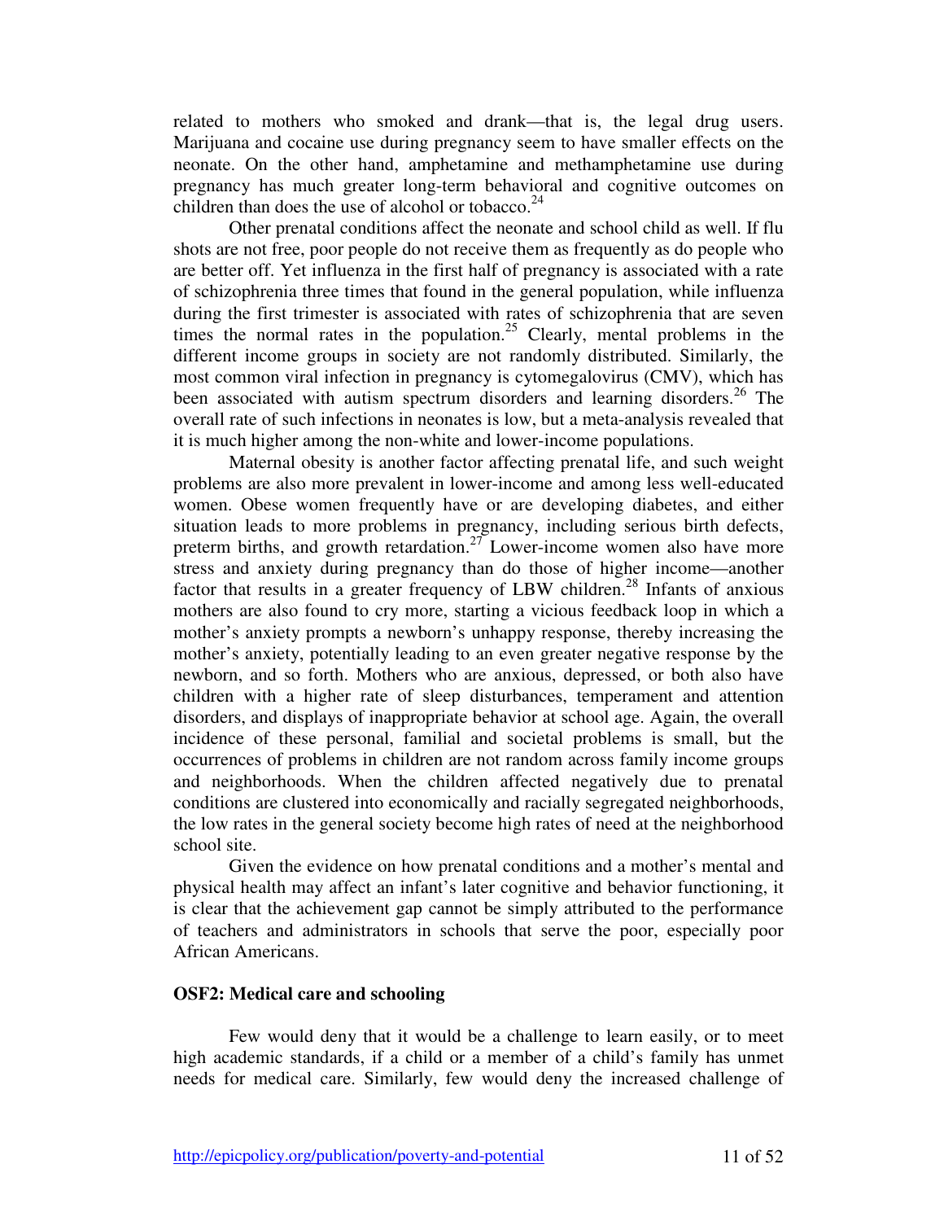related to mothers who smoked and drank—that is, the legal drug users. Marijuana and cocaine use during pregnancy seem to have smaller effects on the neonate. On the other hand, amphetamine and methamphetamine use during pregnancy has much greater long-term behavioral and cognitive outcomes on children than does the use of alcohol or tobacco.[24]

Other prenatal conditions affect the neonate and school child as well. If flu shots are not free, poor people do not receive them as frequently as do people who are better off. Yet influenza in the first half of pregnancy is associated with a rate of schizophrenia three times that found in the general population, while influenza during the first trimester is associated with rates of schizophrenia that are seven times the normal rates in the population.[25] Clearly, mental problems in the different income groups in society are not randomly distributed. Similarly, the most common viral infection in pregnancy is cytomegalovirus (CMV), which has been associated with autism spectrum disorders and learning disorders.[26] The overall rate of such infections in neonates is low, but a meta-analysis revealed that it is much higher among the non-white and lower-income populations.

Maternal obesity is another factor affecting prenatal life, and such weight problems are also more prevalent in lower-income and among less well-educated women. Obese women frequently have or are developing diabetes, and either situation leads to more problems in pregnancy, including serious birth defects, preterm births, and growth retardation.[27] Lower-income women also have more stress and anxiety during pregnancy than do those of higher income—another factor that results in a greater frequency of LBW children.[28] Infants of anxious mothers are also found to cry more, starting a vicious feedback loop in which a mother's anxiety prompts a newborn's unhappy response, thereby increasing the mother's anxiety, potentially leading to an even greater negative response by the newborn, and so forth. Mothers who are anxious, depressed, or both also have children with a higher rate of sleep disturbances, temperament and attention disorders, and displays of inappropriate behavior at school age. Again, the overall incidence of these personal, familial and societal problems is small, but the occurrences of problems in children are not random across family income groups and neighborhoods. When the children affected negatively due to prenatal conditions are clustered into economically and racially segregated neighborhoods, the low rates in the general society become high rates of need at the neighborhood school site.

Given the evidence on how prenatal conditions and a mother's mental and physical health may affect an infant's later cognitive and behavior functioning, it is clear that the achievement gap cannot be simply attributed to the performance of teachers and administrators in schools that serve the poor, especially poor African Americans.

**OSF2: Medical care and schooling**

Few would deny that it would be a challenge to learn easily, or to meet high academic standards, if a child or a member of a child's family has unmet needs for medical care. Similarly, few would deny the increased challenge of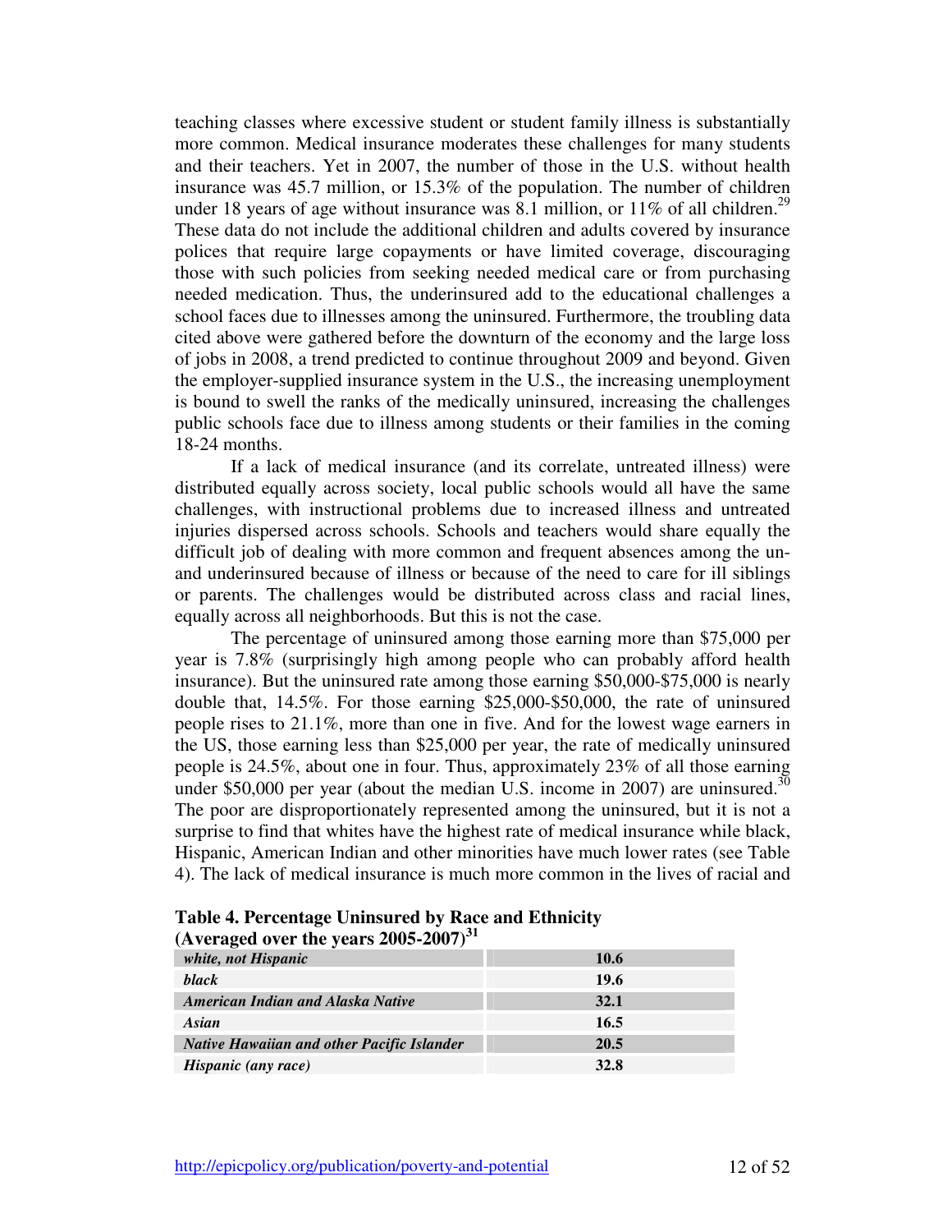teaching classes where excessive student or student family illness is substantially more common. Medical insurance moderates these challenges for many students and their teachers. Yet in 2007, the number of those in the U.S. without health insurance was 45.7 million, or 15.3% of the population. The number of children under 18 years of age without insurance was 8.1 million, or 11% of all children.[29] These data do not include the additional children and adults covered by insurance polices that require large copayments or have limited coverage, discouraging those with such policies from seeking needed medical care or from purchasing needed medication. Thus, the underinsured add to the educational challenges a school faces due to illnesses among the uninsured. Furthermore, the troubling data cited above were gathered before the downturn of the economy and the large loss of jobs in 2008, a trend predicted to continue throughout 2009 and beyond. Given the employer-supplied insurance system in the U.S., the increasing unemployment is bound to swell the ranks of the medically uninsured, increasing the challenges public schools face due to illness among students or their families in the coming 18-24 months.

If a lack of medical insurance (and its correlate, untreated illness) were distributed equally across society, local public schools would all have the same challenges, with instructional problems due to increased illness and untreated injuries dispersed across schools. Schools and teachers would share equally the difficult job of dealing with more common and frequent absences among the un- and underinsured because of illness or because of the need to care for ill siblings or parents. The challenges would be distributed across class and racial lines, equally across all neighborhoods. But this is not the case.

The percentage of uninsured among those earning more than $75,000 per year is 7.8% (surprisingly high among people who can probably afford health insurance). But the uninsured rate among those earning $50,000-$75,000 is nearly double that, 14.5%. For those earning $25,000-$50,000, the rate of uninsured people rises to 21.1%, more than one in five. And for the lowest wage earners in the US, those earning less than $25,000 per year, the rate of medically uninsured people is 24.5%, about one in four. Thus, approximately 23% of all those earning under $50,000 per year (about the median U.S. income in 2007) are uninsured.[30] The poor are disproportionately represented among the uninsured, but it is not a surprise to find that whites have the highest rate of medical insurance while black, Hispanic, American Indian and other minorities have much lower rates (see Table 4). The lack of medical insurance is much more common in the lives of racial and

**Table 4. Percentage Uninsured by Race and Ethnicity (Averaged over the years 2005-2007)[31]**

| | |
|---|---|
| ***white, not Hispanic*** | **10.6** |
| ***black*** | **19.6** |
| ***American Indian and Alaska Native*** | **32.1** |
| ***Asian*** | **16.5** |
| ***Native Hawaiian and other Pacific Islander*** | **20.5** |
| ***Hispanic (any race)*** | **32.8** |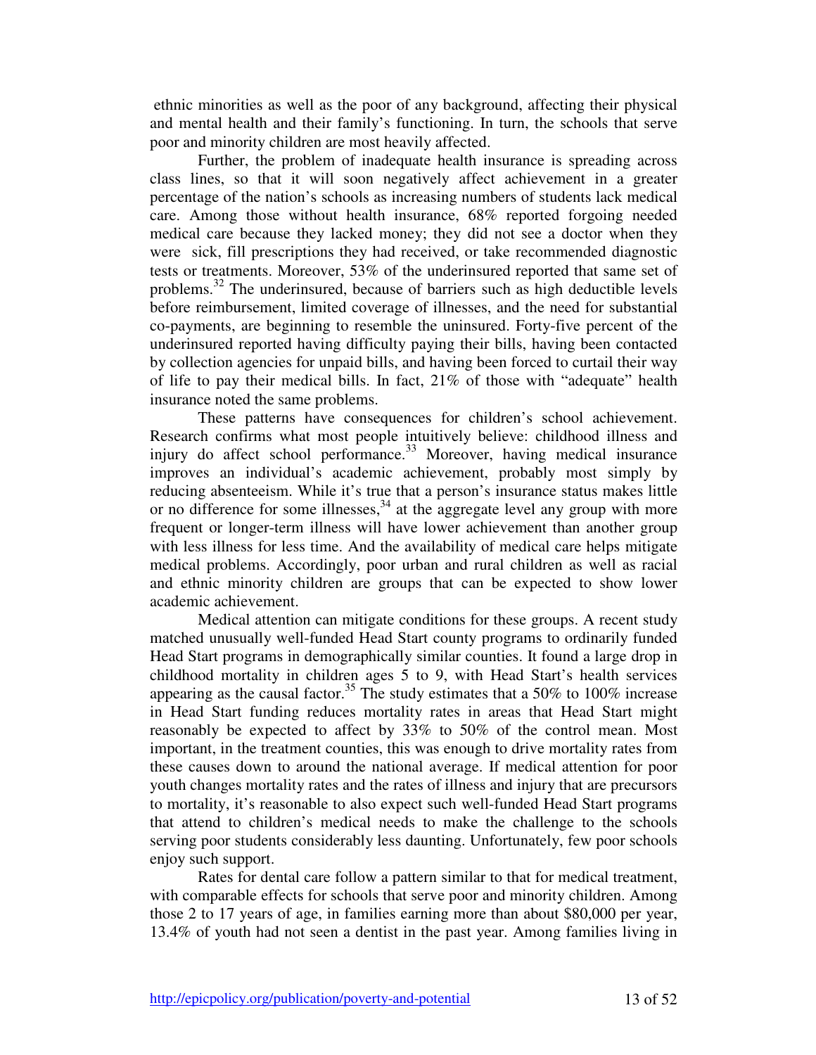ethnic minorities as well as the poor of any background, affecting their physical and mental health and their family's functioning. In turn, the schools that serve poor and minority children are most heavily affected.

Further, the problem of inadequate health insurance is spreading across class lines, so that it will soon negatively affect achievement in a greater percentage of the nation's schools as increasing numbers of students lack medical care. Among those without health insurance, 68% reported forgoing needed medical care because they lacked money; they did not see a doctor when they were sick, fill prescriptions they had received, or take recommended diagnostic tests or treatments. Moreover, 53% of the underinsured reported that same set of problems.[32] The underinsured, because of barriers such as high deductible levels before reimbursement, limited coverage of illnesses, and the need for substantial co-payments, are beginning to resemble the uninsured. Forty-five percent of the underinsured reported having difficulty paying their bills, having been contacted by collection agencies for unpaid bills, and having been forced to curtail their way of life to pay their medical bills. In fact, 21% of those with "adequate" health insurance noted the same problems.

These patterns have consequences for children's school achievement. Research confirms what most people intuitively believe: childhood illness and injury do affect school performance.[33] Moreover, having medical insurance improves an individual's academic achievement, probably most simply by reducing absenteeism. While it's true that a person's insurance status makes little or no difference for some illnesses,[34] at the aggregate level any group with more frequent or longer-term illness will have lower achievement than another group with less illness for less time. And the availability of medical care helps mitigate medical problems. Accordingly, poor urban and rural children as well as racial and ethnic minority children are groups that can be expected to show lower academic achievement.

Medical attention can mitigate conditions for these groups. A recent study matched unusually well-funded Head Start county programs to ordinarily funded Head Start programs in demographically similar counties. It found a large drop in childhood mortality in children ages 5 to 9, with Head Start's health services appearing as the causal factor.[35] The study estimates that a 50% to 100% increase in Head Start funding reduces mortality rates in areas that Head Start might reasonably be expected to affect by 33% to 50% of the control mean. Most important, in the treatment counties, this was enough to drive mortality rates from these causes down to around the national average. If medical attention for poor youth changes mortality rates and the rates of illness and injury that are precursors to mortality, it's reasonable to also expect such well-funded Head Start programs that attend to children's medical needs to make the challenge to the schools serving poor students considerably less daunting. Unfortunately, few poor schools enjoy such support.

Rates for dental care follow a pattern similar to that for medical treatment, with comparable effects for schools that serve poor and minority children. Among those 2 to 17 years of age, in families earning more than about $80,000 per year, 13.4% of youth had not seen a dentist in the past year. Among families living in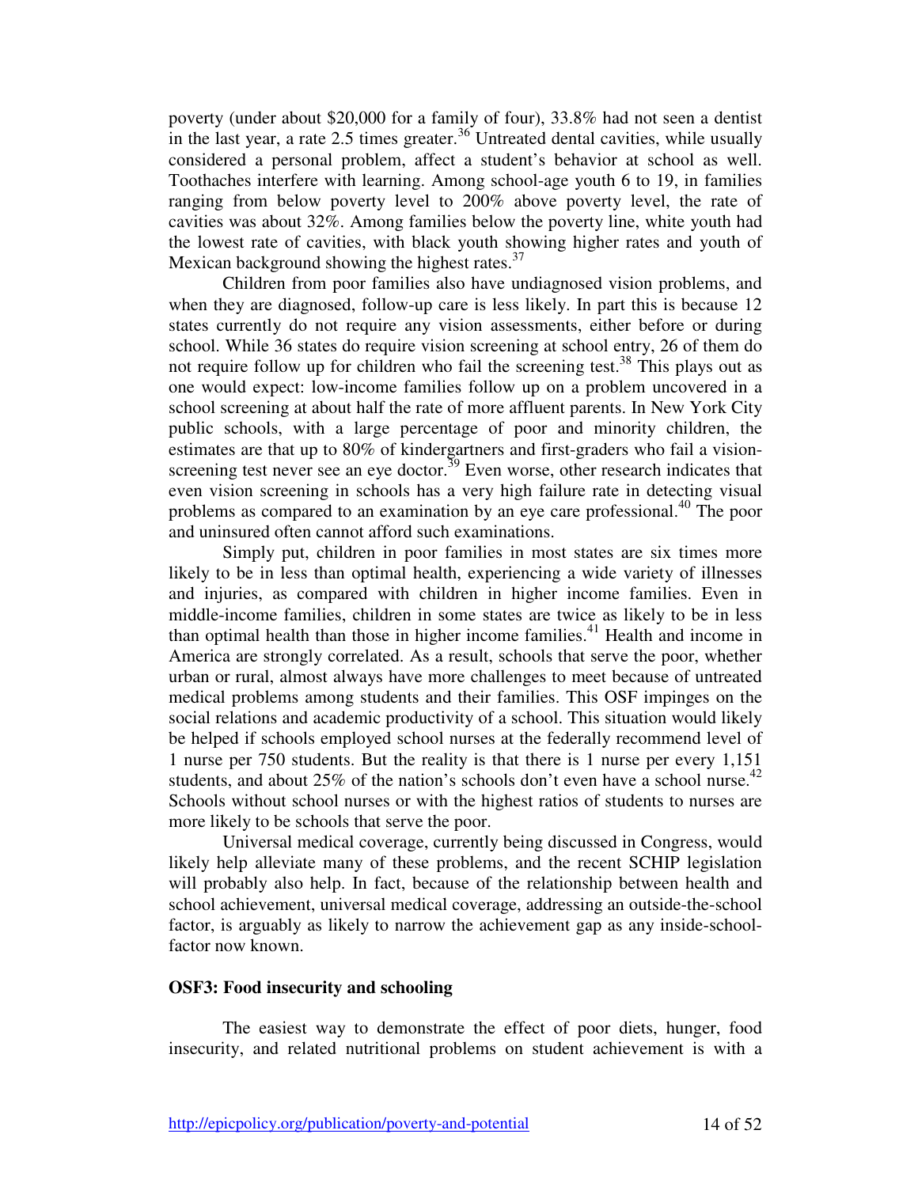poverty (under about $20,000 for a family of four), 33.8% had not seen a dentist in the last year, a rate 2.5 times greater.[36] Untreated dental cavities, while usually considered a personal problem, affect a student's behavior at school as well. Toothaches interfere with learning. Among school-age youth 6 to 19, in families ranging from below poverty level to 200% above poverty level, the rate of cavities was about 32%. Among families below the poverty line, white youth had the lowest rate of cavities, with black youth showing higher rates and youth of Mexican background showing the highest rates.[37]

Children from poor families also have undiagnosed vision problems, and when they are diagnosed, follow-up care is less likely. In part this is because 12 states currently do not require any vision assessments, either before or during school. While 36 states do require vision screening at school entry, 26 of them do not require follow up for children who fail the screening test.[38] This plays out as one would expect: low-income families follow up on a problem uncovered in a school screening at about half the rate of more affluent parents. In New York City public schools, with a large percentage of poor and minority children, the estimates are that up to 80% of kindergartners and first-graders who fail a vision-screening test never see an eye doctor.[39] Even worse, other research indicates that even vision screening in schools has a very high failure rate in detecting visual problems as compared to an examination by an eye care professional.[40] The poor and uninsured often cannot afford such examinations.

Simply put, children in poor families in most states are six times more likely to be in less than optimal health, experiencing a wide variety of illnesses and injuries, as compared with children in higher income families. Even in middle-income families, children in some states are twice as likely to be in less than optimal health than those in higher income families.[41] Health and income in America are strongly correlated. As a result, schools that serve the poor, whether urban or rural, almost always have more challenges to meet because of untreated medical problems among students and their families. This OSF impinges on the social relations and academic productivity of a school. This situation would likely be helped if schools employed school nurses at the federally recommend level of 1 nurse per 750 students. But the reality is that there is 1 nurse per every 1,151 students, and about 25% of the nation's schools don't even have a school nurse.[42] Schools without school nurses or with the highest ratios of students to nurses are more likely to be schools that serve the poor.

Universal medical coverage, currently being discussed in Congress, would likely help alleviate many of these problems, and the recent SCHIP legislation will probably also help. In fact, because of the relationship between health and school achievement, universal medical coverage, addressing an outside-the-school factor, is arguably as likely to narrow the achievement gap as any inside-school-factor now known.

### OSF3: Food insecurity and schooling

The easiest way to demonstrate the effect of poor diets, hunger, food insecurity, and related nutritional problems on student achievement is with a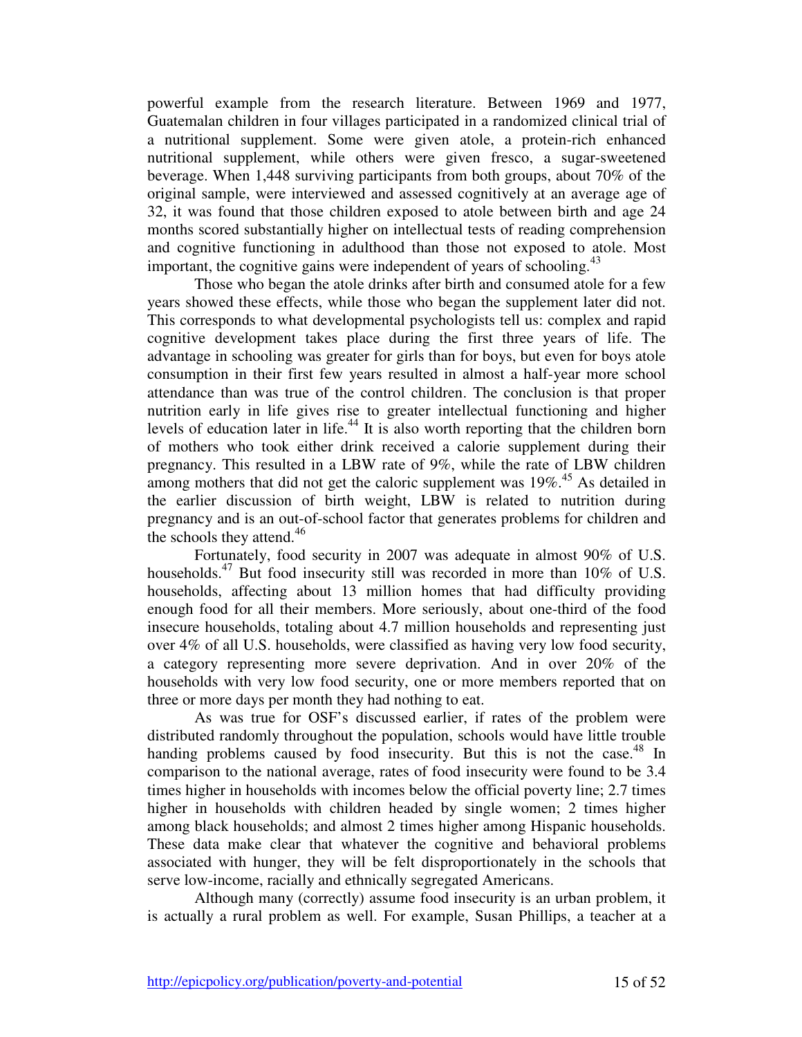powerful example from the research literature. Between 1969 and 1977, Guatemalan children in four villages participated in a randomized clinical trial of a nutritional supplement. Some were given atole, a protein-rich enhanced nutritional supplement, while others were given fresco, a sugar-sweetened beverage. When 1,448 surviving participants from both groups, about 70% of the original sample, were interviewed and assessed cognitively at an average age of 32, it was found that those children exposed to atole between birth and age 24 months scored substantially higher on intellectual tests of reading comprehension and cognitive functioning in adulthood than those not exposed to atole. Most important, the cognitive gains were independent of years of schooling.[43]

Those who began the atole drinks after birth and consumed atole for a few years showed these effects, while those who began the supplement later did not. This corresponds to what developmental psychologists tell us: complex and rapid cognitive development takes place during the first three years of life. The advantage in schooling was greater for girls than for boys, but even for boys atole consumption in their first few years resulted in almost a half-year more school attendance than was true of the control children. The conclusion is that proper nutrition early in life gives rise to greater intellectual functioning and higher levels of education later in life.[44] It is also worth reporting that the children born of mothers who took either drink received a calorie supplement during their pregnancy. This resulted in a LBW rate of 9%, while the rate of LBW children among mothers that did not get the caloric supplement was 19%.[45] As detailed in the earlier discussion of birth weight, LBW is related to nutrition during pregnancy and is an out-of-school factor that generates problems for children and the schools they attend.[46]

Fortunately, food security in 2007 was adequate in almost 90% of U.S. households.[47] But food insecurity still was recorded in more than 10% of U.S. households, affecting about 13 million homes that had difficulty providing enough food for all their members. More seriously, about one-third of the food insecure households, totaling about 4.7 million households and representing just over 4% of all U.S. households, were classified as having very low food security, a category representing more severe deprivation. And in over 20% of the households with very low food security, one or more members reported that on three or more days per month they had nothing to eat.

As was true for OSF's discussed earlier, if rates of the problem were distributed randomly throughout the population, schools would have little trouble handing problems caused by food insecurity. But this is not the case.[48] In comparison to the national average, rates of food insecurity were found to be 3.4 times higher in households with incomes below the official poverty line; 2.7 times higher in households with children headed by single women; 2 times higher among black households; and almost 2 times higher among Hispanic households. These data make clear that whatever the cognitive and behavioral problems associated with hunger, they will be felt disproportionately in the schools that serve low-income, racially and ethnically segregated Americans.

Although many (correctly) assume food insecurity is an urban problem, it is actually a rural problem as well. For example, Susan Phillips, a teacher at a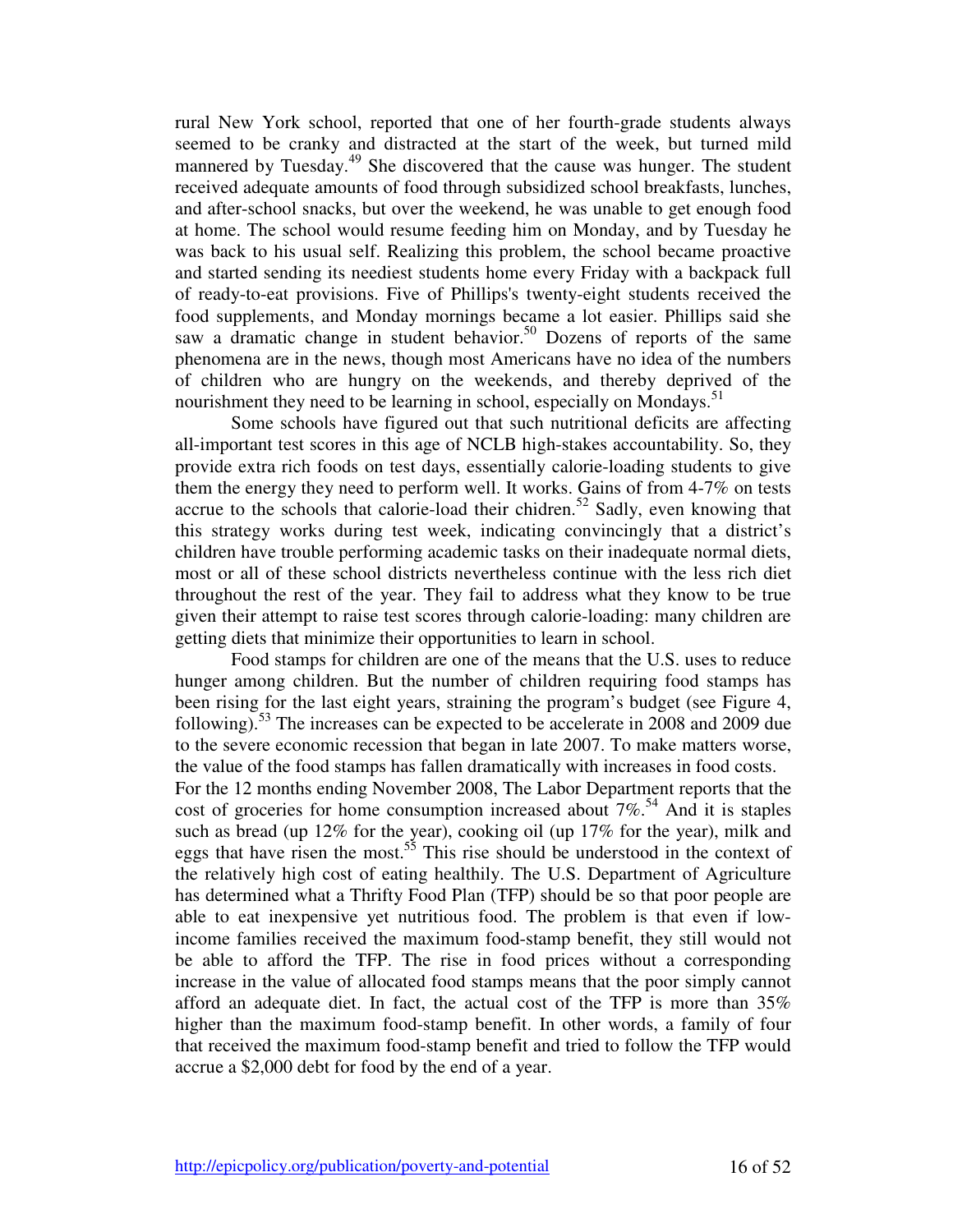rural New York school, reported that one of her fourth-grade students always seemed to be cranky and distracted at the start of the week, but turned mild mannered by Tuesday.[49] She discovered that the cause was hunger. The student received adequate amounts of food through subsidized school breakfasts, lunches, and after-school snacks, but over the weekend, he was unable to get enough food at home. The school would resume feeding him on Monday, and by Tuesday he was back to his usual self. Realizing this problem, the school became proactive and started sending its neediest students home every Friday with a backpack full of ready-to-eat provisions. Five of Phillips's twenty-eight students received the food supplements, and Monday mornings became a lot easier. Phillips said she saw a dramatic change in student behavior.[50] Dozens of reports of the same phenomena are in the news, though most Americans have no idea of the numbers of children who are hungry on the weekends, and thereby deprived of the nourishment they need to be learning in school, especially on Mondays.[51]

Some schools have figured out that such nutritional deficits are affecting all-important test scores in this age of NCLB high-stakes accountability. So, they provide extra rich foods on test days, essentially calorie-loading students to give them the energy they need to perform well. It works. Gains of from 4-7% on tests accrue to the schools that calorie-load their chidren.[52] Sadly, even knowing that this strategy works during test week, indicating convincingly that a district's children have trouble performing academic tasks on their inadequate normal diets, most or all of these school districts nevertheless continue with the less rich diet throughout the rest of the year. They fail to address what they know to be true given their attempt to raise test scores through calorie-loading: many children are getting diets that minimize their opportunities to learn in school.

Food stamps for children are one of the means that the U.S. uses to reduce hunger among children. But the number of children requiring food stamps has been rising for the last eight years, straining the program's budget (see Figure 4, following).[53] The increases can be expected to be accelerate in 2008 and 2009 due to the severe economic recession that began in late 2007. To make matters worse, the value of the food stamps has fallen dramatically with increases in food costs. For the 12 months ending November 2008, The Labor Department reports that the cost of groceries for home consumption increased about 7%.[54] And it is staples such as bread (up 12% for the year), cooking oil (up 17% for the year), milk and eggs that have risen the most.[55] This rise should be understood in the context of the relatively high cost of eating healthily. The U.S. Department of Agriculture has determined what a Thrifty Food Plan (TFP) should be so that poor people are able to eat inexpensive yet nutritious food. The problem is that even if low-income families received the maximum food-stamp benefit, they still would not be able to afford the TFP. The rise in food prices without a corresponding increase in the value of allocated food stamps means that the poor simply cannot afford an adequate diet. In fact, the actual cost of the TFP is more than 35% higher than the maximum food-stamp benefit. In other words, a family of four that received the maximum food-stamp benefit and tried to follow the TFP would accrue a $2,000 debt for food by the end of a year.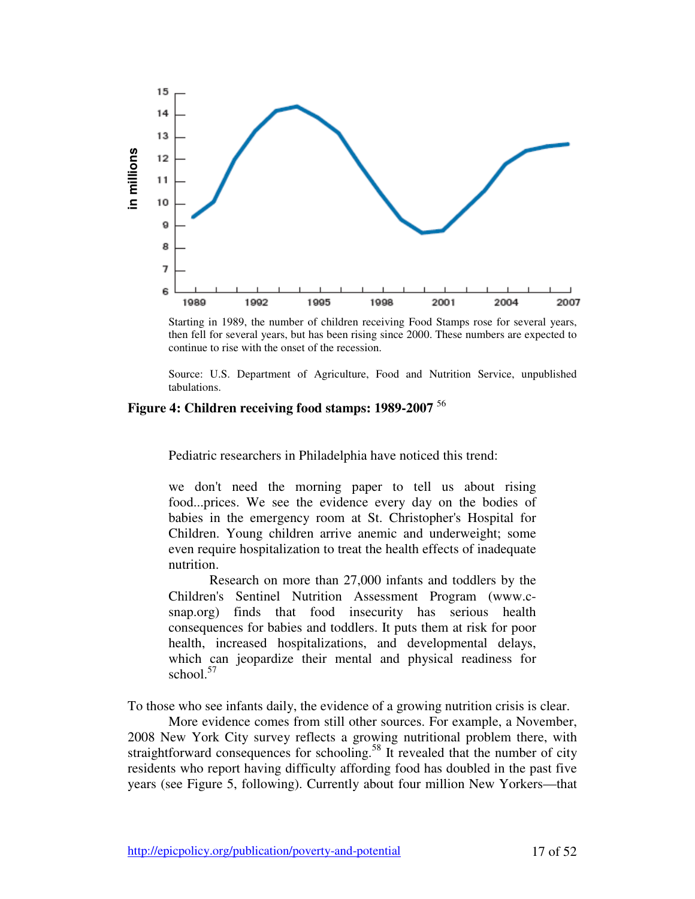Starting in 1989, the number of children receiving Food Stamps rose for several years, then fell for several years, but has been rising since 2000. These numbers are expected to continue to rise with the onset of the recession.

Source: U.S. Department of Agriculture, Food and Nutrition Service, unpublished tabulations.

**Figure 4: Children receiving food stamps: 1989-2007** [56]

Pediatric researchers in Philadelphia have noticed this trend:

> we don't need the morning paper to tell us about rising food...prices. We see the evidence every day on the bodies of babies in the emergency room at St. Christopher's Hospital for Children. Young children arrive anemic and underweight; some even require hospitalization to treat the health effects of inadequate nutrition.
>
> Research on more than 27,000 infants and toddlers by the Children's Sentinel Nutrition Assessment Program (www.c-snap.org) finds that food insecurity has serious health consequences for babies and toddlers. It puts them at risk for poor health, increased hospitalizations, and developmental delays, which can jeopardize their mental and physical readiness for school.[57]

To those who see infants daily, the evidence of a growing nutrition crisis is clear.

More evidence comes from still other sources. For example, a November, 2008 New York City survey reflects a growing nutritional problem there, with straightforward consequences for schooling.[58] It revealed that the number of city residents who report having difficulty affording food has doubled in the past five years (see Figure 5, following). Currently about four million New Yorkers—that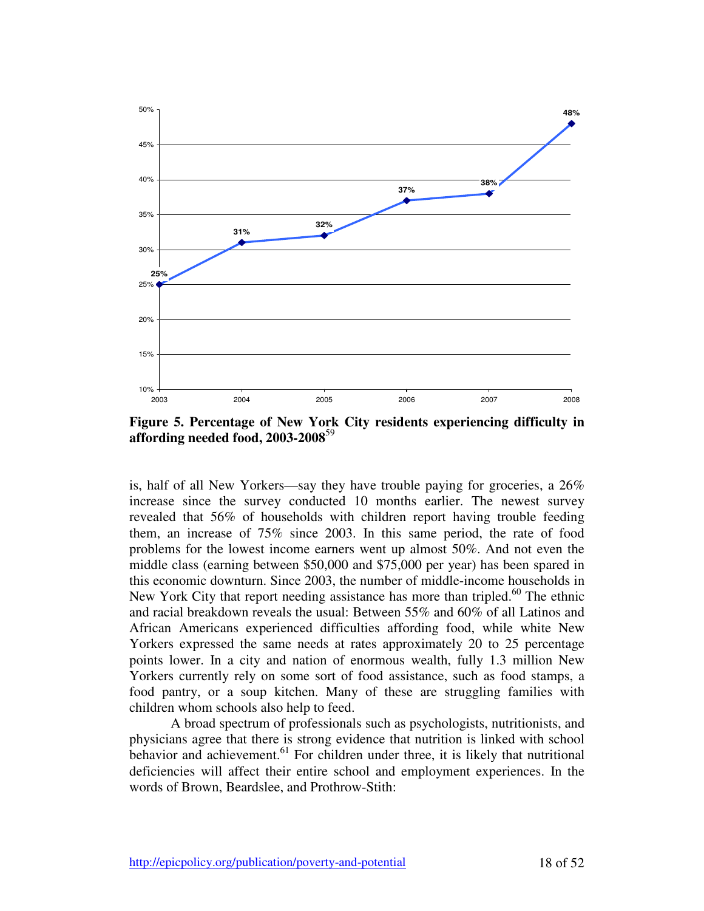**Figure 5. Percentage of New York City residents experiencing difficulty in affording needed food, 2003-2008**[59]

is, half of all New Yorkers—say they have trouble paying for groceries, a 26% increase since the survey conducted 10 months earlier. The newest survey revealed that 56% of households with children report having trouble feeding them, an increase of 75% since 2003. In this same period, the rate of food problems for the lowest income earners went up almost 50%. And not even the middle class (earning between $50,000 and $75,000 per year) has been spared in this economic downturn. Since 2003, the number of middle-income households in New York City that report needing assistance has more than tripled.[60] The ethnic and racial breakdown reveals the usual: Between 55% and 60% of all Latinos and African Americans experienced difficulties affording food, while white New Yorkers expressed the same needs at rates approximately 20 to 25 percentage points lower. In a city and nation of enormous wealth, fully 1.3 million New Yorkers currently rely on some sort of food assistance, such as food stamps, a food pantry, or a soup kitchen. Many of these are struggling families with children whom schools also help to feed.

A broad spectrum of professionals such as psychologists, nutritionists, and physicians agree that there is strong evidence that nutrition is linked with school behavior and achievement.[61] For children under three, it is likely that nutritional deficiencies will affect their entire school and employment experiences. In the words of Brown, Beardslee, and Prothrow-Stith: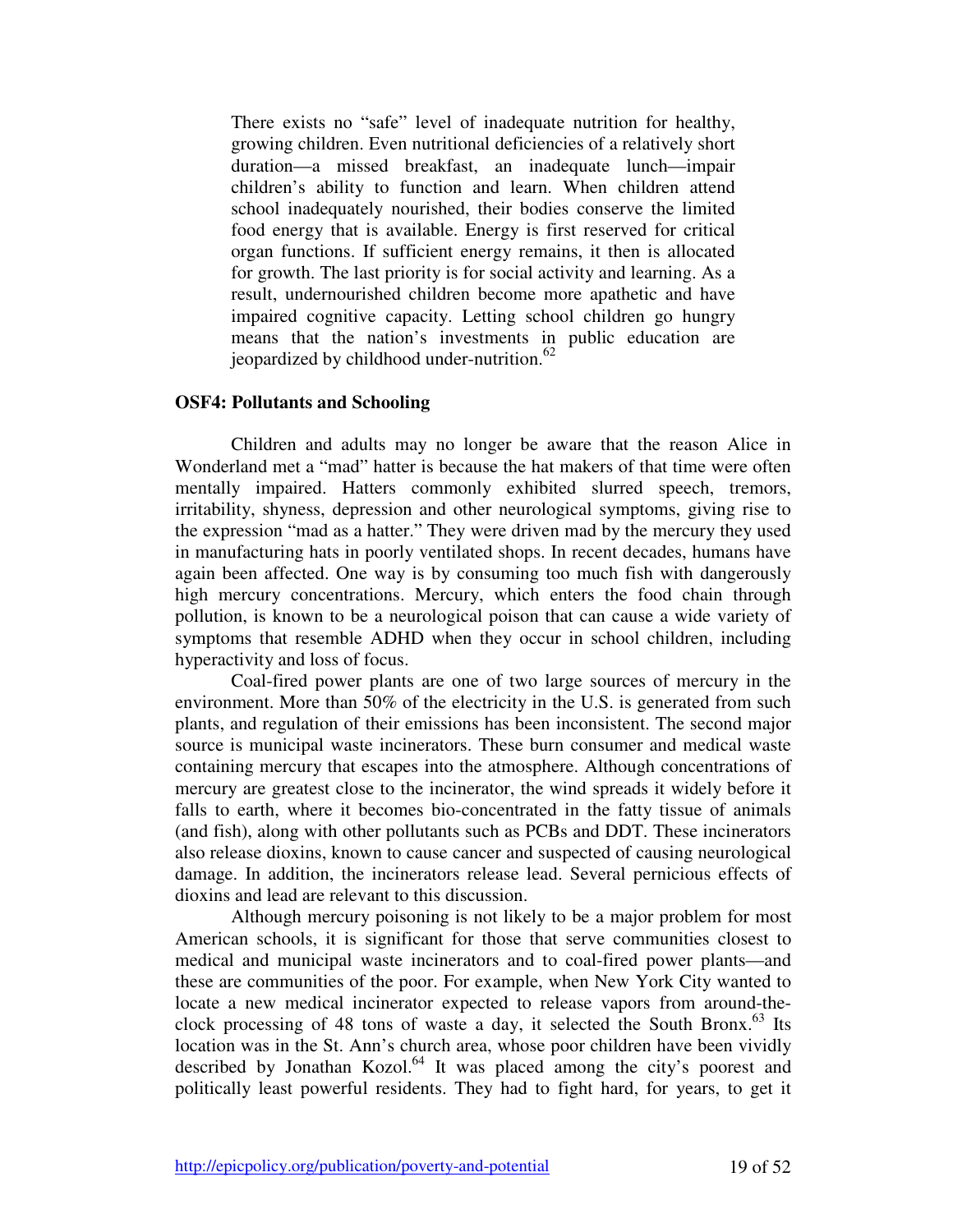> There exists no "safe" level of inadequate nutrition for healthy, growing children. Even nutritional deficiencies of a relatively short duration—a missed breakfast, an inadequate lunch—impair children's ability to function and learn. When children attend school inadequately nourished, their bodies conserve the limited food energy that is available. Energy is first reserved for critical organ functions. If sufficient energy remains, it then is allocated for growth. The last priority is for social activity and learning. As a result, undernourished children become more apathetic and have impaired cognitive capacity. Letting school children go hungry means that the nation's investments in public education are jeopardized by childhood under-nutrition.[62]

### OSF4: Pollutants and Schooling

Children and adults may no longer be aware that the reason Alice in Wonderland met a "mad" hatter is because the hat makers of that time were often mentally impaired. Hatters commonly exhibited slurred speech, tremors, irritability, shyness, depression and other neurological symptoms, giving rise to the expression "mad as a hatter." They were driven mad by the mercury they used in manufacturing hats in poorly ventilated shops. In recent decades, humans have again been affected. One way is by consuming too much fish with dangerously high mercury concentrations. Mercury, which enters the food chain through pollution, is known to be a neurological poison that can cause a wide variety of symptoms that resemble ADHD when they occur in school children, including hyperactivity and loss of focus.

Coal-fired power plants are one of two large sources of mercury in the environment. More than 50% of the electricity in the U.S. is generated from such plants, and regulation of their emissions has been inconsistent. The second major source is municipal waste incinerators. These burn consumer and medical waste containing mercury that escapes into the atmosphere. Although concentrations of mercury are greatest close to the incinerator, the wind spreads it widely before it falls to earth, where it becomes bio-concentrated in the fatty tissue of animals (and fish), along with other pollutants such as PCBs and DDT. These incinerators also release dioxins, known to cause cancer and suspected of causing neurological damage. In addition, the incinerators release lead. Several pernicious effects of dioxins and lead are relevant to this discussion.

Although mercury poisoning is not likely to be a major problem for most American schools, it is significant for those that serve communities closest to medical and municipal waste incinerators and to coal-fired power plants—and these are communities of the poor. For example, when New York City wanted to locate a new medical incinerator expected to release vapors from around-the-clock processing of 48 tons of waste a day, it selected the South Bronx.[63] Its location was in the St. Ann's church area, whose poor children have been vividly described by Jonathan Kozol.[64] It was placed among the city's poorest and politically least powerful residents. They had to fight hard, for years, to get it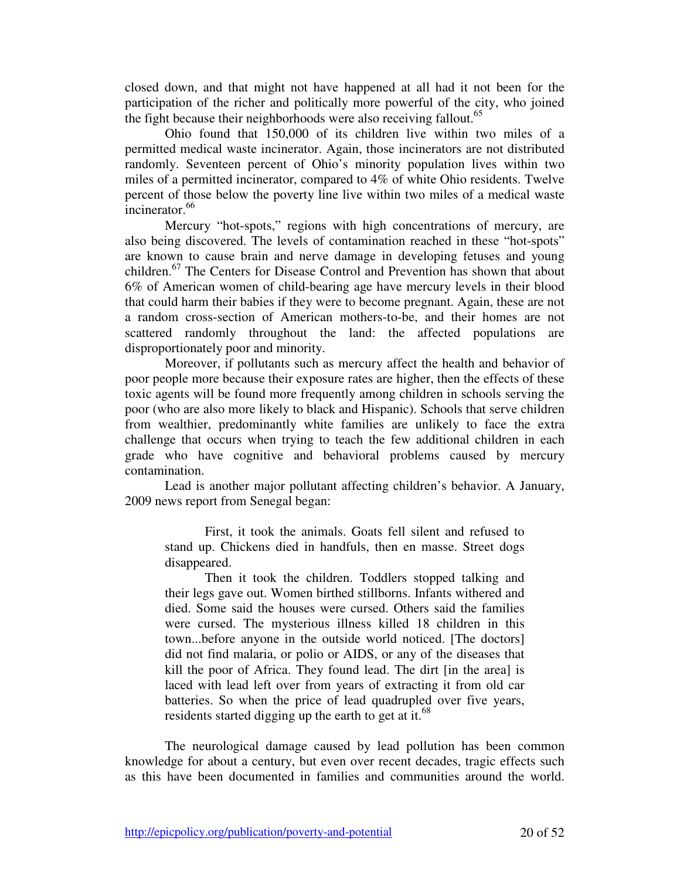closed down, and that might not have happened at all had it not been for the participation of the richer and politically more powerful of the city, who joined the fight because their neighborhoods were also receiving fallout.[65]

Ohio found that 150,000 of its children live within two miles of a permitted medical waste incinerator. Again, those incinerators are not distributed randomly. Seventeen percent of Ohio's minority population lives within two miles of a permitted incinerator, compared to 4% of white Ohio residents. Twelve percent of those below the poverty line live within two miles of a medical waste incinerator.[66]

Mercury "hot-spots," regions with high concentrations of mercury, are also being discovered. The levels of contamination reached in these "hot-spots" are known to cause brain and nerve damage in developing fetuses and young children.[67] The Centers for Disease Control and Prevention has shown that about 6% of American women of child-bearing age have mercury levels in their blood that could harm their babies if they were to become pregnant. Again, these are not a random cross-section of American mothers-to-be, and their homes are not scattered randomly throughout the land: the affected populations are disproportionately poor and minority.

Moreover, if pollutants such as mercury affect the health and behavior of poor people more because their exposure rates are higher, then the effects of these toxic agents will be found more frequently among children in schools serving the poor (who are also more likely to black and Hispanic). Schools that serve children from wealthier, predominantly white families are unlikely to face the extra challenge that occurs when trying to teach the few additional children in each grade who have cognitive and behavioral problems caused by mercury contamination.

Lead is another major pollutant affecting children's behavior. A January, 2009 news report from Senegal began:

> First, it took the animals. Goats fell silent and refused to stand up. Chickens died in handfuls, then en masse. Street dogs disappeared.
>
> Then it took the children. Toddlers stopped talking and their legs gave out. Women birthed stillborns. Infants withered and died. Some said the houses were cursed. Others said the families were cursed. The mysterious illness killed 18 children in this town...before anyone in the outside world noticed. [The doctors] did not find malaria, or polio or AIDS, or any of the diseases that kill the poor of Africa. They found lead. The dirt [in the area] is laced with lead left over from years of extracting it from old car batteries. So when the price of lead quadrupled over five years, residents started digging up the earth to get at it.[68]

The neurological damage caused by lead pollution has been common knowledge for about a century, but even over recent decades, tragic effects such as this have been documented in families and communities around the world.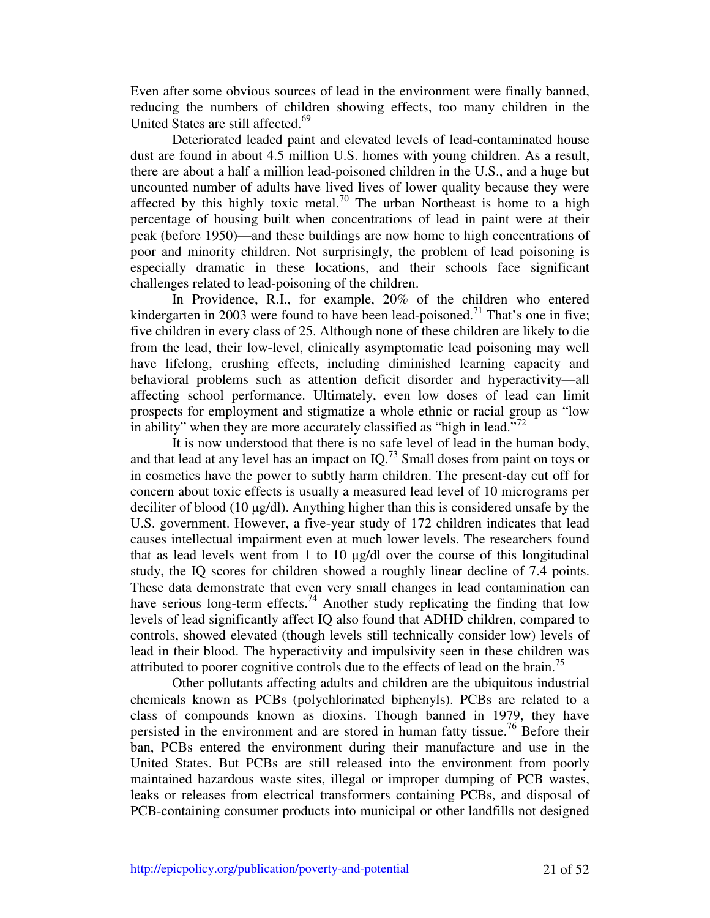Even after some obvious sources of lead in the environment were finally banned, reducing the numbers of children showing effects, too many children in the United States are still affected.[69]

Deteriorated leaded paint and elevated levels of lead-contaminated house dust are found in about 4.5 million U.S. homes with young children. As a result, there are about a half a million lead-poisoned children in the U.S., and a huge but uncounted number of adults have lived lives of lower quality because they were affected by this highly toxic metal.[70] The urban Northeast is home to a high percentage of housing built when concentrations of lead in paint were at their peak (before 1950)—and these buildings are now home to high concentrations of poor and minority children. Not surprisingly, the problem of lead poisoning is especially dramatic in these locations, and their schools face significant challenges related to lead-poisoning of the children.

In Providence, R.I., for example, 20% of the children who entered kindergarten in 2003 were found to have been lead-poisoned.[71] That's one in five; five children in every class of 25. Although none of these children are likely to die from the lead, their low-level, clinically asymptomatic lead poisoning may well have lifelong, crushing effects, including diminished learning capacity and behavioral problems such as attention deficit disorder and hyperactivity—all affecting school performance. Ultimately, even low doses of lead can limit prospects for employment and stigmatize a whole ethnic or racial group as "low in ability" when they are more accurately classified as "high in lead."[72]

It is now understood that there is no safe level of lead in the human body, and that lead at any level has an impact on IQ.[73] Small doses from paint on toys or in cosmetics have the power to subtly harm children. The present-day cut off for concern about toxic effects is usually a measured lead level of 10 micrograms per deciliter of blood (10 µg/dl). Anything higher than this is considered unsafe by the U.S. government. However, a five-year study of 172 children indicates that lead causes intellectual impairment even at much lower levels. The researchers found that as lead levels went from 1 to 10 µg/dl over the course of this longitudinal study, the IQ scores for children showed a roughly linear decline of 7.4 points. These data demonstrate that even very small changes in lead contamination can have serious long-term effects.[74] Another study replicating the finding that low levels of lead significantly affect IQ also found that ADHD children, compared to controls, showed elevated (though levels still technically consider low) levels of lead in their blood. The hyperactivity and impulsivity seen in these children was attributed to poorer cognitive controls due to the effects of lead on the brain.[75]

Other pollutants affecting adults and children are the ubiquitous industrial chemicals known as PCBs (polychlorinated biphenyls). PCBs are related to a class of compounds known as dioxins. Though banned in 1979, they have persisted in the environment and are stored in human fatty tissue.[76] Before their ban, PCBs entered the environment during their manufacture and use in the United States. But PCBs are still released into the environment from poorly maintained hazardous waste sites, illegal or improper dumping of PCB wastes, leaks or releases from electrical transformers containing PCBs, and disposal of PCB-containing consumer products into municipal or other landfills not designed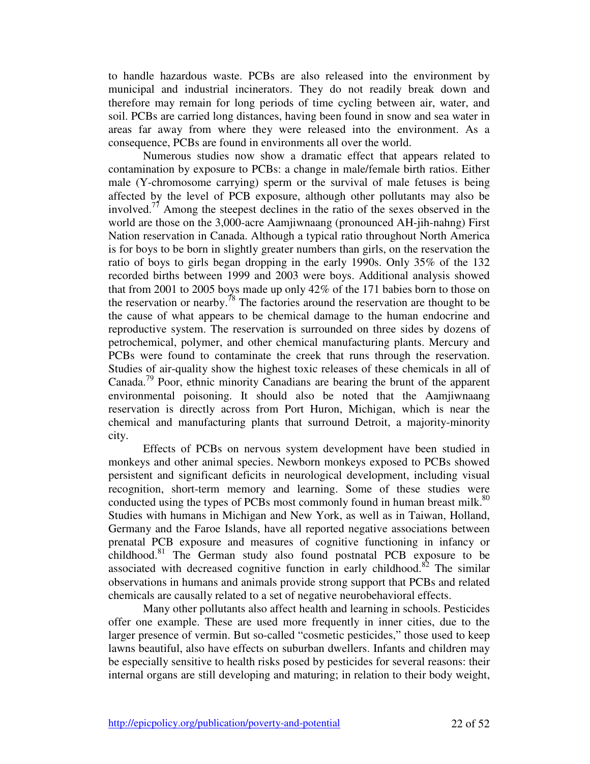to handle hazardous waste. PCBs are also released into the environment by municipal and industrial incinerators. They do not readily break down and therefore may remain for long periods of time cycling between air, water, and soil. PCBs are carried long distances, having been found in snow and sea water in areas far away from where they were released into the environment. As a consequence, PCBs are found in environments all over the world.

Numerous studies now show a dramatic effect that appears related to contamination by exposure to PCBs: a change in male/female birth ratios. Either male (Y-chromosome carrying) sperm or the survival of male fetuses is being affected by the level of PCB exposure, although other pollutants may also be involved.[77] Among the steepest declines in the ratio of the sexes observed in the world are those on the 3,000-acre Aamjiwnaang (pronounced AH-jih-nahng) First Nation reservation in Canada. Although a typical ratio throughout North America is for boys to be born in slightly greater numbers than girls, on the reservation the ratio of boys to girls began dropping in the early 1990s. Only 35% of the 132 recorded births between 1999 and 2003 were boys. Additional analysis showed that from 2001 to 2005 boys made up only 42% of the 171 babies born to those on the reservation or nearby.[78] The factories around the reservation are thought to be the cause of what appears to be chemical damage to the human endocrine and reproductive system. The reservation is surrounded on three sides by dozens of petrochemical, polymer, and other chemical manufacturing plants. Mercury and PCBs were found to contaminate the creek that runs through the reservation. Studies of air-quality show the highest toxic releases of these chemicals in all of Canada.[79] Poor, ethnic minority Canadians are bearing the brunt of the apparent environmental poisoning. It should also be noted that the Aamjiwnaang reservation is directly across from Port Huron, Michigan, which is near the chemical and manufacturing plants that surround Detroit, a majority-minority city.

Effects of PCBs on nervous system development have been studied in monkeys and other animal species. Newborn monkeys exposed to PCBs showed persistent and significant deficits in neurological development, including visual recognition, short-term memory and learning. Some of these studies were conducted using the types of PCBs most commonly found in human breast milk.[80] Studies with humans in Michigan and New York, as well as in Taiwan, Holland, Germany and the Faroe Islands, have all reported negative associations between prenatal PCB exposure and measures of cognitive functioning in infancy or childhood.[81] The German study also found postnatal PCB exposure to be associated with decreased cognitive function in early childhood.[82] The similar observations in humans and animals provide strong support that PCBs and related chemicals are causally related to a set of negative neurobehavioral effects.

Many other pollutants also affect health and learning in schools. Pesticides offer one example. These are used more frequently in inner cities, due to the larger presence of vermin. But so-called "cosmetic pesticides," those used to keep lawns beautiful, also have effects on suburban dwellers. Infants and children may be especially sensitive to health risks posed by pesticides for several reasons: their internal organs are still developing and maturing; in relation to their body weight,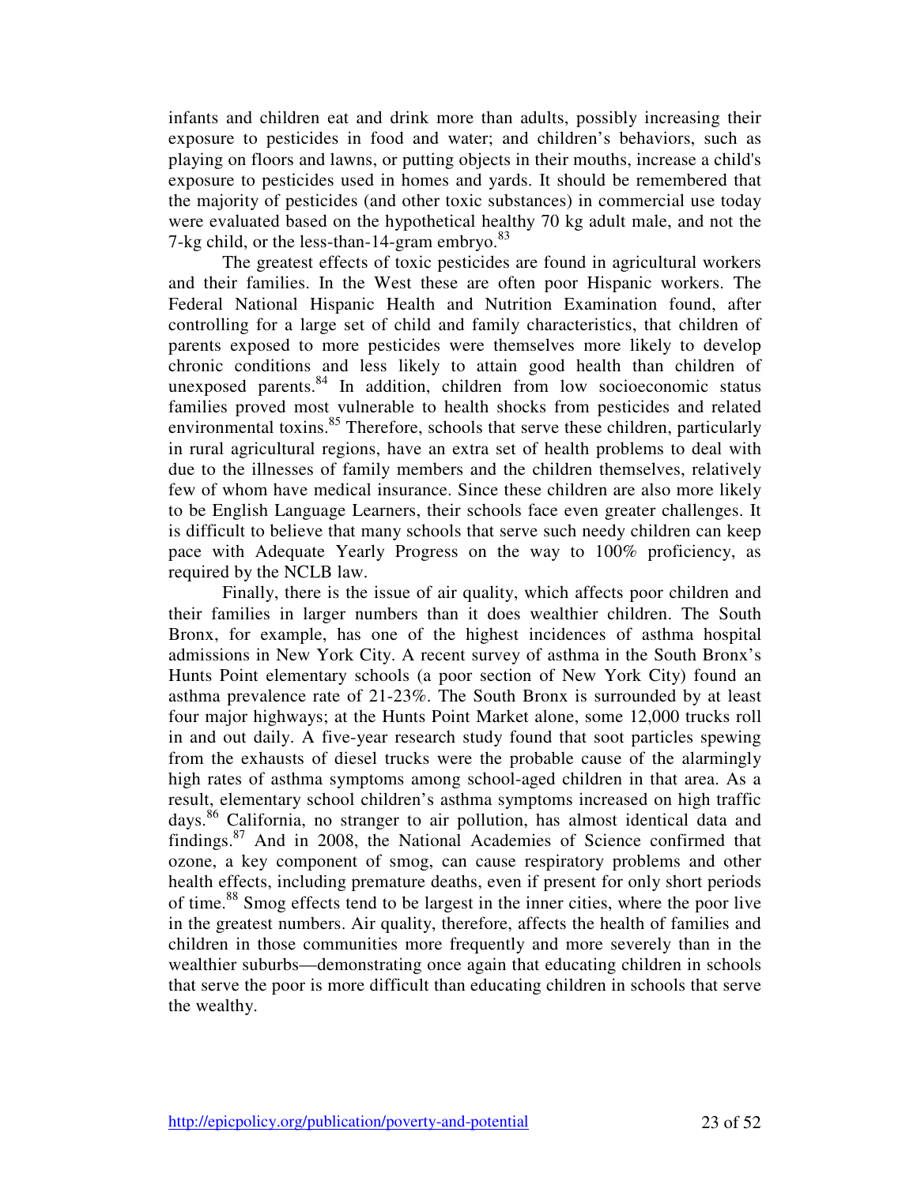infants and children eat and drink more than adults, possibly increasing their exposure to pesticides in food and water; and children's behaviors, such as playing on floors and lawns, or putting objects in their mouths, increase a child's exposure to pesticides used in homes and yards. It should be remembered that the majority of pesticides (and other toxic substances) in commercial use today were evaluated based on the hypothetical healthy 70 kg adult male, and not the 7-kg child, or the less-than-14-gram embryo.[83]

The greatest effects of toxic pesticides are found in agricultural workers and their families. In the West these are often poor Hispanic workers. The Federal National Hispanic Health and Nutrition Examination found, after controlling for a large set of child and family characteristics, that children of parents exposed to more pesticides were themselves more likely to develop chronic conditions and less likely to attain good health than children of unexposed parents.[84] In addition, children from low socioeconomic status families proved most vulnerable to health shocks from pesticides and related environmental toxins.[85] Therefore, schools that serve these children, particularly in rural agricultural regions, have an extra set of health problems to deal with due to the illnesses of family members and the children themselves, relatively few of whom have medical insurance. Since these children are also more likely to be English Language Learners, their schools face even greater challenges. It is difficult to believe that many schools that serve such needy children can keep pace with Adequate Yearly Progress on the way to 100% proficiency, as required by the NCLB law.

Finally, there is the issue of air quality, which affects poor children and their families in larger numbers than it does wealthier children. The South Bronx, for example, has one of the highest incidences of asthma hospital admissions in New York City. A recent survey of asthma in the South Bronx's Hunts Point elementary schools (a poor section of New York City) found an asthma prevalence rate of 21-23%. The South Bronx is surrounded by at least four major highways; at the Hunts Point Market alone, some 12,000 trucks roll in and out daily. A five-year research study found that soot particles spewing from the exhausts of diesel trucks were the probable cause of the alarmingly high rates of asthma symptoms among school-aged children in that area. As a result, elementary school children's asthma symptoms increased on high traffic days.[86] California, no stranger to air pollution, has almost identical data and findings.[87] And in 2008, the National Academies of Science confirmed that ozone, a key component of smog, can cause respiratory problems and other health effects, including premature deaths, even if present for only short periods of time.[88] Smog effects tend to be largest in the inner cities, where the poor live in the greatest numbers. Air quality, therefore, affects the health of families and children in those communities more frequently and more severely than in the wealthier suburbs—demonstrating once again that educating children in schools that serve the poor is more difficult than educating children in schools that serve the wealthy.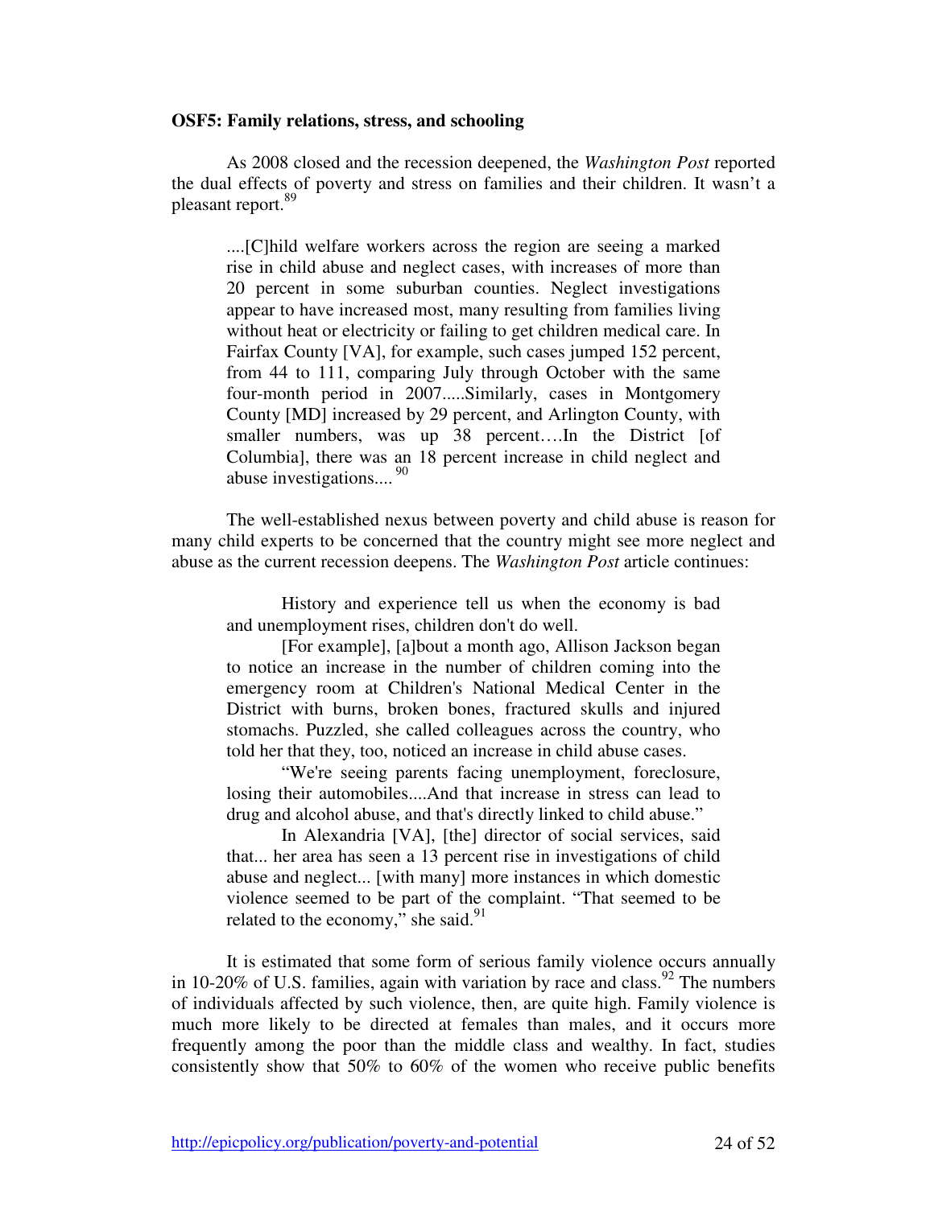**OSF5: Family relations, stress, and schooling**

As 2008 closed and the recession deepened, the *Washington Post* reported the dual effects of poverty and stress on families and their children. It wasn't a pleasant report.[89]

> ....[C]hild welfare workers across the region are seeing a marked rise in child abuse and neglect cases, with increases of more than 20 percent in some suburban counties. Neglect investigations appear to have increased most, many resulting from families living without heat or electricity or failing to get children medical care. In Fairfax County [VA], for example, such cases jumped 152 percent, from 44 to 111, comparing July through October with the same four-month period in 2007.....Similarly, cases in Montgomery County [MD] increased by 29 percent, and Arlington County, with smaller numbers, was up 38 percent….In the District [of Columbia], there was an 18 percent increase in child neglect and abuse investigations.... [90]

The well-established nexus between poverty and child abuse is reason for many child experts to be concerned that the country might see more neglect and abuse as the current recession deepens. The *Washington Post* article continues:

> History and experience tell us when the economy is bad and unemployment rises, children don't do well.
>
> [For example], [a]bout a month ago, Allison Jackson began to notice an increase in the number of children coming into the emergency room at Children's National Medical Center in the District with burns, broken bones, fractured skulls and injured stomachs. Puzzled, she called colleagues across the country, who told her that they, too, noticed an increase in child abuse cases.
>
> "We're seeing parents facing unemployment, foreclosure, losing their automobiles....And that increase in stress can lead to drug and alcohol abuse, and that's directly linked to child abuse."
>
> In Alexandria [VA], [the] director of social services, said that... her area has seen a 13 percent rise in investigations of child abuse and neglect... [with many] more instances in which domestic violence seemed to be part of the complaint. "That seemed to be related to the economy," she said.[91]

It is estimated that some form of serious family violence occurs annually in 10-20% of U.S. families, again with variation by race and class.[92] The numbers of individuals affected by such violence, then, are quite high. Family violence is much more likely to be directed at females than males, and it occurs more frequently among the poor than the middle class and wealthy. In fact, studies consistently show that 50% to 60% of the women who receive public benefits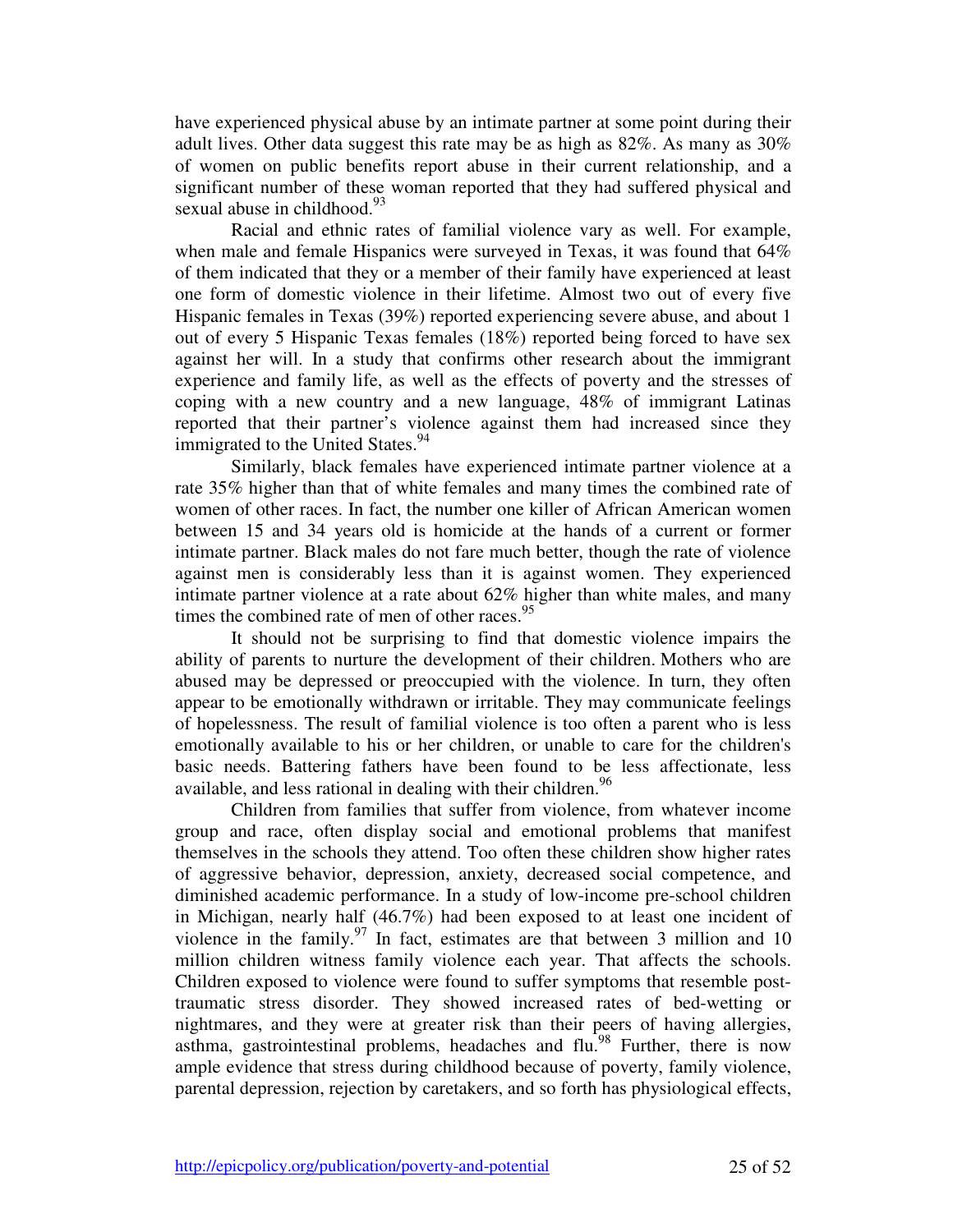have experienced physical abuse by an intimate partner at some point during their adult lives. Other data suggest this rate may be as high as 82%. As many as 30% of women on public benefits report abuse in their current relationship, and a significant number of these woman reported that they had suffered physical and sexual abuse in childhood.[93]

Racial and ethnic rates of familial violence vary as well. For example, when male and female Hispanics were surveyed in Texas, it was found that 64% of them indicated that they or a member of their family have experienced at least one form of domestic violence in their lifetime. Almost two out of every five Hispanic females in Texas (39%) reported experiencing severe abuse, and about 1 out of every 5 Hispanic Texas females (18%) reported being forced to have sex against her will. In a study that confirms other research about the immigrant experience and family life, as well as the effects of poverty and the stresses of coping with a new country and a new language, 48% of immigrant Latinas reported that their partner's violence against them had increased since they immigrated to the United States.[94]

Similarly, black females have experienced intimate partner violence at a rate 35% higher than that of white females and many times the combined rate of women of other races. In fact, the number one killer of African American women between 15 and 34 years old is homicide at the hands of a current or former intimate partner. Black males do not fare much better, though the rate of violence against men is considerably less than it is against women. They experienced intimate partner violence at a rate about 62% higher than white males, and many times the combined rate of men of other races.[95]

It should not be surprising to find that domestic violence impairs the ability of parents to nurture the development of their children. Mothers who are abused may be depressed or preoccupied with the violence. In turn, they often appear to be emotionally withdrawn or irritable. They may communicate feelings of hopelessness. The result of familial violence is too often a parent who is less emotionally available to his or her children, or unable to care for the children's basic needs. Battering fathers have been found to be less affectionate, less available, and less rational in dealing with their children.[96]

Children from families that suffer from violence, from whatever income group and race, often display social and emotional problems that manifest themselves in the schools they attend. Too often these children show higher rates of aggressive behavior, depression, anxiety, decreased social competence, and diminished academic performance. In a study of low-income pre-school children in Michigan, nearly half (46.7%) had been exposed to at least one incident of violence in the family.[97] In fact, estimates are that between 3 million and 10 million children witness family violence each year. That affects the schools. Children exposed to violence were found to suffer symptoms that resemble post-traumatic stress disorder. They showed increased rates of bed-wetting or nightmares, and they were at greater risk than their peers of having allergies, asthma, gastrointestinal problems, headaches and flu.[98] Further, there is now ample evidence that stress during childhood because of poverty, family violence, parental depression, rejection by caretakers, and so forth has physiological effects,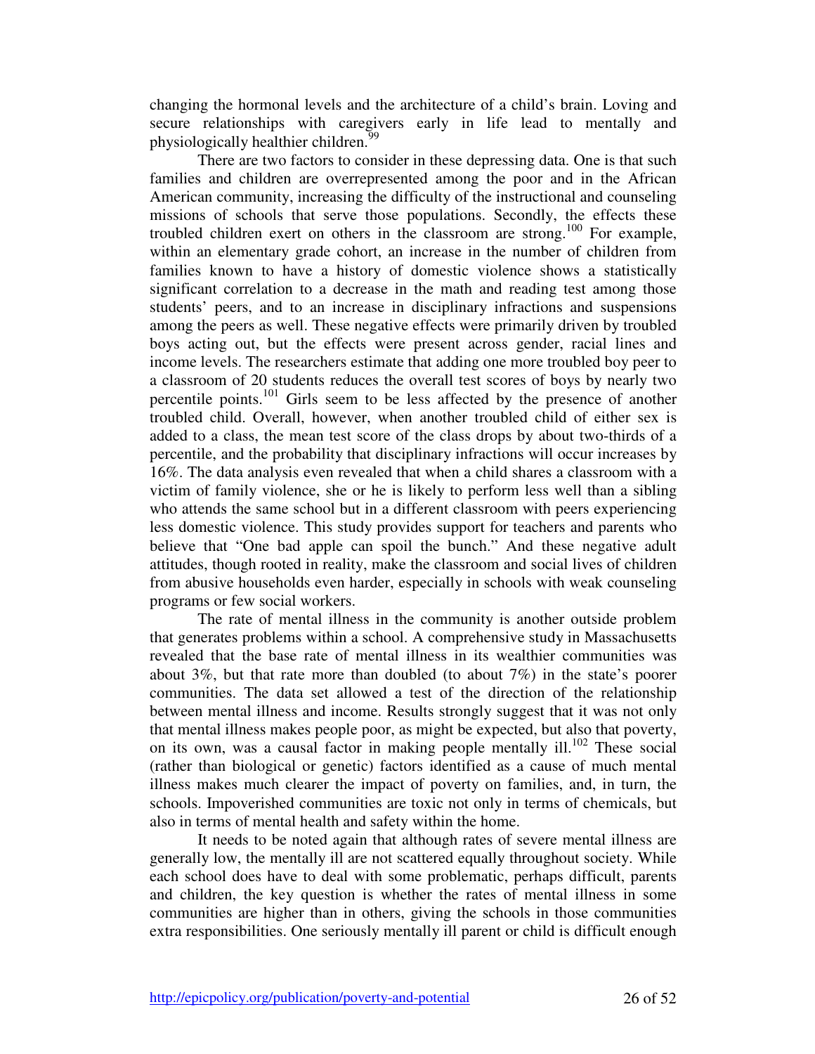changing the hormonal levels and the architecture of a child's brain. Loving and secure relationships with caregivers early in life lead to mentally and physiologically healthier children.[99]

There are two factors to consider in these depressing data. One is that such families and children are overrepresented among the poor and in the African American community, increasing the difficulty of the instructional and counseling missions of schools that serve those populations. Secondly, the effects these troubled children exert on others in the classroom are strong.[100] For example, within an elementary grade cohort, an increase in the number of children from families known to have a history of domestic violence shows a statistically significant correlation to a decrease in the math and reading test among those students' peers, and to an increase in disciplinary infractions and suspensions among the peers as well. These negative effects were primarily driven by troubled boys acting out, but the effects were present across gender, racial lines and income levels. The researchers estimate that adding one more troubled boy peer to a classroom of 20 students reduces the overall test scores of boys by nearly two percentile points.[101] Girls seem to be less affected by the presence of another troubled child. Overall, however, when another troubled child of either sex is added to a class, the mean test score of the class drops by about two-thirds of a percentile, and the probability that disciplinary infractions will occur increases by 16%. The data analysis even revealed that when a child shares a classroom with a victim of family violence, she or he is likely to perform less well than a sibling who attends the same school but in a different classroom with peers experiencing less domestic violence. This study provides support for teachers and parents who believe that "One bad apple can spoil the bunch." And these negative adult attitudes, though rooted in reality, make the classroom and social lives of children from abusive households even harder, especially in schools with weak counseling programs or few social workers.

The rate of mental illness in the community is another outside problem that generates problems within a school. A comprehensive study in Massachusetts revealed that the base rate of mental illness in its wealthier communities was about 3%, but that rate more than doubled (to about 7%) in the state's poorer communities. The data set allowed a test of the direction of the relationship between mental illness and income. Results strongly suggest that it was not only that mental illness makes people poor, as might be expected, but also that poverty, on its own, was a causal factor in making people mentally ill.[102] These social (rather than biological or genetic) factors identified as a cause of much mental illness makes much clearer the impact of poverty on families, and, in turn, the schools. Impoverished communities are toxic not only in terms of chemicals, but also in terms of mental health and safety within the home.

It needs to be noted again that although rates of severe mental illness are generally low, the mentally ill are not scattered equally throughout society. While each school does have to deal with some problematic, perhaps difficult, parents and children, the key question is whether the rates of mental illness in some communities are higher than in others, giving the schools in those communities extra responsibilities. One seriously mentally ill parent or child is difficult enough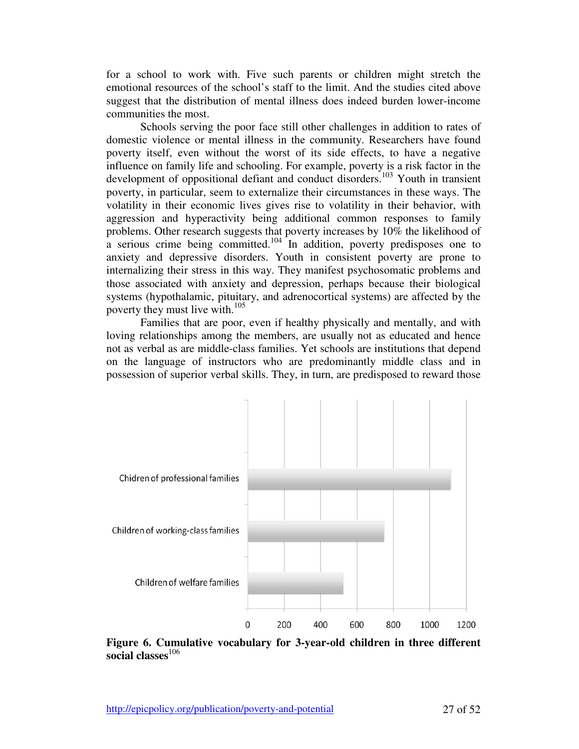for a school to work with. Five such parents or children might stretch the emotional resources of the school's staff to the limit. And the studies cited above suggest that the distribution of mental illness does indeed burden lower-income communities the most.

Schools serving the poor face still other challenges in addition to rates of domestic violence or mental illness in the community. Researchers have found poverty itself, even without the worst of its side effects, to have a negative influence on family life and schooling. For example, poverty is a risk factor in the development of oppositional defiant and conduct disorders.[103] Youth in transient poverty, in particular, seem to externalize their circumstances in these ways. The volatility in their economic lives gives rise to volatility in their behavior, with aggression and hyperactivity being additional common responses to family problems. Other research suggests that poverty increases by 10% the likelihood of a serious crime being committed.[104] In addition, poverty predisposes one to anxiety and depressive disorders. Youth in consistent poverty are prone to internalizing their stress in this way. They manifest psychosomatic problems and those associated with anxiety and depression, perhaps because their biological systems (hypothalamic, pituitary, and adrenocortical systems) are affected by the poverty they must live with.[105]

Families that are poor, even if healthy physically and mentally, and with loving relationships among the members, are usually not as educated and hence not as verbal as are middle-class families. Yet schools are institutions that depend on the language of instructors who are predominantly middle class and in possession of superior verbal skills. They, in turn, are predisposed to reward those

| Group | Cumulative vocabulary (approx.) |
| --- | --- |
| Chidren of professional families | ~1100 |
| Children of working-class families | ~750 |
| Children of welfare families | ~525 |

**Figure 6. Cumulative vocabulary for 3-year-old children in three different social classes**[106]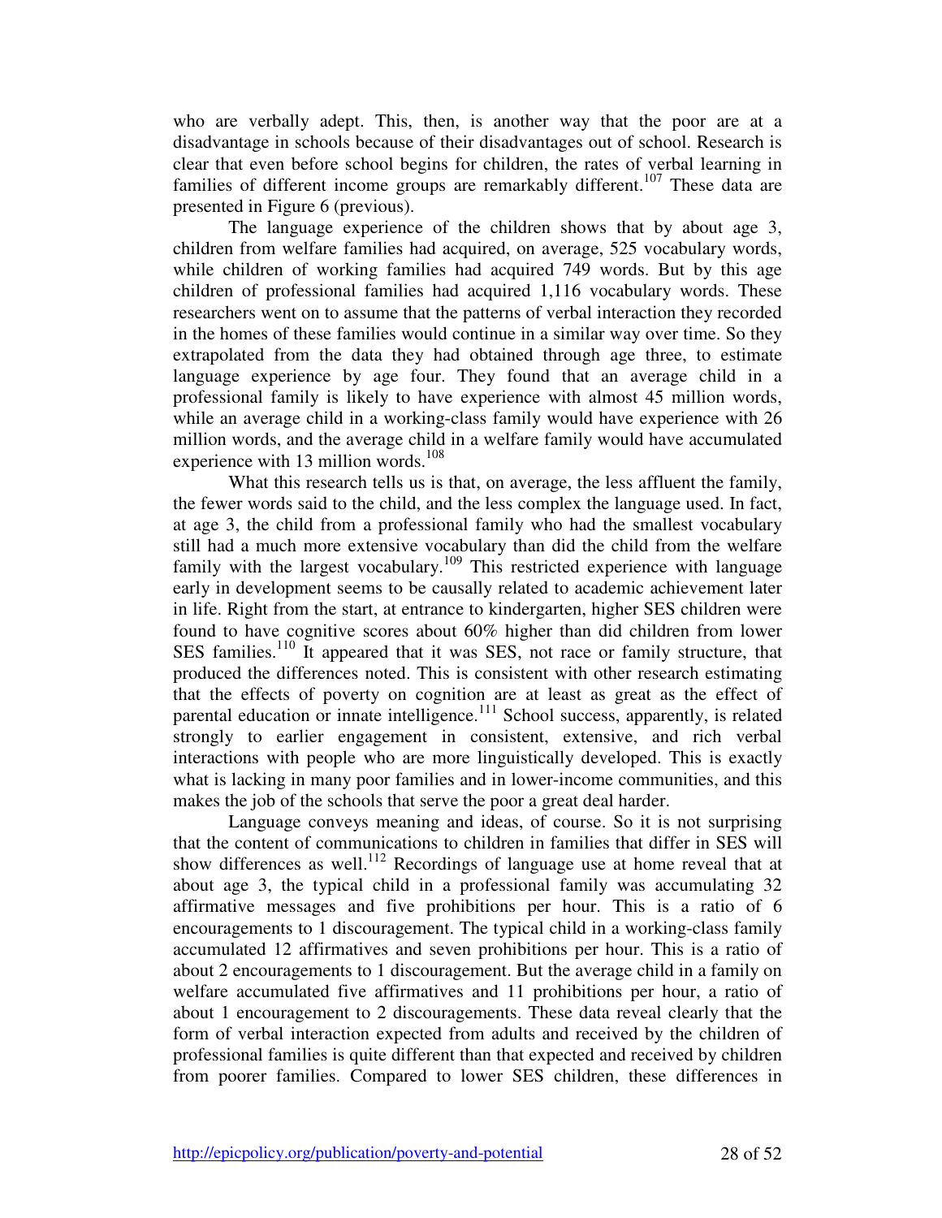who are verbally adept. This, then, is another way that the poor are at a disadvantage in schools because of their disadvantages out of school. Research is clear that even before school begins for children, the rates of verbal learning in families of different income groups are remarkably different.[107] These data are presented in Figure 6 (previous).

The language experience of the children shows that by about age 3, children from welfare families had acquired, on average, 525 vocabulary words, while children of working families had acquired 749 words. But by this age children of professional families had acquired 1,116 vocabulary words. These researchers went on to assume that the patterns of verbal interaction they recorded in the homes of these families would continue in a similar way over time. So they extrapolated from the data they had obtained through age three, to estimate language experience by age four. They found that an average child in a professional family is likely to have experience with almost 45 million words, while an average child in a working-class family would have experience with 26 million words, and the average child in a welfare family would have accumulated experience with 13 million words.[108]

What this research tells us is that, on average, the less affluent the family, the fewer words said to the child, and the less complex the language used. In fact, at age 3, the child from a professional family who had the smallest vocabulary still had a much more extensive vocabulary than did the child from the welfare family with the largest vocabulary.[109] This restricted experience with language early in development seems to be causally related to academic achievement later in life. Right from the start, at entrance to kindergarten, higher SES children were found to have cognitive scores about 60% higher than did children from lower SES families.[110] It appeared that it was SES, not race or family structure, that produced the differences noted. This is consistent with other research estimating that the effects of poverty on cognition are at least as great as the effect of parental education or innate intelligence.[111] School success, apparently, is related strongly to earlier engagement in consistent, extensive, and rich verbal interactions with people who are more linguistically developed. This is exactly what is lacking in many poor families and in lower-income communities, and this makes the job of the schools that serve the poor a great deal harder.

Language conveys meaning and ideas, of course. So it is not surprising that the content of communications to children in families that differ in SES will show differences as well.[112] Recordings of language use at home reveal that at about age 3, the typical child in a professional family was accumulating 32 affirmative messages and five prohibitions per hour. This is a ratio of 6 encouragements to 1 discouragement. The typical child in a working-class family accumulated 12 affirmatives and seven prohibitions per hour. This is a ratio of about 2 encouragements to 1 discouragement. But the average child in a family on welfare accumulated five affirmatives and 11 prohibitions per hour, a ratio of about 1 encouragement to 2 discouragements. These data reveal clearly that the form of verbal interaction expected from adults and received by the children of professional families is quite different than that expected and received by children from poorer families. Compared to lower SES children, these differences in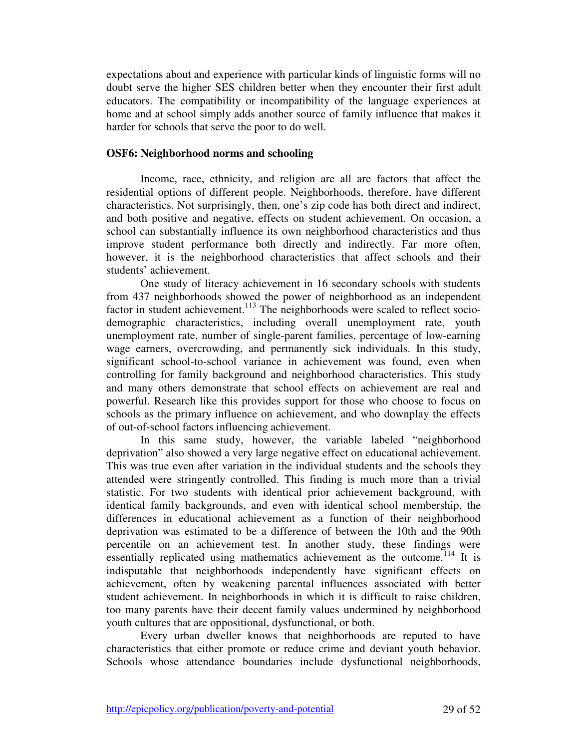expectations about and experience with particular kinds of linguistic forms will no doubt serve the higher SES children better when they encounter their first adult educators. The compatibility or incompatibility of the language experiences at home and at school simply adds another source of family influence that makes it harder for schools that serve the poor to do well.

**OSF6: Neighborhood norms and schooling**

Income, race, ethnicity, and religion are all are factors that affect the residential options of different people. Neighborhoods, therefore, have different characteristics. Not surprisingly, then, one's zip code has both direct and indirect, and both positive and negative, effects on student achievement. On occasion, a school can substantially influence its own neighborhood characteristics and thus improve student performance both directly and indirectly. Far more often, however, it is the neighborhood characteristics that affect schools and their students' achievement.

One study of literacy achievement in 16 secondary schools with students from 437 neighborhoods showed the power of neighborhood as an independent factor in student achievement.[113] The neighborhoods were scaled to reflect socio-demographic characteristics, including overall unemployment rate, youth unemployment rate, number of single-parent families, percentage of low-earning wage earners, overcrowding, and permanently sick individuals. In this study, significant school-to-school variance in achievement was found, even when controlling for family background and neighborhood characteristics. This study and many others demonstrate that school effects on achievement are real and powerful. Research like this provides support for those who choose to focus on schools as the primary influence on achievement, and who downplay the effects of out-of-school factors influencing achievement.

In this same study, however, the variable labeled "neighborhood deprivation" also showed a very large negative effect on educational achievement. This was true even after variation in the individual students and the schools they attended were stringently controlled. This finding is much more than a trivial statistic. For two students with identical prior achievement background, with identical family backgrounds, and even with identical school membership, the differences in educational achievement as a function of their neighborhood deprivation was estimated to be a difference of between the 10th and the 90th percentile on an achievement test. In another study, these findings were essentially replicated using mathematics achievement as the outcome.[114] It is indisputable that neighborhoods independently have significant effects on achievement, often by weakening parental influences associated with better student achievement. In neighborhoods in which it is difficult to raise children, too many parents have their decent family values undermined by neighborhood youth cultures that are oppositional, dysfunctional, or both.

Every urban dweller knows that neighborhoods are reputed to have characteristics that either promote or reduce crime and deviant youth behavior. Schools whose attendance boundaries include dysfunctional neighborhoods,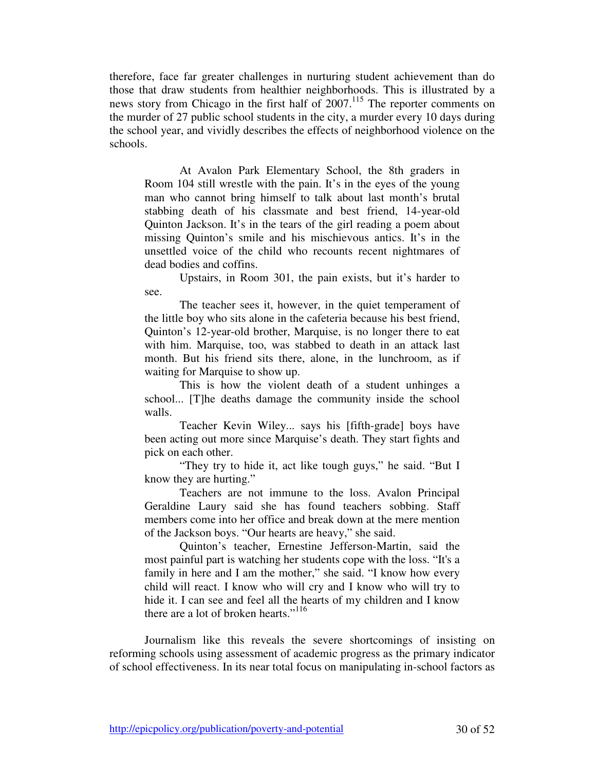therefore, face far greater challenges in nurturing student achievement than do those that draw students from healthier neighborhoods. This is illustrated by a news story from Chicago in the first half of 2007.[115] The reporter comments on the murder of 27 public school students in the city, a murder every 10 days during the school year, and vividly describes the effects of neighborhood violence on the schools.

> At Avalon Park Elementary School, the 8th graders in Room 104 still wrestle with the pain. It's in the eyes of the young man who cannot bring himself to talk about last month's brutal stabbing death of his classmate and best friend, 14-year-old Quinton Jackson. It's in the tears of the girl reading a poem about missing Quinton's smile and his mischievous antics. It's in the unsettled voice of the child who recounts recent nightmares of dead bodies and coffins.
>
> Upstairs, in Room 301, the pain exists, but it's harder to see.
>
> The teacher sees it, however, in the quiet temperament of the little boy who sits alone in the cafeteria because his best friend, Quinton's 12-year-old brother, Marquise, is no longer there to eat with him. Marquise, too, was stabbed to death in an attack last month. But his friend sits there, alone, in the lunchroom, as if waiting for Marquise to show up.
>
> This is how the violent death of a student unhinges a school... [T]he deaths damage the community inside the school walls.
>
> Teacher Kevin Wiley... says his [fifth-grade] boys have been acting out more since Marquise's death. They start fights and pick on each other.
>
> "They try to hide it, act like tough guys," he said. "But I know they are hurting."
>
> Teachers are not immune to the loss. Avalon Principal Geraldine Laury said she has found teachers sobbing. Staff members come into her office and break down at the mere mention of the Jackson boys. "Our hearts are heavy," she said.
>
> Quinton's teacher, Ernestine Jefferson-Martin, said the most painful part is watching her students cope with the loss. "It's a family in here and I am the mother," she said. "I know how every child will react. I know who will cry and I know who will try to hide it. I can see and feel all the hearts of my children and I know there are a lot of broken hearts."[116]

Journalism like this reveals the severe shortcomings of insisting on reforming schools using assessment of academic progress as the primary indicator of school effectiveness. In its near total focus on manipulating in-school factors as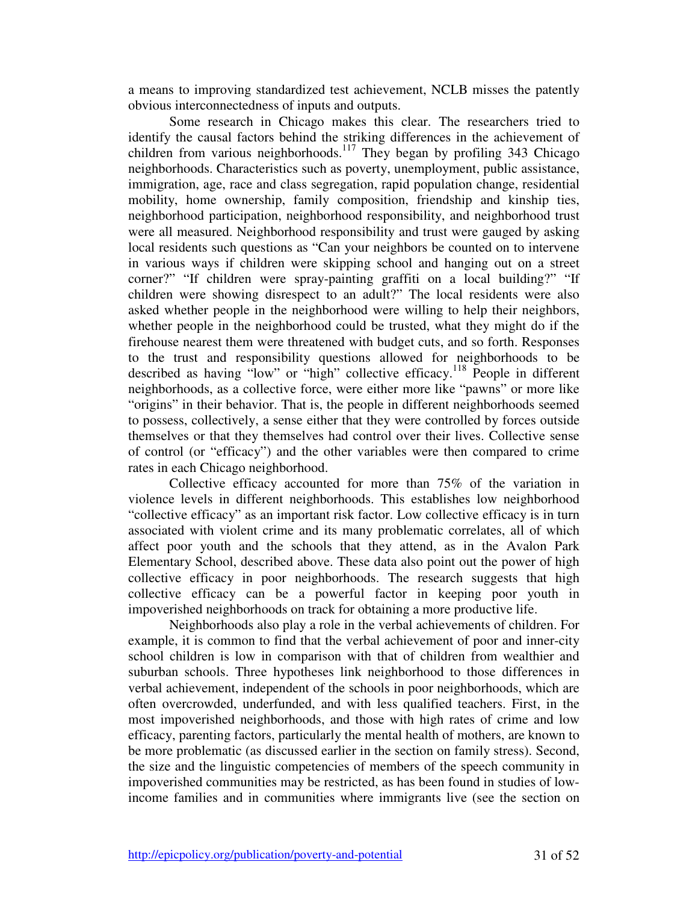a means to improving standardized test achievement, NCLB misses the patently obvious interconnectedness of inputs and outputs.

Some research in Chicago makes this clear. The researchers tried to identify the causal factors behind the striking differences in the achievement of children from various neighborhoods.[117] They began by profiling 343 Chicago neighborhoods. Characteristics such as poverty, unemployment, public assistance, immigration, age, race and class segregation, rapid population change, residential mobility, home ownership, family composition, friendship and kinship ties, neighborhood participation, neighborhood responsibility, and neighborhood trust were all measured. Neighborhood responsibility and trust were gauged by asking local residents such questions as "Can your neighbors be counted on to intervene in various ways if children were skipping school and hanging out on a street corner?" "If children were spray-painting graffiti on a local building?" "If children were showing disrespect to an adult?" The local residents were also asked whether people in the neighborhood were willing to help their neighbors, whether people in the neighborhood could be trusted, what they might do if the firehouse nearest them were threatened with budget cuts, and so forth. Responses to the trust and responsibility questions allowed for neighborhoods to be described as having "low" or "high" collective efficacy.[118] People in different neighborhoods, as a collective force, were either more like "pawns" or more like "origins" in their behavior. That is, the people in different neighborhoods seemed to possess, collectively, a sense either that they were controlled by forces outside themselves or that they themselves had control over their lives. Collective sense of control (or "efficacy") and the other variables were then compared to crime rates in each Chicago neighborhood.

Collective efficacy accounted for more than 75% of the variation in violence levels in different neighborhoods. This establishes low neighborhood "collective efficacy" as an important risk factor. Low collective efficacy is in turn associated with violent crime and its many problematic correlates, all of which affect poor youth and the schools that they attend, as in the Avalon Park Elementary School, described above. These data also point out the power of high collective efficacy in poor neighborhoods. The research suggests that high collective efficacy can be a powerful factor in keeping poor youth in impoverished neighborhoods on track for obtaining a more productive life.

Neighborhoods also play a role in the verbal achievements of children. For example, it is common to find that the verbal achievement of poor and inner-city school children is low in comparison with that of children from wealthier and suburban schools. Three hypotheses link neighborhood to those differences in verbal achievement, independent of the schools in poor neighborhoods, which are often overcrowded, underfunded, and with less qualified teachers. First, in the most impoverished neighborhoods, and those with high rates of crime and low efficacy, parenting factors, particularly the mental health of mothers, are known to be more problematic (as discussed earlier in the section on family stress). Second, the size and the linguistic competencies of members of the speech community in impoverished communities may be restricted, as has been found in studies of low-income families and in communities where immigrants live (see the section on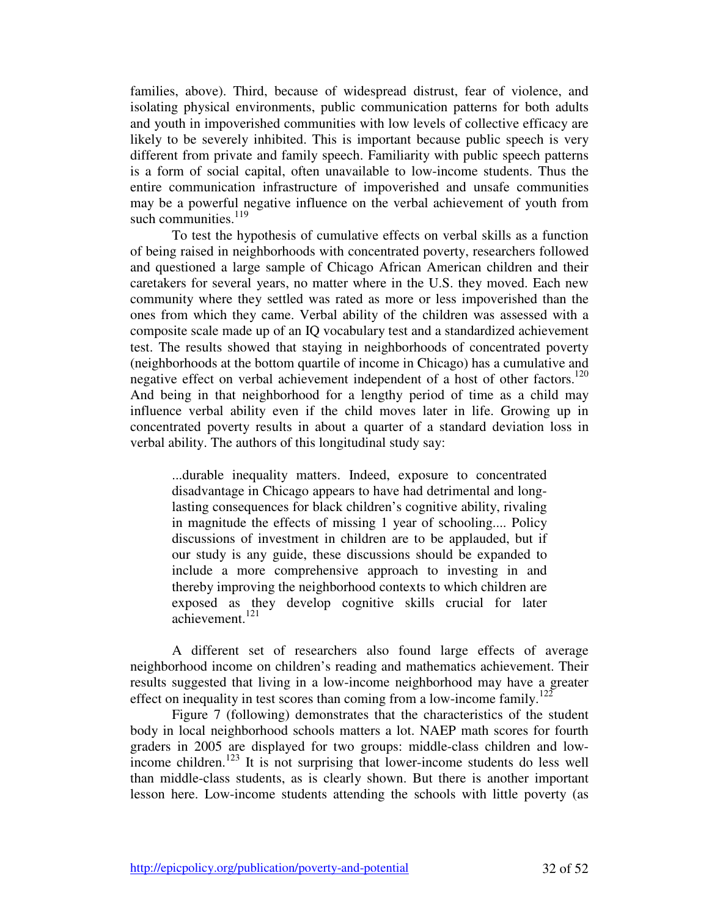families, above). Third, because of widespread distrust, fear of violence, and isolating physical environments, public communication patterns for both adults and youth in impoverished communities with low levels of collective efficacy are likely to be severely inhibited. This is important because public speech is very different from private and family speech. Familiarity with public speech patterns is a form of social capital, often unavailable to low-income students. Thus the entire communication infrastructure of impoverished and unsafe communities may be a powerful negative influence on the verbal achievement of youth from such communities.[119]

To test the hypothesis of cumulative effects on verbal skills as a function of being raised in neighborhoods with concentrated poverty, researchers followed and questioned a large sample of Chicago African American children and their caretakers for several years, no matter where in the U.S. they moved. Each new community where they settled was rated as more or less impoverished than the ones from which they came. Verbal ability of the children was assessed with a composite scale made up of an IQ vocabulary test and a standardized achievement test. The results showed that staying in neighborhoods of concentrated poverty (neighborhoods at the bottom quartile of income in Chicago) has a cumulative and negative effect on verbal achievement independent of a host of other factors.[120] And being in that neighborhood for a lengthy period of time as a child may influence verbal ability even if the child moves later in life. Growing up in concentrated poverty results in about a quarter of a standard deviation loss in verbal ability. The authors of this longitudinal study say:

> ...durable inequality matters. Indeed, exposure to concentrated disadvantage in Chicago appears to have had detrimental and long-lasting consequences for black children's cognitive ability, rivaling in magnitude the effects of missing 1 year of schooling.... Policy discussions of investment in children are to be applauded, but if our study is any guide, these discussions should be expanded to include a more comprehensive approach to investing in and thereby improving the neighborhood contexts to which children are exposed as they develop cognitive skills crucial for later achievement.[121]

A different set of researchers also found large effects of average neighborhood income on children's reading and mathematics achievement. Their results suggested that living in a low-income neighborhood may have a greater effect on inequality in test scores than coming from a low-income family.[122]

Figure 7 (following) demonstrates that the characteristics of the student body in local neighborhood schools matters a lot. NAEP math scores for fourth graders in 2005 are displayed for two groups: middle-class children and low-income children.[123] It is not surprising that lower-income students do less well than middle-class students, as is clearly shown. But there is another important lesson here. Low-income students attending the schools with little poverty (as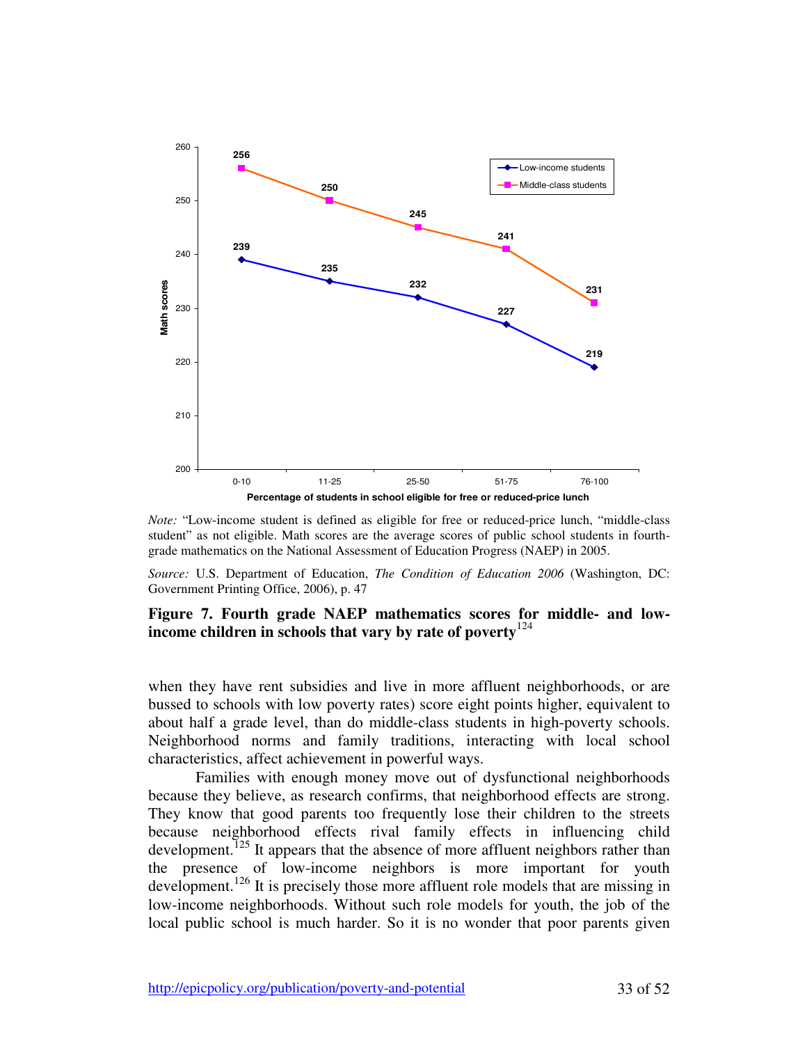*Note:* "Low-income student is defined as eligible for free or reduced-price lunch, "middle-class student" as not eligible. Math scores are the average scores of public school students in fourth-grade mathematics on the National Assessment of Education Progress (NAEP) in 2005.

*Source:* U.S. Department of Education, *The Condition of Education 2006* (Washington, DC: Government Printing Office, 2006), p. 47

**Figure 7. Fourth grade NAEP mathematics scores for middle- and low-income children in schools that vary by rate of poverty**[124]

when they have rent subsidies and live in more affluent neighborhoods, or are bussed to schools with low poverty rates) score eight points higher, equivalent to about half a grade level, than do middle-class students in high-poverty schools. Neighborhood norms and family traditions, interacting with local school characteristics, affect achievement in powerful ways.

Families with enough money move out of dysfunctional neighborhoods because they believe, as research confirms, that neighborhood effects are strong. They know that good parents too frequently lose their children to the streets because neighborhood effects rival family effects in influencing child development.[125] It appears that the absence of more affluent neighbors rather than the presence of low-income neighbors is more important for youth development.[126] It is precisely those more affluent role models that are missing in low-income neighborhoods. Without such role models for youth, the job of the local public school is much harder. So it is no wonder that poor parents given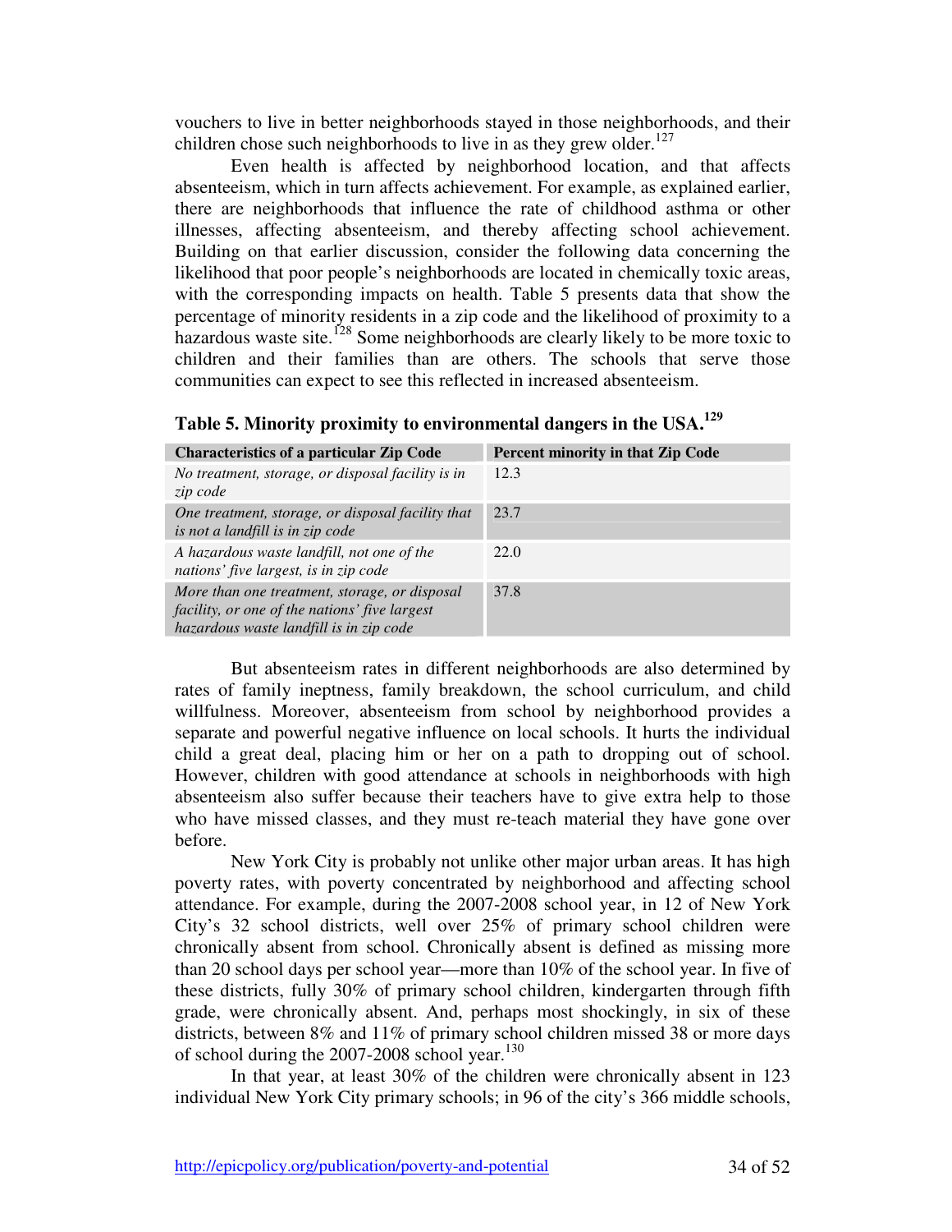vouchers to live in better neighborhoods stayed in those neighborhoods, and their children chose such neighborhoods to live in as they grew older.[127]

Even health is affected by neighborhood location, and that affects absenteeism, which in turn affects achievement. For example, as explained earlier, there are neighborhoods that influence the rate of childhood asthma or other illnesses, affecting absenteeism, and thereby affecting school achievement. Building on that earlier discussion, consider the following data concerning the likelihood that poor people's neighborhoods are located in chemically toxic areas, with the corresponding impacts on health. Table 5 presents data that show the percentage of minority residents in a zip code and the likelihood of proximity to a hazardous waste site.[128] Some neighborhoods are clearly likely to be more toxic to children and their families than are others. The schools that serve those communities can expect to see this reflected in increased absenteeism.

**Table 5. Minority proximity to environmental dangers in the USA.[129]**

| Characteristics of a particular Zip Code | Percent minority in that Zip Code |
|---|---|
| *No treatment, storage, or disposal facility is in zip code* | 12.3 |
| *One treatment, storage, or disposal facility that is not a landfill is in zip code* | 23.7 |
| *A hazardous waste landfill, not one of the nations' five largest, is in zip code* | 22.0 |
| *More than one treatment, storage, or disposal facility, or one of the nations' five largest hazardous waste landfill is in zip code* | 37.8 |

But absenteeism rates in different neighborhoods are also determined by rates of family ineptness, family breakdown, the school curriculum, and child willfulness. Moreover, absenteeism from school by neighborhood provides a separate and powerful negative influence on local schools. It hurts the individual child a great deal, placing him or her on a path to dropping out of school. However, children with good attendance at schools in neighborhoods with high absenteeism also suffer because their teachers have to give extra help to those who have missed classes, and they must re-teach material they have gone over before.

New York City is probably not unlike other major urban areas. It has high poverty rates, with poverty concentrated by neighborhood and affecting school attendance. For example, during the 2007-2008 school year, in 12 of New York City's 32 school districts, well over 25% of primary school children were chronically absent from school. Chronically absent is defined as missing more than 20 school days per school year—more than 10% of the school year. In five of these districts, fully 30% of primary school children, kindergarten through fifth grade, were chronically absent. And, perhaps most shockingly, in six of these districts, between 8% and 11% of primary school children missed 38 or more days of school during the 2007-2008 school year.[130]

In that year, at least 30% of the children were chronically absent in 123 individual New York City primary schools; in 96 of the city's 366 middle schools,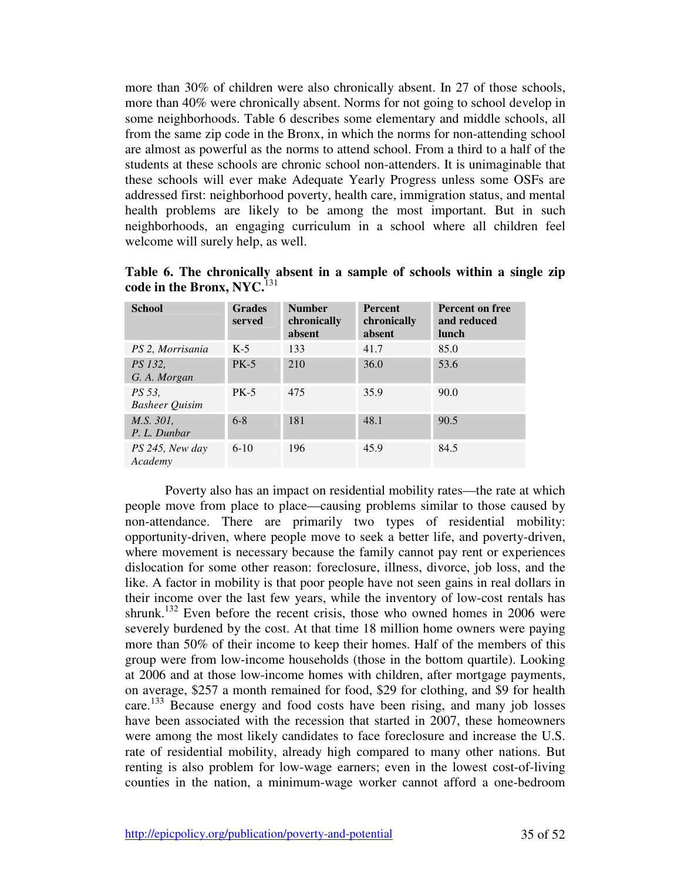more than 30% of children were also chronically absent. In 27 of those schools, more than 40% were chronically absent. Norms for not going to school develop in some neighborhoods. Table 6 describes some elementary and middle schools, all from the same zip code in the Bronx, in which the norms for non-attending school are almost as powerful as the norms to attend school. From a third to a half of the students at these schools are chronic school non-attenders. It is unimaginable that these schools will ever make Adequate Yearly Progress unless some OSFs are addressed first: neighborhood poverty, health care, immigration status, and mental health problems are likely to be among the most important. But in such neighborhoods, an engaging curriculum in a school where all children feel welcome will surely help, as well.

**Table 6. The chronically absent in a sample of schools within a single zip code in the Bronx, NYC.**[131]

| School | Grades served | Number chronically absent | Percent chronically absent | Percent on free and reduced lunch |
|---|---|---|---|---|
| *PS 2, Morrisania* | K-5 | 133 | 41.7 | 85.0 |
| *PS 132, G. A. Morgan* | PK-5 | 210 | 36.0 | 53.6 |
| *PS 53, Basheer Quisim* | PK-5 | 475 | 35.9 | 90.0 |
| *M.S. 301, P. L. Dunbar* | 6-8 | 181 | 48.1 | 90.5 |
| *PS 245, New day Academy* | 6-10 | 196 | 45.9 | 84.5 |

Poverty also has an impact on residential mobility rates—the rate at which people move from place to place—causing problems similar to those caused by non-attendance. There are primarily two types of residential mobility: opportunity-driven, where people move to seek a better life, and poverty-driven, where movement is necessary because the family cannot pay rent or experiences dislocation for some other reason: foreclosure, illness, divorce, job loss, and the like. A factor in mobility is that poor people have not seen gains in real dollars in their income over the last few years, while the inventory of low-cost rentals has shrunk.[132] Even before the recent crisis, those who owned homes in 2006 were severely burdened by the cost. At that time 18 million home owners were paying more than 50% of their income to keep their homes. Half of the members of this group were from low-income households (those in the bottom quartile). Looking at 2006 and at those low-income homes with children, after mortgage payments, on average, $257 a month remained for food, $29 for clothing, and $9 for health care.[133] Because energy and food costs have been rising, and many job losses have been associated with the recession that started in 2007, these homeowners were among the most likely candidates to face foreclosure and increase the U.S. rate of residential mobility, already high compared to many other nations. But renting is also problem for low-wage earners; even in the lowest cost-of-living counties in the nation, a minimum-wage worker cannot afford a one-bedroom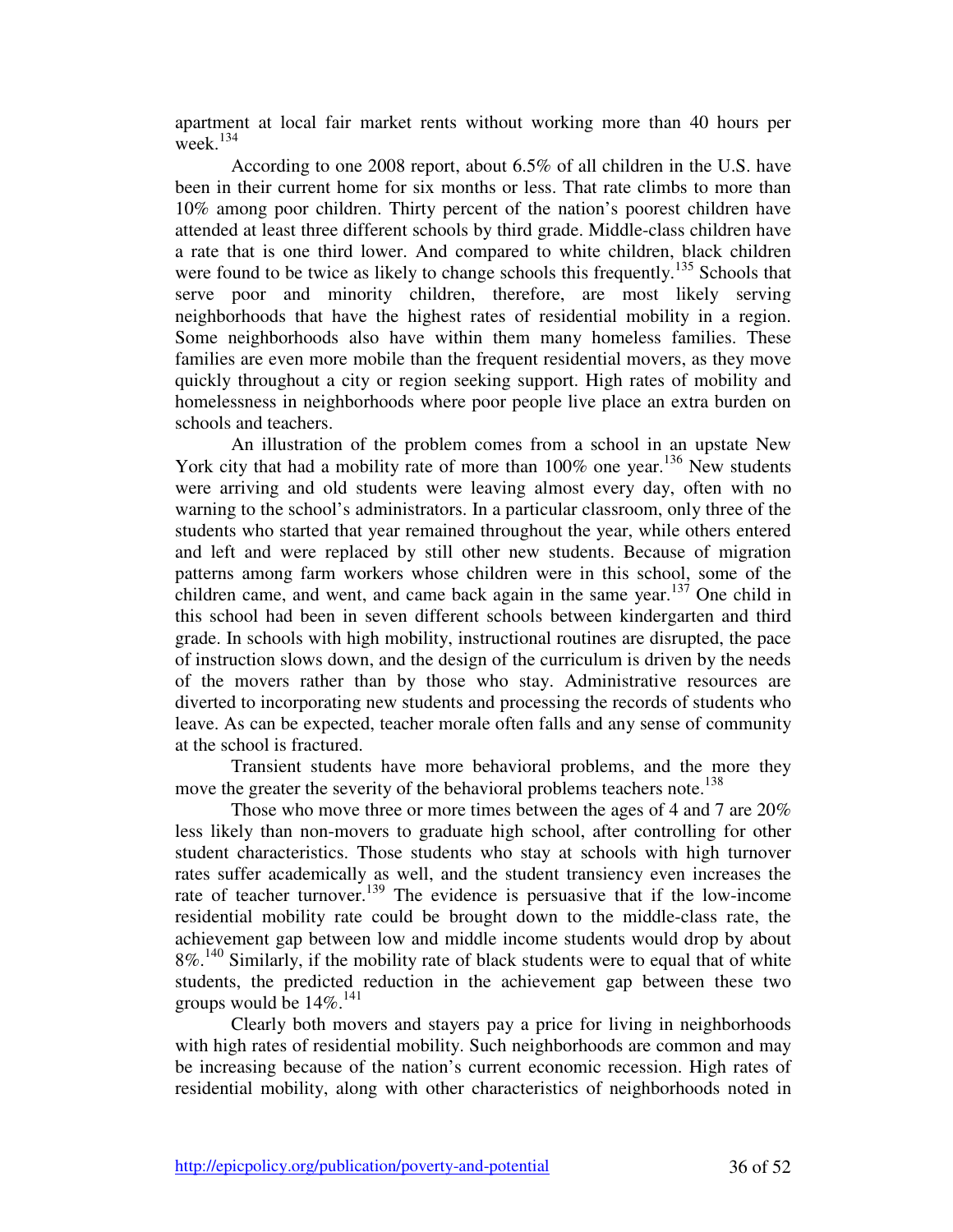apartment at local fair market rents without working more than 40 hours per week.[134]

According to one 2008 report, about 6.5% of all children in the U.S. have been in their current home for six months or less. That rate climbs to more than 10% among poor children. Thirty percent of the nation's poorest children have attended at least three different schools by third grade. Middle-class children have a rate that is one third lower. And compared to white children, black children were found to be twice as likely to change schools this frequently.[135] Schools that serve poor and minority children, therefore, are most likely serving neighborhoods that have the highest rates of residential mobility in a region. Some neighborhoods also have within them many homeless families. These families are even more mobile than the frequent residential movers, as they move quickly throughout a city or region seeking support. High rates of mobility and homelessness in neighborhoods where poor people live place an extra burden on schools and teachers.

An illustration of the problem comes from a school in an upstate New York city that had a mobility rate of more than 100% one year.[136] New students were arriving and old students were leaving almost every day, often with no warning to the school's administrators. In a particular classroom, only three of the students who started that year remained throughout the year, while others entered and left and were replaced by still other new students. Because of migration patterns among farm workers whose children were in this school, some of the children came, and went, and came back again in the same year.[137] One child in this school had been in seven different schools between kindergarten and third grade. In schools with high mobility, instructional routines are disrupted, the pace of instruction slows down, and the design of the curriculum is driven by the needs of the movers rather than by those who stay. Administrative resources are diverted to incorporating new students and processing the records of students who leave. As can be expected, teacher morale often falls and any sense of community at the school is fractured.

Transient students have more behavioral problems, and the more they move the greater the severity of the behavioral problems teachers note.[138]

Those who move three or more times between the ages of 4 and 7 are 20% less likely than non-movers to graduate high school, after controlling for other student characteristics. Those students who stay at schools with high turnover rates suffer academically as well, and the student transiency even increases the rate of teacher turnover.[139] The evidence is persuasive that if the low-income residential mobility rate could be brought down to the middle-class rate, the achievement gap between low and middle income students would drop by about 8%.[140] Similarly, if the mobility rate of black students were to equal that of white students, the predicted reduction in the achievement gap between these two groups would be 14%.[141]

Clearly both movers and stayers pay a price for living in neighborhoods with high rates of residential mobility. Such neighborhoods are common and may be increasing because of the nation's current economic recession. High rates of residential mobility, along with other characteristics of neighborhoods noted in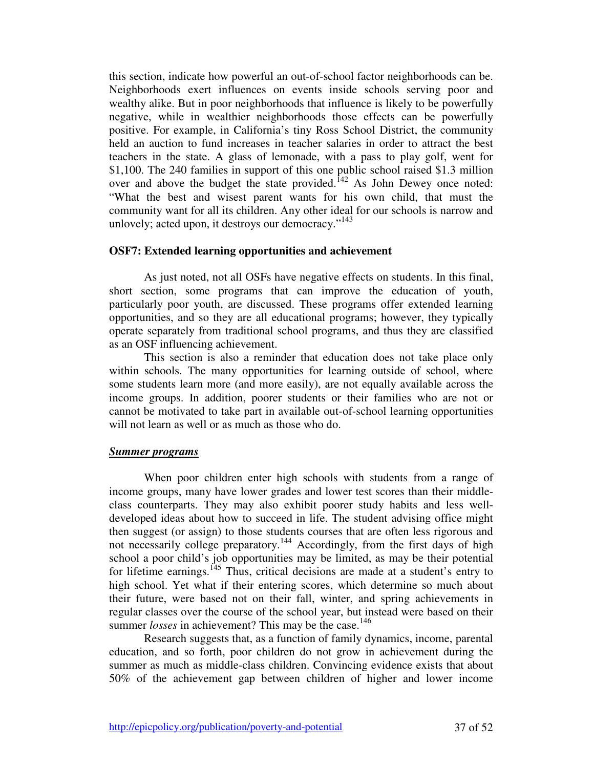this section, indicate how powerful an out-of-school factor neighborhoods can be. Neighborhoods exert influences on events inside schools serving poor and wealthy alike. But in poor neighborhoods that influence is likely to be powerfully negative, while in wealthier neighborhoods those effects can be powerfully positive. For example, in California's tiny Ross School District, the community held an auction to fund increases in teacher salaries in order to attract the best teachers in the state. A glass of lemonade, with a pass to play golf, went for $1,100. The 240 families in support of this one public school raised $1.3 million over and above the budget the state provided.[142] As John Dewey once noted: "What the best and wisest parent wants for his own child, that must the community want for all its children. Any other ideal for our schools is narrow and unlovely; acted upon, it destroys our democracy."[143]

**OSF7: Extended learning opportunities and achievement**

As just noted, not all OSFs have negative effects on students. In this final, short section, some programs that can improve the education of youth, particularly poor youth, are discussed. These programs offer extended learning opportunities, and so they are all educational programs; however, they typically operate separately from traditional school programs, and thus they are classified as an OSF influencing achievement.

This section is also a reminder that education does not take place only within schools. The many opportunities for learning outside of school, where some students learn more (and more easily), are not equally available across the income groups. In addition, poorer students or their families who are not or cannot be motivated to take part in available out-of-school learning opportunities will not learn as well or as much as those who do.

***Summer programs***

When poor children enter high schools with students from a range of income groups, many have lower grades and lower test scores than their middle-class counterparts. They may also exhibit poorer study habits and less well-developed ideas about how to succeed in life. The student advising office might then suggest (or assign) to those students courses that are often less rigorous and not necessarily college preparatory.[144] Accordingly, from the first days of high school a poor child's job opportunities may be limited, as may be their potential for lifetime earnings.[145] Thus, critical decisions are made at a student's entry to high school. Yet what if their entering scores, which determine so much about their future, were based not on their fall, winter, and spring achievements in regular classes over the course of the school year, but instead were based on their summer *losses* in achievement? This may be the case.[146]

Research suggests that, as a function of family dynamics, income, parental education, and so forth, poor children do not grow in achievement during the summer as much as middle-class children. Convincing evidence exists that about 50% of the achievement gap between children of higher and lower income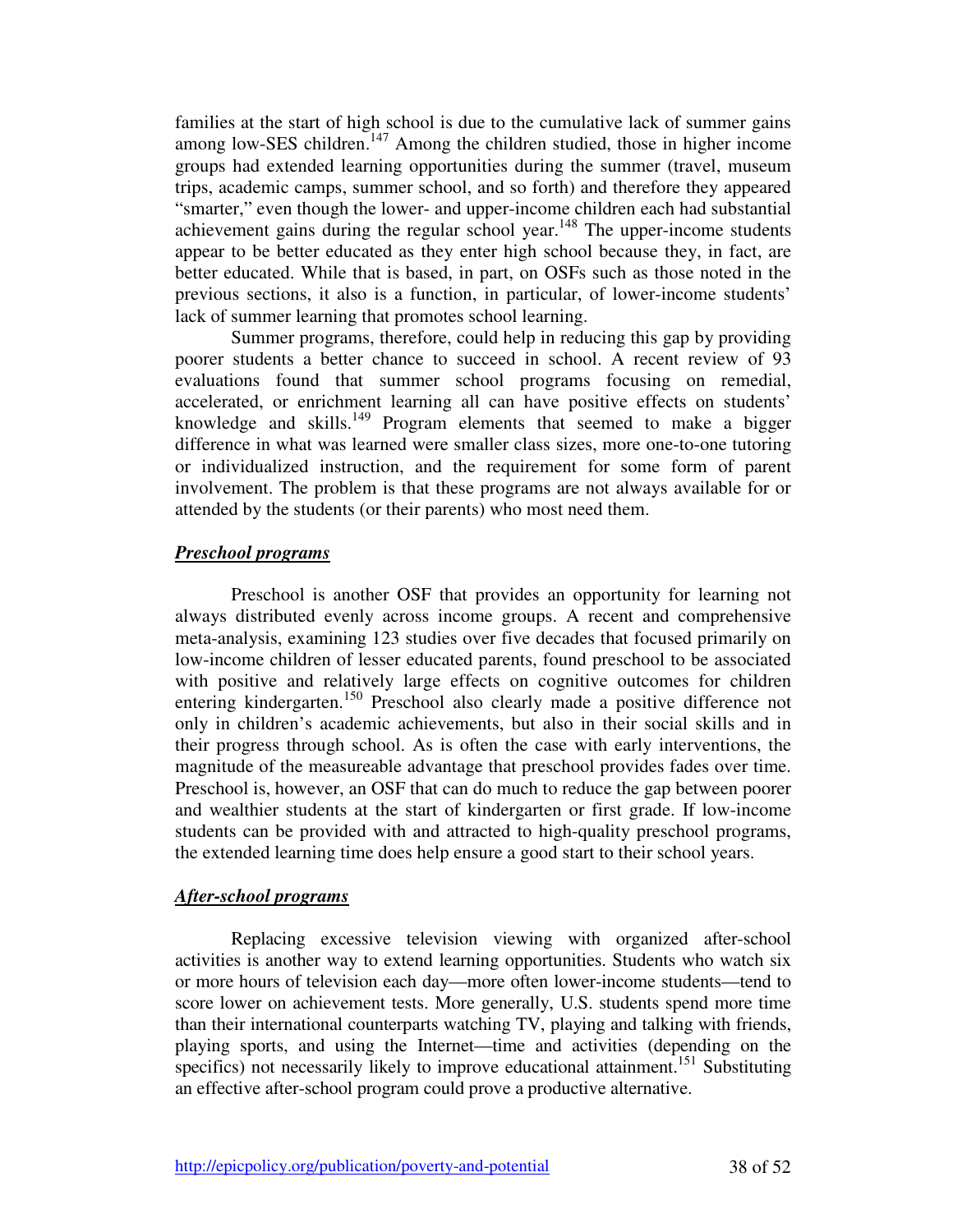families at the start of high school is due to the cumulative lack of summer gains among low-SES children.[147] Among the children studied, those in higher income groups had extended learning opportunities during the summer (travel, museum trips, academic camps, summer school, and so forth) and therefore they appeared "smarter," even though the lower- and upper-income children each had substantial achievement gains during the regular school year.[148] The upper-income students appear to be better educated as they enter high school because they, in fact, are better educated. While that is based, in part, on OSFs such as those noted in the previous sections, it also is a function, in particular, of lower-income students' lack of summer learning that promotes school learning.

Summer programs, therefore, could help in reducing this gap by providing poorer students a better chance to succeed in school. A recent review of 93 evaluations found that summer school programs focusing on remedial, accelerated, or enrichment learning all can have positive effects on students' knowledge and skills.[149] Program elements that seemed to make a bigger difference in what was learned were smaller class sizes, more one-to-one tutoring or individualized instruction, and the requirement for some form of parent involvement. The problem is that these programs are not always available for or attended by the students (or their parents) who most need them.

***Preschool programs***

Preschool is another OSF that provides an opportunity for learning not always distributed evenly across income groups. A recent and comprehensive meta-analysis, examining 123 studies over five decades that focused primarily on low-income children of lesser educated parents, found preschool to be associated with positive and relatively large effects on cognitive outcomes for children entering kindergarten.[150] Preschool also clearly made a positive difference not only in children's academic achievements, but also in their social skills and in their progress through school. As is often the case with early interventions, the magnitude of the measureable advantage that preschool provides fades over time. Preschool is, however, an OSF that can do much to reduce the gap between poorer and wealthier students at the start of kindergarten or first grade. If low-income students can be provided with and attracted to high-quality preschool programs, the extended learning time does help ensure a good start to their school years.

***After-school programs***

Replacing excessive television viewing with organized after-school activities is another way to extend learning opportunities. Students who watch six or more hours of television each day—more often lower-income students—tend to score lower on achievement tests. More generally, U.S. students spend more time than their international counterparts watching TV, playing and talking with friends, playing sports, and using the Internet—time and activities (depending on the specifics) not necessarily likely to improve educational attainment.[151] Substituting an effective after-school program could prove a productive alternative.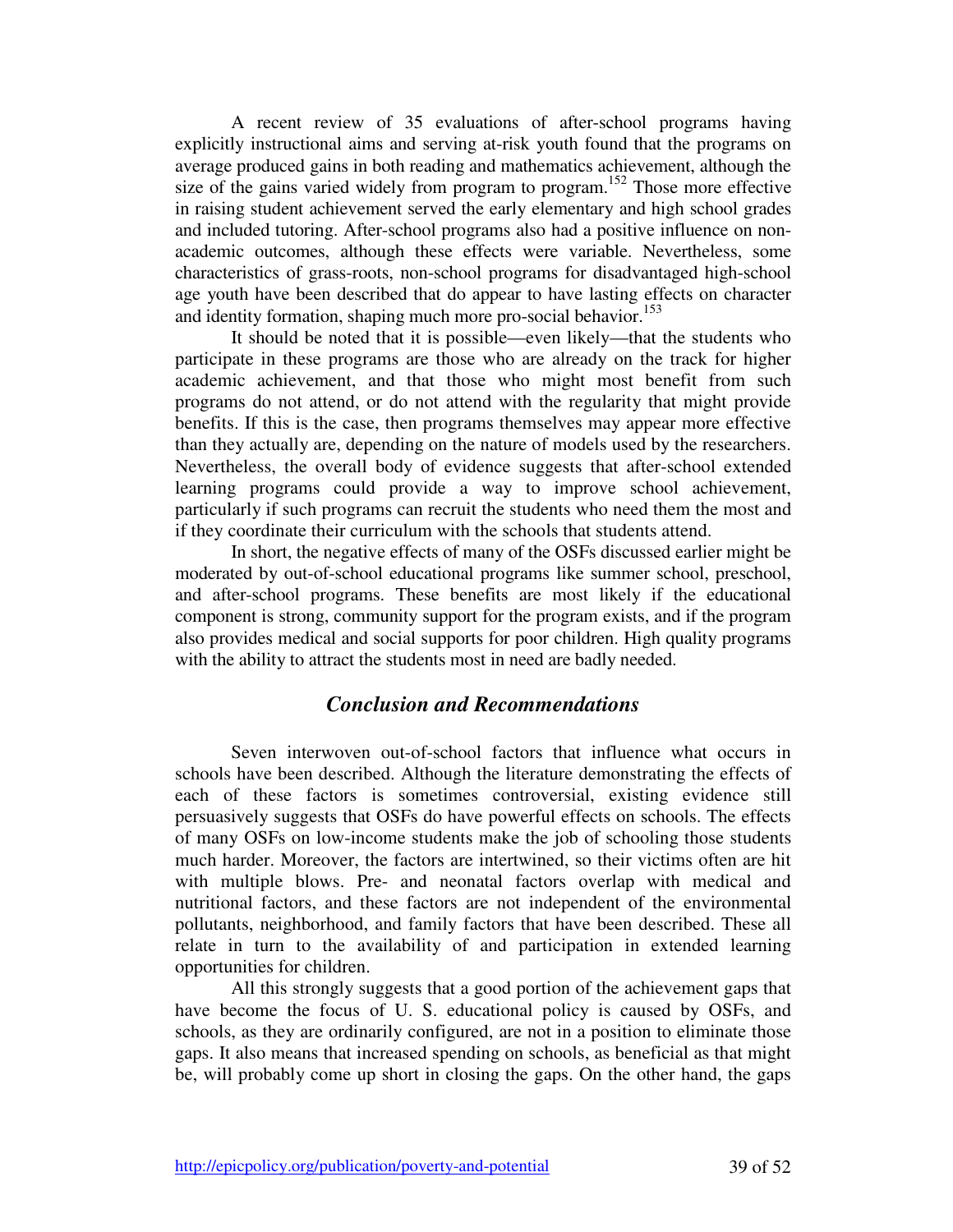A recent review of 35 evaluations of after-school programs having explicitly instructional aims and serving at-risk youth found that the programs on average produced gains in both reading and mathematics achievement, although the size of the gains varied widely from program to program.[152] Those more effective in raising student achievement served the early elementary and high school grades and included tutoring. After-school programs also had a positive influence on non-academic outcomes, although these effects were variable. Nevertheless, some characteristics of grass-roots, non-school programs for disadvantaged high-school age youth have been described that do appear to have lasting effects on character and identity formation, shaping much more pro-social behavior.[153]

It should be noted that it is possible—even likely—that the students who participate in these programs are those who are already on the track for higher academic achievement, and that those who might most benefit from such programs do not attend, or do not attend with the regularity that might provide benefits. If this is the case, then programs themselves may appear more effective than they actually are, depending on the nature of models used by the researchers. Nevertheless, the overall body of evidence suggests that after-school extended learning programs could provide a way to improve school achievement, particularly if such programs can recruit the students who need them the most and if they coordinate their curriculum with the schools that students attend.

In short, the negative effects of many of the OSFs discussed earlier might be moderated by out-of-school educational programs like summer school, preschool, and after-school programs. These benefits are most likely if the educational component is strong, community support for the program exists, and if the program also provides medical and social supports for poor children. High quality programs with the ability to attract the students most in need are badly needed.

## *Conclusion and Recommendations*

Seven interwoven out-of-school factors that influence what occurs in schools have been described. Although the literature demonstrating the effects of each of these factors is sometimes controversial, existing evidence still persuasively suggests that OSFs do have powerful effects on schools. The effects of many OSFs on low-income students make the job of schooling those students much harder. Moreover, the factors are intertwined, so their victims often are hit with multiple blows. Pre- and neonatal factors overlap with medical and nutritional factors, and these factors are not independent of the environmental pollutants, neighborhood, and family factors that have been described. These all relate in turn to the availability of and participation in extended learning opportunities for children.

All this strongly suggests that a good portion of the achievement gaps that have become the focus of U. S. educational policy is caused by OSFs, and schools, as they are ordinarily configured, are not in a position to eliminate those gaps. It also means that increased spending on schools, as beneficial as that might be, will probably come up short in closing the gaps. On the other hand, the gaps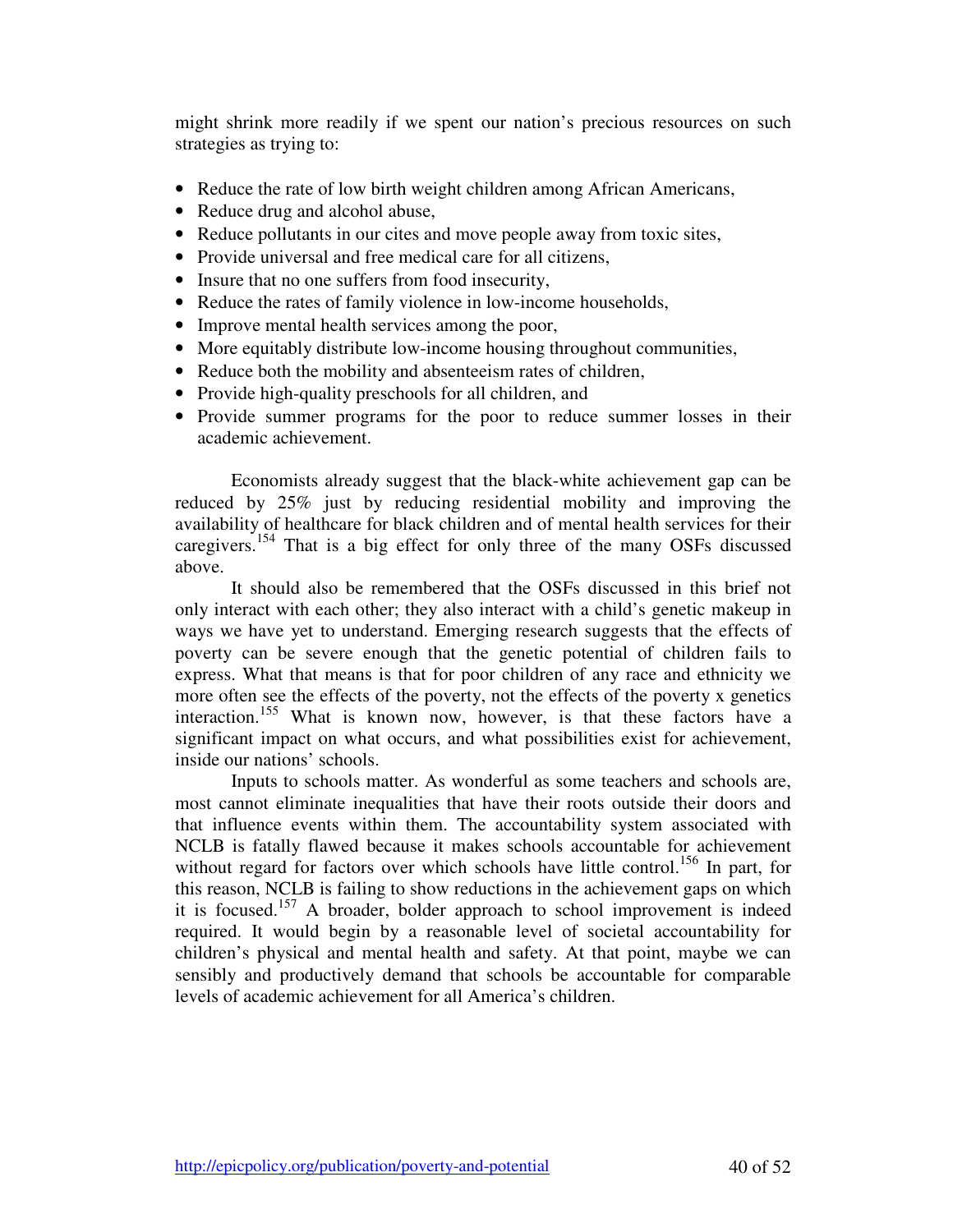might shrink more readily if we spent our nation's precious resources on such strategies as trying to:

- Reduce the rate of low birth weight children among African Americans,
- Reduce drug and alcohol abuse,
- Reduce pollutants in our cites and move people away from toxic sites,
- Provide universal and free medical care for all citizens,
- Insure that no one suffers from food insecurity,
- Reduce the rates of family violence in low-income households,
- Improve mental health services among the poor,
- More equitably distribute low-income housing throughout communities,
- Reduce both the mobility and absenteeism rates of children,
- Provide high-quality preschools for all children, and
- Provide summer programs for the poor to reduce summer losses in their academic achievement.

Economists already suggest that the black-white achievement gap can be reduced by 25% just by reducing residential mobility and improving the availability of healthcare for black children and of mental health services for their caregivers.[154] That is a big effect for only three of the many OSFs discussed above.

It should also be remembered that the OSFs discussed in this brief not only interact with each other; they also interact with a child's genetic makeup in ways we have yet to understand. Emerging research suggests that the effects of poverty can be severe enough that the genetic potential of children fails to express. What that means is that for poor children of any race and ethnicity we more often see the effects of the poverty, not the effects of the poverty x genetics interaction.[155] What is known now, however, is that these factors have a significant impact on what occurs, and what possibilities exist for achievement, inside our nations' schools.

Inputs to schools matter. As wonderful as some teachers and schools are, most cannot eliminate inequalities that have their roots outside their doors and that influence events within them. The accountability system associated with NCLB is fatally flawed because it makes schools accountable for achievement without regard for factors over which schools have little control.[156] In part, for this reason, NCLB is failing to show reductions in the achievement gaps on which it is focused.[157] A broader, bolder approach to school improvement is indeed required. It would begin by a reasonable level of societal accountability for children's physical and mental health and safety. At that point, maybe we can sensibly and productively demand that schools be accountable for comparable levels of academic achievement for all America's children.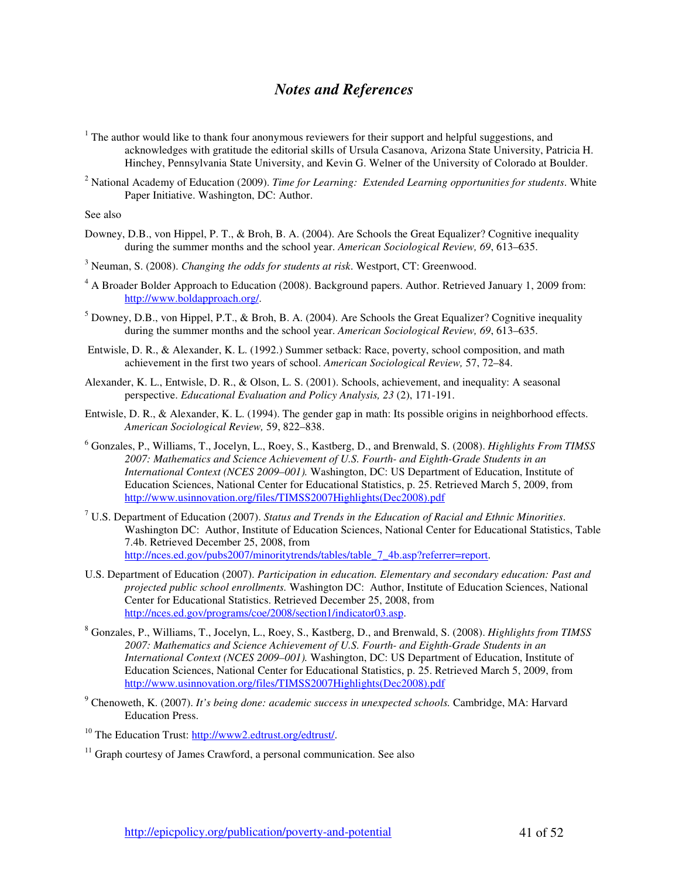# *Notes and References*

[1] The author would like to thank four anonymous reviewers for their support and helpful suggestions, and acknowledges with gratitude the editorial skills of Ursula Casanova, Arizona State University, Patricia H. Hinchey, Pennsylvania State University, and Kevin G. Welner of the University of Colorado at Boulder.

[2] National Academy of Education (2009). *Time for Learning: Extended Learning opportunities for students*. White Paper Initiative. Washington, DC: Author.

See also

Downey, D.B., von Hippel, P. T., & Broh, B. A. (2004). Are Schools the Great Equalizer? Cognitive inequality during the summer months and the school year. *American Sociological Review, 69*, 613–635.

[3] Neuman, S. (2008). *Changing the odds for students at risk*. Westport, CT: Greenwood.

[4] A Broader Bolder Approach to Education (2008). Background papers. Author. Retrieved January 1, 2009 from: http://www.boldapproach.org/.

[5] Downey, D.B., von Hippel, P.T., & Broh, B. A. (2004). Are Schools the Great Equalizer? Cognitive inequality during the summer months and the school year. *American Sociological Review, 69*, 613–635.

Entwisle, D. R., & Alexander, K. L. (1992.) Summer setback: Race, poverty, school composition, and math achievement in the first two years of school. *American Sociological Review,* 57, 72–84.

Alexander, K. L., Entwisle, D. R., & Olson, L. S. (2001). Schools, achievement, and inequality: A seasonal perspective. *Educational Evaluation and Policy Analysis, 23* (2), 171-191.

Entwisle, D. R., & Alexander, K. L. (1994). The gender gap in math: Its possible origins in neighborhood effects. *American Sociological Review,* 59, 822–838.

[6] Gonzales, P., Williams, T., Jocelyn, L., Roey, S., Kastberg, D., and Brenwald, S. (2008). *Highlights From TIMSS 2007: Mathematics and Science Achievement of U.S. Fourth- and Eighth-Grade Students in an International Context (NCES 2009–001).* Washington, DC: US Department of Education, Institute of Education Sciences, National Center for Educational Statistics, p. 25. Retrieved March 5, 2009, from http://www.usinnovation.org/files/TIMSS2007Highlights(Dec2008).pdf

[7] U.S. Department of Education (2007). *Status and Trends in the Education of Racial and Ethnic Minorities*. Washington DC: Author, Institute of Education Sciences, National Center for Educational Statistics, Table 7.4b. Retrieved December 25, 2008, from http://nces.ed.gov/pubs2007/minoritytrends/tables/table_7_4b.asp?referrer=report.

U.S. Department of Education (2007). *Participation in education. Elementary and secondary education: Past and projected public school enrollments.* Washington DC: Author, Institute of Education Sciences, National Center for Educational Statistics. Retrieved December 25, 2008, from http://nces.ed.gov/programs/coe/2008/section1/indicator03.asp.

[8] Gonzales, P., Williams, T., Jocelyn, L., Roey, S., Kastberg, D., and Brenwald, S. (2008). *Highlights from TIMSS 2007: Mathematics and Science Achievement of U.S. Fourth- and Eighth-Grade Students in an International Context (NCES 2009–001).* Washington, DC: US Department of Education, Institute of Education Sciences, National Center for Educational Statistics, p. 25. Retrieved March 5, 2009, from http://www.usinnovation.org/files/TIMSS2007Highlights(Dec2008).pdf

[9] Chenoweth, K. (2007). *It's being done: academic success in unexpected schools.* Cambridge, MA: Harvard Education Press.

[10] The Education Trust: http://www2.edtrust.org/edtrust/.

[11] Graph courtesy of James Crawford, a personal communication. See also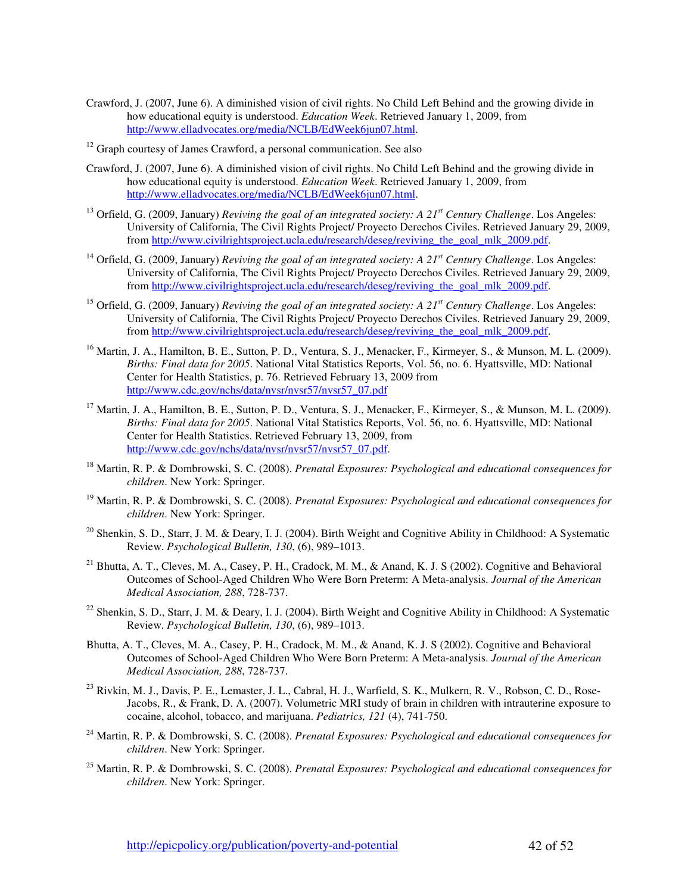Crawford, J. (2007, June 6). A diminished vision of civil rights. No Child Left Behind and the growing divide in how educational equity is understood. *Education Week*. Retrieved January 1, 2009, from http://www.elladvocates.org/media/NCLB/EdWeek6jun07.html.

[12] Graph courtesy of James Crawford, a personal communication. See also

Crawford, J. (2007, June 6). A diminished vision of civil rights. No Child Left Behind and the growing divide in how educational equity is understood. *Education Week*. Retrieved January 1, 2009, from http://www.elladvocates.org/media/NCLB/EdWeek6jun07.html.

[13] Orfield, G. (2009, January) *Reviving the goal of an integrated society: A 21st Century Challenge*. Los Angeles: University of California, The Civil Rights Project/ Proyecto Derechos Civiles. Retrieved January 29, 2009, from http://www.civilrightsproject.ucla.edu/research/deseg/reviving_the_goal_mlk_2009.pdf.

[14] Orfield, G. (2009, January) *Reviving the goal of an integrated society: A 21st Century Challenge*. Los Angeles: University of California, The Civil Rights Project/ Proyecto Derechos Civiles. Retrieved January 29, 2009, from http://www.civilrightsproject.ucla.edu/research/deseg/reviving_the_goal_mlk_2009.pdf.

[15] Orfield, G. (2009, January) *Reviving the goal of an integrated society: A 21st Century Challenge*. Los Angeles: University of California, The Civil Rights Project/ Proyecto Derechos Civiles. Retrieved January 29, 2009, from http://www.civilrightsproject.ucla.edu/research/deseg/reviving_the_goal_mlk_2009.pdf.

[16] Martin, J. A., Hamilton, B. E., Sutton, P. D., Ventura, S. J., Menacker, F., Kirmeyer, S., & Munson, M. L. (2009). *Births: Final data for 2005*. National Vital Statistics Reports, Vol. 56, no. 6. Hyattsville, MD: National Center for Health Statistics, p. 76. Retrieved February 13, 2009 from http://www.cdc.gov/nchs/data/nvsr/nvsr57/nvsr57_07.pdf

[17] Martin, J. A., Hamilton, B. E., Sutton, P. D., Ventura, S. J., Menacker, F., Kirmeyer, S., & Munson, M. L. (2009). *Births: Final data for 2005*. National Vital Statistics Reports, Vol. 56, no. 6. Hyattsville, MD: National Center for Health Statistics. Retrieved February 13, 2009, from http://www.cdc.gov/nchs/data/nvsr/nvsr57/nvsr57_07.pdf.

[18] Martin, R. P. & Dombrowski, S. C. (2008). *Prenatal Exposures: Psychological and educational consequences for children*. New York: Springer.

[19] Martin, R. P. & Dombrowski, S. C. (2008). *Prenatal Exposures: Psychological and educational consequences for children*. New York: Springer.

[20] Shenkin, S. D., Starr, J. M. & Deary, I. J. (2004). Birth Weight and Cognitive Ability in Childhood: A Systematic Review. *Psychological Bulletin, 130*, (6), 989–1013.

[21] Bhutta, A. T., Cleves, M. A., Casey, P. H., Cradock, M. M., & Anand, K. J. S (2002). Cognitive and Behavioral Outcomes of School-Aged Children Who Were Born Preterm: A Meta-analysis. *Journal of the American Medical Association, 288*, 728-737.

[22] Shenkin, S. D., Starr, J. M. & Deary, I. J. (2004). Birth Weight and Cognitive Ability in Childhood: A Systematic Review. *Psychological Bulletin, 130*, (6), 989–1013.

Bhutta, A. T., Cleves, M. A., Casey, P. H., Cradock, M. M., & Anand, K. J. S (2002). Cognitive and Behavioral Outcomes of School-Aged Children Who Were Born Preterm: A Meta-analysis. *Journal of the American Medical Association, 288*, 728-737.

[23] Rivkin, M. J., Davis, P. E., Lemaster, J. L., Cabral, H. J., Warfield, S. K., Mulkern, R. V., Robson, C. D., Rose-Jacobs, R., & Frank, D. A. (2007). Volumetric MRI study of brain in children with intrauterine exposure to cocaine, alcohol, tobacco, and marijuana. *Pediatrics, 121* (4), 741-750.

[24] Martin, R. P. & Dombrowski, S. C. (2008). *Prenatal Exposures: Psychological and educational consequences for children*. New York: Springer.

[25] Martin, R. P. & Dombrowski, S. C. (2008). *Prenatal Exposures: Psychological and educational consequences for children*. New York: Springer.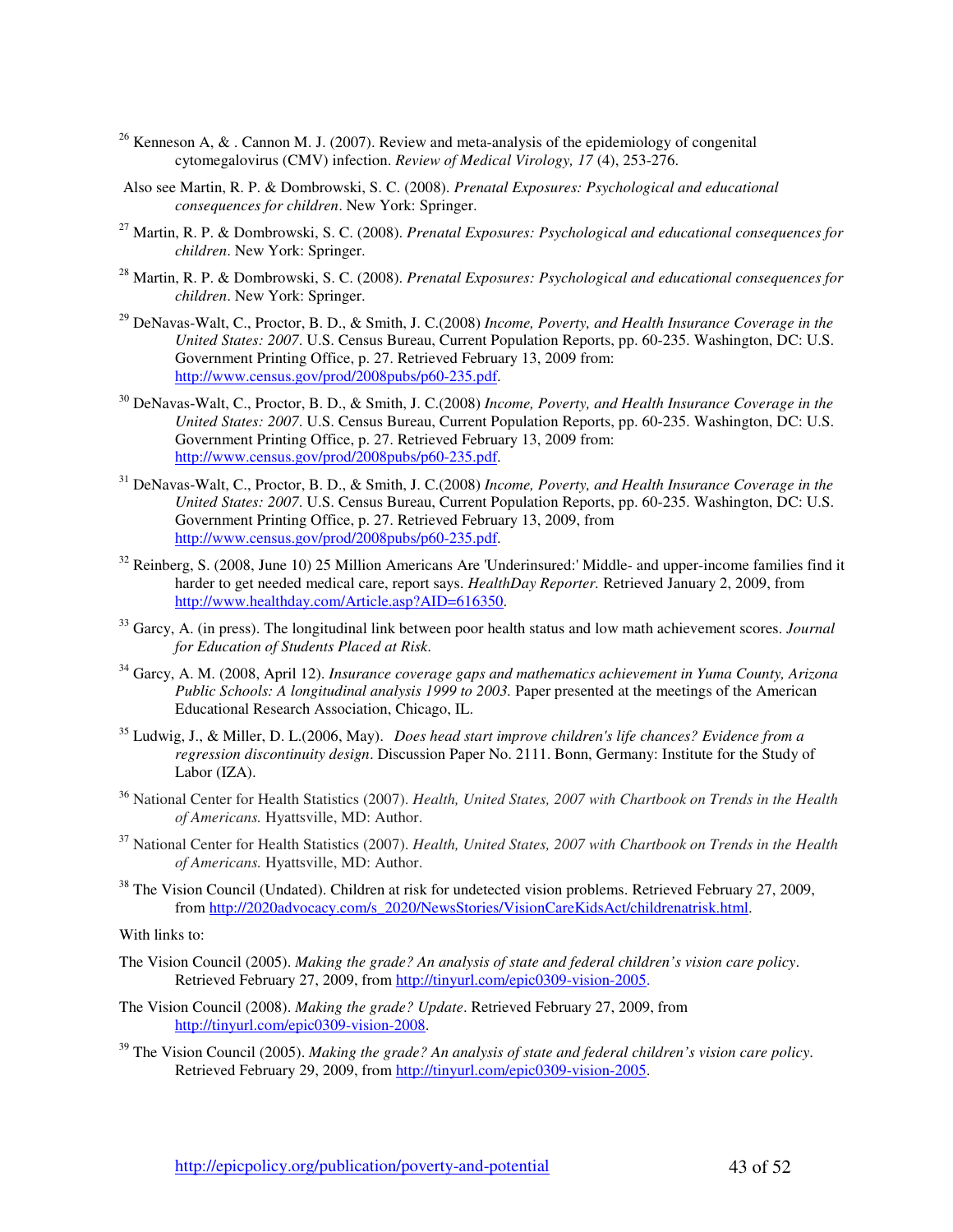[26] Kenneson A, & . Cannon M. J. (2007). Review and meta-analysis of the epidemiology of congenital cytomegalovirus (CMV) infection. *Review of Medical Virology, 17* (4), 253-276.

Also see Martin, R. P. & Dombrowski, S. C. (2008). *Prenatal Exposures: Psychological and educational consequences for children*. New York: Springer.

[27] Martin, R. P. & Dombrowski, S. C. (2008). *Prenatal Exposures: Psychological and educational consequences for children*. New York: Springer.

[28] Martin, R. P. & Dombrowski, S. C. (2008). *Prenatal Exposures: Psychological and educational consequences for children*. New York: Springer.

[29] DeNavas-Walt, C., Proctor, B. D., & Smith, J. C.(2008) *Income, Poverty, and Health Insurance Coverage in the United States: 2007*. U.S. Census Bureau, Current Population Reports, pp. 60-235. Washington, DC: U.S. Government Printing Office, p. 27. Retrieved February 13, 2009 from: http://www.census.gov/prod/2008pubs/p60-235.pdf.

[30] DeNavas-Walt, C., Proctor, B. D., & Smith, J. C.(2008) *Income, Poverty, and Health Insurance Coverage in the United States: 2007*. U.S. Census Bureau, Current Population Reports, pp. 60-235. Washington, DC: U.S. Government Printing Office, p. 27. Retrieved February 13, 2009 from: http://www.census.gov/prod/2008pubs/p60-235.pdf.

[31] DeNavas-Walt, C., Proctor, B. D., & Smith, J. C.(2008) *Income, Poverty, and Health Insurance Coverage in the United States: 2007*. U.S. Census Bureau, Current Population Reports, pp. 60-235. Washington, DC: U.S. Government Printing Office, p. 27. Retrieved February 13, 2009, from http://www.census.gov/prod/2008pubs/p60-235.pdf.

[32] Reinberg, S. (2008, June 10) 25 Million Americans Are 'Underinsured:' Middle- and upper-income families find it harder to get needed medical care, report says. *HealthDay Reporter.* Retrieved January 2, 2009, from http://www.healthday.com/Article.asp?AID=616350.

[33] Garcy, A. (in press). The longitudinal link between poor health status and low math achievement scores. *Journal for Education of Students Placed at Risk.*

[34] Garcy, A. M. (2008, April 12). *Insurance coverage gaps and mathematics achievement in Yuma County, Arizona Public Schools: A longitudinal analysis 1999 to 2003.* Paper presented at the meetings of the American Educational Research Association, Chicago, IL.

[35] Ludwig, J., & Miller, D. L.(2006, May). *Does head start improve children's life chances? Evidence from a regression discontinuity design*. Discussion Paper No. 2111. Bonn, Germany: Institute for the Study of Labor (IZA).

[36] National Center for Health Statistics (2007). *Health, United States, 2007 with Chartbook on Trends in the Health of Americans.* Hyattsville, MD: Author.

[37] National Center for Health Statistics (2007). *Health, United States, 2007 with Chartbook on Trends in the Health of Americans.* Hyattsville, MD: Author.

[38] The Vision Council (Undated). Children at risk for undetected vision problems. Retrieved February 27, 2009, from http://2020advocacy.com/s_2020/NewsStories/VisionCareKidsAct/childrenatrisk.html.

With links to:

The Vision Council (2005). *Making the grade? An analysis of state and federal children's vision care policy*. Retrieved February 27, 2009, from http://tinyurl.com/epic0309-vision-2005.

The Vision Council (2008). *Making the grade? Update*. Retrieved February 27, 2009, from http://tinyurl.com/epic0309-vision-2008.

[39] The Vision Council (2005). *Making the grade? An analysis of state and federal children's vision care policy*. Retrieved February 29, 2009, from http://tinyurl.com/epic0309-vision-2005.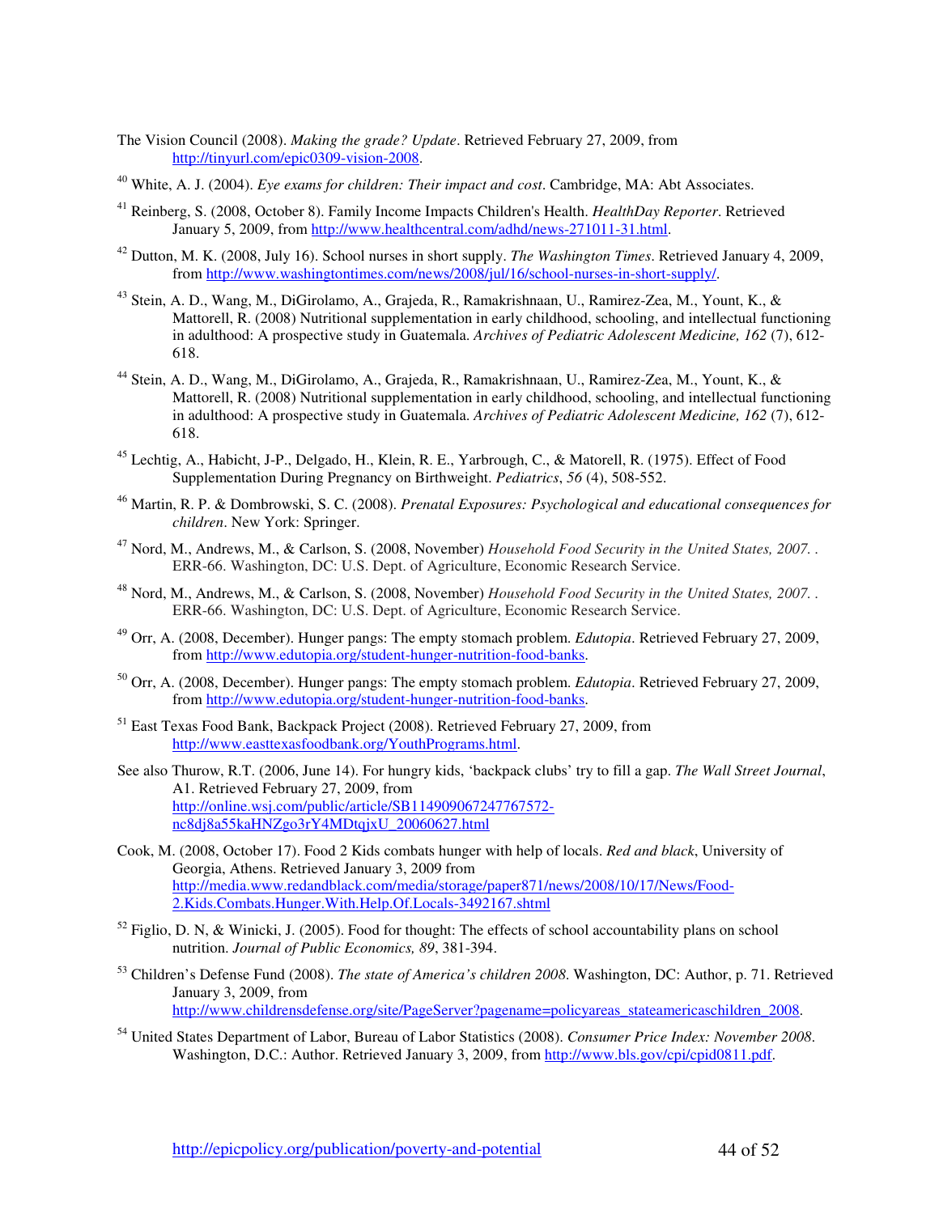The Vision Council (2008). *Making the grade? Update*. Retrieved February 27, 2009, from http://tinyurl.com/epic0309-vision-2008.

[40] White, A. J. (2004). *Eye exams for children: Their impact and cost*. Cambridge, MA: Abt Associates.

[41] Reinberg, S. (2008, October 8). Family Income Impacts Children's Health. *HealthDay Reporter*. Retrieved January 5, 2009, from http://www.healthcentral.com/adhd/news-271011-31.html.

[42] Dutton, M. K. (2008, July 16). School nurses in short supply. *The Washington Times*. Retrieved January 4, 2009, from http://www.washingtontimes.com/news/2008/jul/16/school-nurses-in-short-supply/.

[43] Stein, A. D., Wang, M., DiGirolamo, A., Grajeda, R., Ramakrishnaan, U., Ramirez-Zea, M., Yount, K., & Mattorell, R. (2008) Nutritional supplementation in early childhood, schooling, and intellectual functioning in adulthood: A prospective study in Guatemala. *Archives of Pediatric Adolescent Medicine, 162* (7), 612-618.

[44] Stein, A. D., Wang, M., DiGirolamo, A., Grajeda, R., Ramakrishnaan, U., Ramirez-Zea, M., Yount, K., & Mattorell, R. (2008) Nutritional supplementation in early childhood, schooling, and intellectual functioning in adulthood: A prospective study in Guatemala. *Archives of Pediatric Adolescent Medicine, 162* (7), 612-618.

[45] Lechtig, A., Habicht, J-P., Delgado, H., Klein, R. E., Yarbrough, C., & Matorell, R. (1975). Effect of Food Supplementation During Pregnancy on Birthweight. *Pediatrics*, *56* (4), 508-552.

[46] Martin, R. P. & Dombrowski, S. C. (2008). *Prenatal Exposures: Psychological and educational consequences for children*. New York: Springer.

[47] Nord, M., Andrews, M., & Carlson, S. (2008, November) *Household Food Security in the United States, 2007.* . ERR-66. Washington, DC: U.S. Dept. of Agriculture, Economic Research Service.

[48] Nord, M., Andrews, M., & Carlson, S. (2008, November) *Household Food Security in the United States, 2007.* . ERR-66. Washington, DC: U.S. Dept. of Agriculture, Economic Research Service.

[49] Orr, A. (2008, December). Hunger pangs: The empty stomach problem. *Edutopia*. Retrieved February 27, 2009, from http://www.edutopia.org/student-hunger-nutrition-food-banks.

[50] Orr, A. (2008, December). Hunger pangs: The empty stomach problem. *Edutopia*. Retrieved February 27, 2009, from http://www.edutopia.org/student-hunger-nutrition-food-banks.

[51] East Texas Food Bank, Backpack Project (2008). Retrieved February 27, 2009, from http://www.easttexasfoodbank.org/YouthPrograms.html.

See also Thurow, R.T. (2006, June 14). For hungry kids, 'backpack clubs' try to fill a gap. *The Wall Street Journal*, A1. Retrieved February 27, 2009, from http://online.wsj.com/public/article/SB114909067247767572-nc8dj8a55kaHNZgo3rY4MDtqjxU_20060627.html

Cook, M. (2008, October 17). Food 2 Kids combats hunger with help of locals. *Red and black*, University of Georgia, Athens. Retrieved January 3, 2009 from http://media.www.redandblack.com/media/storage/paper871/news/2008/10/17/News/Food-2.Kids.Combats.Hunger.With.Help.Of.Locals-3492167.shtml

[52] Figlio, D. N, & Winicki, J. (2005). Food for thought: The effects of school accountability plans on school nutrition. *Journal of Public Economics, 89*, 381-394.

[53] Children's Defense Fund (2008). *The state of America's children 2008*. Washington, DC: Author, p. 71. Retrieved January 3, 2009, from http://www.childrensdefense.org/site/PageServer?pagename=policyareas_stateamericaschildren_2008.

[54] United States Department of Labor, Bureau of Labor Statistics (2008). *Consumer Price Index: November 2008*. Washington, D.C.: Author. Retrieved January 3, 2009, from http://www.bls.gov/cpi/cpid0811.pdf.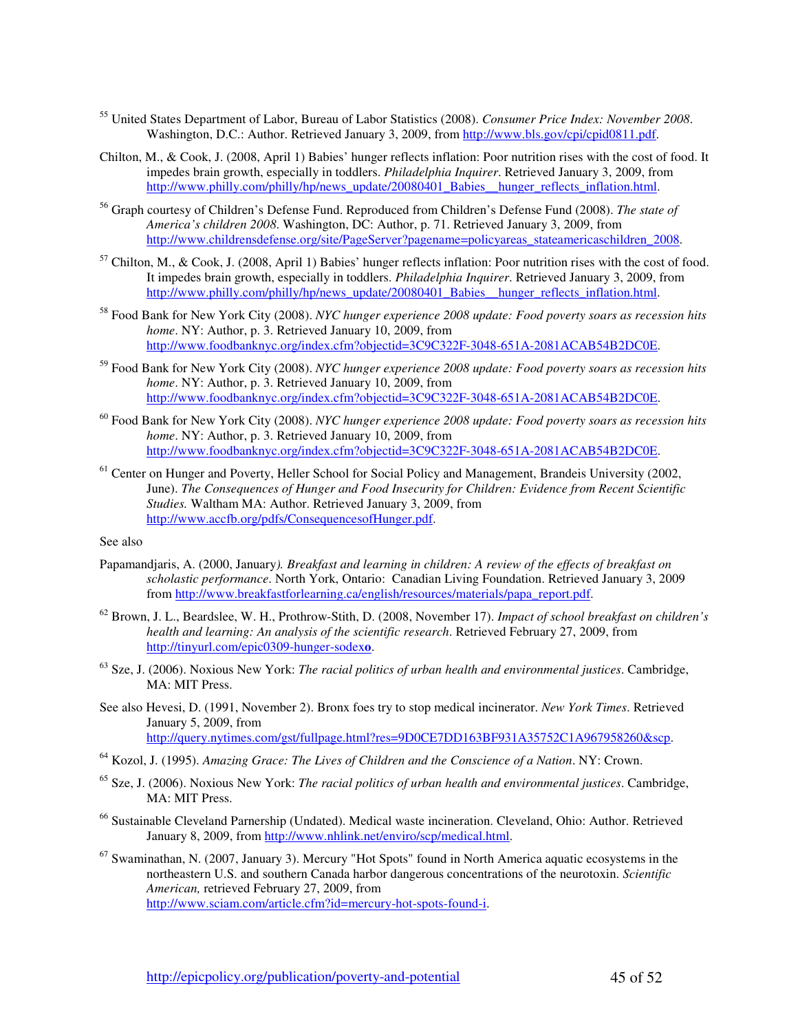[55] United States Department of Labor, Bureau of Labor Statistics (2008). *Consumer Price Index: November 2008*. Washington, D.C.: Author. Retrieved January 3, 2009, from http://www.bls.gov/cpi/cpid0811.pdf.

Chilton, M., & Cook, J. (2008, April 1) Babies' hunger reflects inflation: Poor nutrition rises with the cost of food. It impedes brain growth, especially in toddlers. *Philadelphia Inquirer*. Retrieved January 3, 2009, from http://www.philly.com/philly/hp/news_update/20080401_Babies__hunger_reflects_inflation.html.

[56] Graph courtesy of Children's Defense Fund. Reproduced from Children's Defense Fund (2008). *The state of America's children 2008*. Washington, DC: Author, p. 71. Retrieved January 3, 2009, from http://www.childrensdefense.org/site/PageServer?pagename=policyareas_stateamericaschildren_2008.

[57] Chilton, M., & Cook, J. (2008, April 1) Babies' hunger reflects inflation: Poor nutrition rises with the cost of food. It impedes brain growth, especially in toddlers. *Philadelphia Inquirer*. Retrieved January 3, 2009, from http://www.philly.com/philly/hp/news_update/20080401_Babies__hunger_reflects_inflation.html.

[58] Food Bank for New York City (2008). *NYC hunger experience 2008 update: Food poverty soars as recession hits home*. NY: Author, p. 3. Retrieved January 10, 2009, from http://www.foodbanknyc.org/index.cfm?objectid=3C9C322F-3048-651A-2081ACAB54B2DC0E.

[59] Food Bank for New York City (2008). *NYC hunger experience 2008 update: Food poverty soars as recession hits home*. NY: Author, p. 3. Retrieved January 10, 2009, from http://www.foodbanknyc.org/index.cfm?objectid=3C9C322F-3048-651A-2081ACAB54B2DC0E.

[60] Food Bank for New York City (2008). *NYC hunger experience 2008 update: Food poverty soars as recession hits home*. NY: Author, p. 3. Retrieved January 10, 2009, from http://www.foodbanknyc.org/index.cfm?objectid=3C9C322F-3048-651A-2081ACAB54B2DC0E.

[61] Center on Hunger and Poverty, Heller School for Social Policy and Management, Brandeis University (2002, June). *The Consequences of Hunger and Food Insecurity for Children: Evidence from Recent Scientific Studies.* Waltham MA: Author. Retrieved January 3, 2009, from http://www.accfb.org/pdfs/ConsequencesofHunger.pdf.

See also

Papamandjaris, A. (2000, January*). Breakfast and learning in children: A review of the effects of breakfast on scholastic performance*. North York, Ontario: Canadian Living Foundation. Retrieved January 3, 2009 from http://www.breakfastforlearning.ca/english/resources/materials/papa_report.pdf.

[62] Brown, J. L., Beardslee, W. H., Prothrow-Stith, D. (2008, November 17). *Impact of school breakfast on children's health and learning: An analysis of the scientific research*. Retrieved February 27, 2009, from http://tinyurl.com/epic0309-hunger-sodexo.

[63] Sze, J. (2006). Noxious New York: *The racial politics of urban health and environmental justices*. Cambridge, MA: MIT Press.

See also Hevesi, D. (1991, November 2). Bronx foes try to stop medical incinerator. *New York Times*. Retrieved January 5, 2009, from http://query.nytimes.com/gst/fullpage.html?res=9D0CE7DD163BF931A35752C1A967958260&scp.

[64] Kozol, J. (1995). *Amazing Grace: The Lives of Children and the Conscience of a Nation*. NY: Crown.

[65] Sze, J. (2006). Noxious New York: *The racial politics of urban health and environmental justices*. Cambridge, MA: MIT Press.

[66] Sustainable Cleveland Parnership (Undated). Medical waste incineration. Cleveland, Ohio: Author. Retrieved January 8, 2009, from http://www.nhlink.net/enviro/scp/medical.html.

[67] Swaminathan, N. (2007, January 3). Mercury "Hot Spots" found in North America aquatic ecosystems in the northeastern U.S. and southern Canada harbor dangerous concentrations of the neurotoxin. *Scientific American,* retrieved February 27, 2009, from http://www.sciam.com/article.cfm?id=mercury-hot-spots-found-i.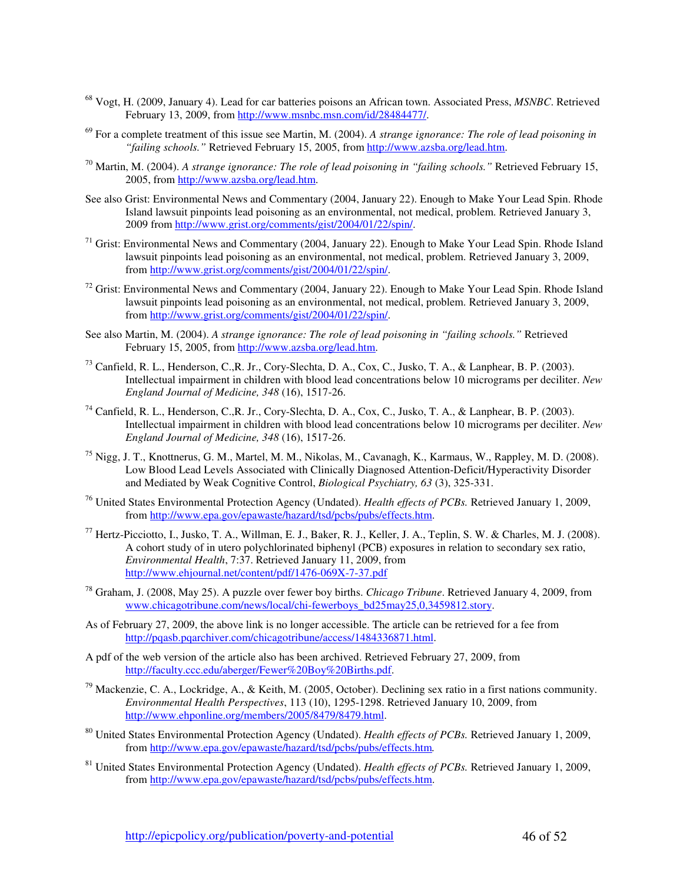[68] Vogt, H. (2009, January 4). Lead for car batteries poisons an African town. Associated Press, *MSNBC*. Retrieved February 13, 2009, from http://www.msnbc.msn.com/id/28484477/.

[69] For a complete treatment of this issue see Martin, M. (2004). *A strange ignorance: The role of lead poisoning in "failing schools."* Retrieved February 15, 2005, from http://www.azsba.org/lead.htm.

[70] Martin, M. (2004). *A strange ignorance: The role of lead poisoning in "failing schools."* Retrieved February 15, 2005, from http://www.azsba.org/lead.htm.

See also Grist: Environmental News and Commentary (2004, January 22). Enough to Make Your Lead Spin. Rhode Island lawsuit pinpoints lead poisoning as an environmental, not medical, problem. Retrieved January 3, 2009 from http://www.grist.org/comments/gist/2004/01/22/spin/.

[71] Grist: Environmental News and Commentary (2004, January 22). Enough to Make Your Lead Spin. Rhode Island lawsuit pinpoints lead poisoning as an environmental, not medical, problem. Retrieved January 3, 2009, from http://www.grist.org/comments/gist/2004/01/22/spin/.

[72] Grist: Environmental News and Commentary (2004, January 22). Enough to Make Your Lead Spin. Rhode Island lawsuit pinpoints lead poisoning as an environmental, not medical, problem. Retrieved January 3, 2009, from http://www.grist.org/comments/gist/2004/01/22/spin/.

See also Martin, M. (2004). *A strange ignorance: The role of lead poisoning in "failing schools."* Retrieved February 15, 2005, from http://www.azsba.org/lead.htm.

[73] Canfield, R. L., Henderson, C.,R. Jr., Cory-Slechta, D. A., Cox, C., Jusko, T. A., & Lanphear, B. P. (2003). Intellectual impairment in children with blood lead concentrations below 10 micrograms per deciliter. *New England Journal of Medicine, 348* (16), 1517-26.

[74] Canfield, R. L., Henderson, C.,R. Jr., Cory-Slechta, D. A., Cox, C., Jusko, T. A., & Lanphear, B. P. (2003). Intellectual impairment in children with blood lead concentrations below 10 micrograms per deciliter. *New England Journal of Medicine, 348* (16), 1517-26.

[75] Nigg, J. T., Knottnerus, G. M., Martel, M. M., Nikolas, M., Cavanagh, K., Karmaus, W., Rappley, M. D. (2008). Low Blood Lead Levels Associated with Clinically Diagnosed Attention-Deficit/Hyperactivity Disorder and Mediated by Weak Cognitive Control, *Biological Psychiatry, 63* (3), 325-331.

[76] United States Environmental Protection Agency (Undated). *Health effects of PCBs.* Retrieved January 1, 2009, from http://www.epa.gov/epawaste/hazard/tsd/pcbs/pubs/effects.htm.

[77] Hertz-Picciotto, I., Jusko, T. A., Willman, E. J., Baker, R. J., Keller, J. A., Teplin, S. W. & Charles, M. J. (2008). A cohort study of in utero polychlorinated biphenyl (PCB) exposures in relation to secondary sex ratio, *Environmental Health*, 7:37. Retrieved January 11, 2009, from http://www.ehjournal.net/content/pdf/1476-069X-7-37.pdf

[78] Graham, J. (2008, May 25). A puzzle over fewer boy births. *Chicago Tribune*. Retrieved January 4, 2009, from www.chicagotribune.com/news/local/chi-fewerboys_bd25may25,0,3459812.story.

As of February 27, 2009, the above link is no longer accessible. The article can be retrieved for a fee from http://pqasb.pqarchiver.com/chicagotribune/access/1484336871.html.

A pdf of the web version of the article also has been archived. Retrieved February 27, 2009, from http://faculty.ccc.edu/aberger/Fewer%20Boy%20Births.pdf.

[79] Mackenzie, C. A., Lockridge, A., & Keith, M. (2005, October). Declining sex ratio in a first nations community. *Environmental Health Perspectives*, 113 (10), 1295-1298. Retrieved January 10, 2009, from http://www.ehponline.org/members/2005/8479/8479.html.

[80] United States Environmental Protection Agency (Undated). *Health effects of PCBs.* Retrieved January 1, 2009, from http://www.epa.gov/epawaste/hazard/tsd/pcbs/pubs/effects.htm.

[81] United States Environmental Protection Agency (Undated). *Health effects of PCBs.* Retrieved January 1, 2009, from http://www.epa.gov/epawaste/hazard/tsd/pcbs/pubs/effects.htm.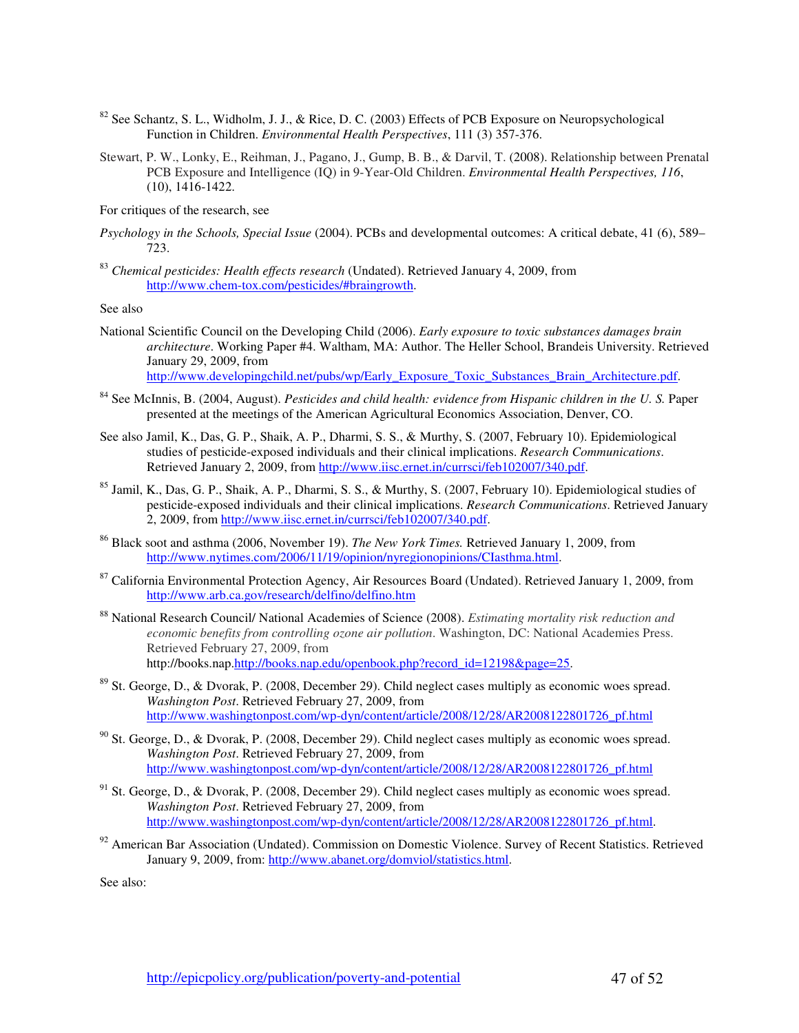[82] See Schantz, S. L., Widholm, J. J., & Rice, D. C. (2003) Effects of PCB Exposure on Neuropsychological Function in Children. *Environmental Health Perspectives*, 111 (3) 357-376.

Stewart, P. W., Lonky, E., Reihman, J., Pagano, J., Gump, B. B., & Darvil, T. (2008). Relationship between Prenatal PCB Exposure and Intelligence (IQ) in 9-Year-Old Children. *Environmental Health Perspectives, 116*, (10), 1416-1422.

For critiques of the research, see

*Psychology in the Schools, Special Issue* (2004). PCBs and developmental outcomes: A critical debate, 41 (6), 589–723.

[83] *Chemical pesticides: Health effects research* (Undated). Retrieved January 4, 2009, from http://www.chem-tox.com/pesticides/#braingrowth.

See also

National Scientific Council on the Developing Child (2006). *Early exposure to toxic substances damages brain architecture*. Working Paper #4. Waltham, MA: Author. The Heller School, Brandeis University. Retrieved January 29, 2009, from http://www.developingchild.net/pubs/wp/Early_Exposure_Toxic_Substances_Brain_Architecture.pdf.

[84] See McInnis, B. (2004, August). *Pesticides and child health: evidence from Hispanic children in the U. S.* Paper presented at the meetings of the American Agricultural Economics Association, Denver, CO.

See also Jamil, K., Das, G. P., Shaik, A. P., Dharmi, S. S., & Murthy, S. (2007, February 10). Epidemiological studies of pesticide-exposed individuals and their clinical implications. *Research Communications*. Retrieved January 2, 2009, from http://www.iisc.ernet.in/currsci/feb102007/340.pdf.

[85] Jamil, K., Das, G. P., Shaik, A. P., Dharmi, S. S., & Murthy, S. (2007, February 10). Epidemiological studies of pesticide-exposed individuals and their clinical implications. *Research Communications*. Retrieved January 2, 2009, from http://www.iisc.ernet.in/currsci/feb102007/340.pdf.

[86] Black soot and asthma (2006, November 19). *The New York Times.* Retrieved January 1, 2009, from http://www.nytimes.com/2006/11/19/opinion/nyregionopinions/CIasthma.html.

[87] California Environmental Protection Agency, Air Resources Board (Undated). Retrieved January 1, 2009, from http://www.arb.ca.gov/research/delfino/delfino.htm

[88] National Research Council/ National Academies of Science (2008). *Estimating mortality risk reduction and economic benefits from controlling ozone air pollution*. Washington, DC: National Academies Press. Retrieved February 27, 2009, from http://books.nap.http://books.nap.edu/openbook.php?record_id=12198&page=25.

[89] St. George, D., & Dvorak, P. (2008, December 29). Child neglect cases multiply as economic woes spread. *Washington Post*. Retrieved February 27, 2009, from http://www.washingtonpost.com/wp-dyn/content/article/2008/12/28/AR2008122801726_pf.html

[90] St. George, D., & Dvorak, P. (2008, December 29). Child neglect cases multiply as economic woes spread. *Washington Post*. Retrieved February 27, 2009, from http://www.washingtonpost.com/wp-dyn/content/article/2008/12/28/AR2008122801726_pf.html

[91] St. George, D., & Dvorak, P. (2008, December 29). Child neglect cases multiply as economic woes spread. *Washington Post*. Retrieved February 27, 2009, from http://www.washingtonpost.com/wp-dyn/content/article/2008/12/28/AR2008122801726_pf.html.

[92] American Bar Association (Undated). Commission on Domestic Violence. Survey of Recent Statistics. Retrieved January 9, 2009, from: http://www.abanet.org/domviol/statistics.html.

See also: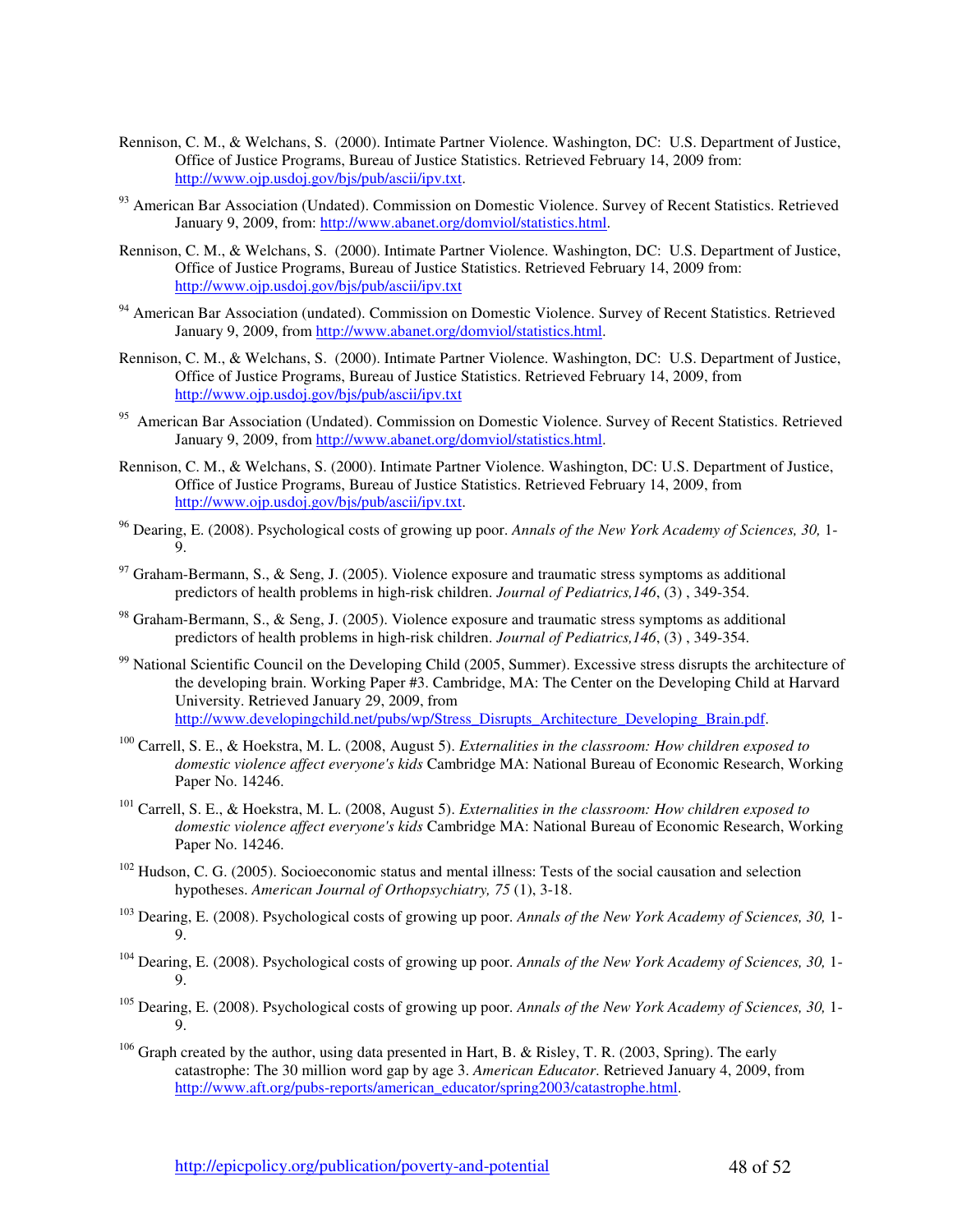Rennison, C. M., & Welchans, S. (2000). Intimate Partner Violence. Washington, DC: U.S. Department of Justice, Office of Justice Programs, Bureau of Justice Statistics. Retrieved February 14, 2009 from: http://www.ojp.usdoj.gov/bjs/pub/ascii/ipv.txt.

[93] American Bar Association (Undated). Commission on Domestic Violence. Survey of Recent Statistics. Retrieved January 9, 2009, from: http://www.abanet.org/domviol/statistics.html.

Rennison, C. M., & Welchans, S. (2000). Intimate Partner Violence. Washington, DC: U.S. Department of Justice, Office of Justice Programs, Bureau of Justice Statistics. Retrieved February 14, 2009 from: http://www.ojp.usdoj.gov/bjs/pub/ascii/ipv.txt

[94] American Bar Association (undated). Commission on Domestic Violence. Survey of Recent Statistics. Retrieved January 9, 2009, from http://www.abanet.org/domviol/statistics.html.

Rennison, C. M., & Welchans, S. (2000). Intimate Partner Violence. Washington, DC: U.S. Department of Justice, Office of Justice Programs, Bureau of Justice Statistics. Retrieved February 14, 2009, from http://www.ojp.usdoj.gov/bjs/pub/ascii/ipv.txt

[95] American Bar Association (Undated). Commission on Domestic Violence. Survey of Recent Statistics. Retrieved January 9, 2009, from http://www.abanet.org/domviol/statistics.html.

Rennison, C. M., & Welchans, S. (2000). Intimate Partner Violence. Washington, DC: U.S. Department of Justice, Office of Justice Programs, Bureau of Justice Statistics. Retrieved February 14, 2009, from http://www.ojp.usdoj.gov/bjs/pub/ascii/ipv.txt.

[96] Dearing, E. (2008). Psychological costs of growing up poor. *Annals of the New York Academy of Sciences, 30,* 1-9.

[97] Graham-Bermann, S., & Seng, J. (2005). Violence exposure and traumatic stress symptoms as additional predictors of health problems in high-risk children. *Journal of Pediatrics,146*, (3) , 349-354.

[98] Graham-Bermann, S., & Seng, J. (2005). Violence exposure and traumatic stress symptoms as additional predictors of health problems in high-risk children. *Journal of Pediatrics,146*, (3) , 349-354.

[99] National Scientific Council on the Developing Child (2005, Summer). Excessive stress disrupts the architecture of the developing brain. Working Paper #3. Cambridge, MA: The Center on the Developing Child at Harvard University. Retrieved January 29, 2009, from http://www.developingchild.net/pubs/wp/Stress_Disrupts_Architecture_Developing_Brain.pdf.

[100] Carrell, S. E., & Hoekstra, M. L. (2008, August 5). *Externalities in the classroom: How children exposed to domestic violence affect everyone's kids* Cambridge MA: National Bureau of Economic Research, Working Paper No. 14246.

[101] Carrell, S. E., & Hoekstra, M. L. (2008, August 5). *Externalities in the classroom: How children exposed to domestic violence affect everyone's kids* Cambridge MA: National Bureau of Economic Research, Working Paper No. 14246.

[102] Hudson, C. G. (2005). Socioeconomic status and mental illness: Tests of the social causation and selection hypotheses. *American Journal of Orthopsychiatry, 75* (1), 3-18.

[103] Dearing, E. (2008). Psychological costs of growing up poor. *Annals of the New York Academy of Sciences, 30,* 1-9.

[104] Dearing, E. (2008). Psychological costs of growing up poor. *Annals of the New York Academy of Sciences, 30,* 1-9.

[105] Dearing, E. (2008). Psychological costs of growing up poor. *Annals of the New York Academy of Sciences, 30,* 1-9.

[106] Graph created by the author, using data presented in Hart, B. & Risley, T. R. (2003, Spring). The early catastrophe: The 30 million word gap by age 3. *American Educator*. Retrieved January 4, 2009, from http://www.aft.org/pubs-reports/american_educator/spring2003/catastrophe.html.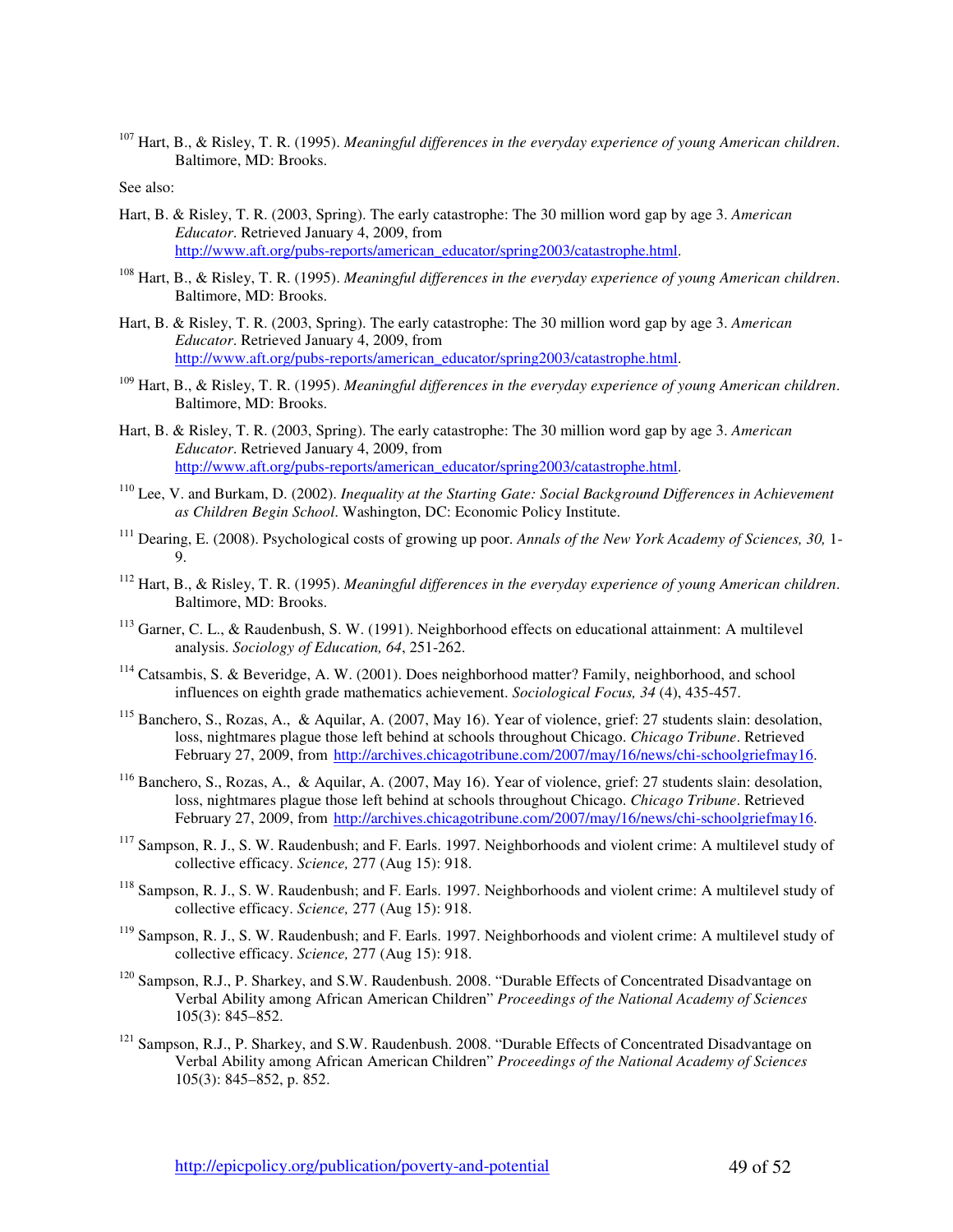[107] Hart, B., & Risley, T. R. (1995). *Meaningful differences in the everyday experience of young American children*. Baltimore, MD: Brooks.

See also:

Hart, B. & Risley, T. R. (2003, Spring). The early catastrophe: The 30 million word gap by age 3. *American Educator*. Retrieved January 4, 2009, from http://www.aft.org/pubs-reports/american_educator/spring2003/catastrophe.html.

[108] Hart, B., & Risley, T. R. (1995). *Meaningful differences in the everyday experience of young American children*. Baltimore, MD: Brooks.

Hart, B. & Risley, T. R. (2003, Spring). The early catastrophe: The 30 million word gap by age 3. *American Educator*. Retrieved January 4, 2009, from http://www.aft.org/pubs-reports/american_educator/spring2003/catastrophe.html.

[109] Hart, B., & Risley, T. R. (1995). *Meaningful differences in the everyday experience of young American children*. Baltimore, MD: Brooks.

Hart, B. & Risley, T. R. (2003, Spring). The early catastrophe: The 30 million word gap by age 3. *American Educator*. Retrieved January 4, 2009, from http://www.aft.org/pubs-reports/american_educator/spring2003/catastrophe.html.

[110] Lee, V. and Burkam, D. (2002). *Inequality at the Starting Gate: Social Background Differences in Achievement as Children Begin School*. Washington, DC: Economic Policy Institute.

[111] Dearing, E. (2008). Psychological costs of growing up poor. *Annals of the New York Academy of Sciences, 30,* 1-9.

[112] Hart, B., & Risley, T. R. (1995). *Meaningful differences in the everyday experience of young American children*. Baltimore, MD: Brooks.

[113] Garner, C. L., & Raudenbush, S. W. (1991). Neighborhood effects on educational attainment: A multilevel analysis. *Sociology of Education, 64*, 251-262.

[114] Catsambis, S. & Beveridge, A. W. (2001). Does neighborhood matter? Family, neighborhood, and school influences on eighth grade mathematics achievement. *Sociological Focus, 34* (4), 435-457.

[115] Banchero, S., Rozas, A., & Aquilar, A. (2007, May 16). Year of violence, grief: 27 students slain: desolation, loss, nightmares plague those left behind at schools throughout Chicago. *Chicago Tribune*. Retrieved February 27, 2009, from http://archives.chicagotribune.com/2007/may/16/news/chi-schoolgriefmay16.

[116] Banchero, S., Rozas, A., & Aquilar, A. (2007, May 16). Year of violence, grief: 27 students slain: desolation, loss, nightmares plague those left behind at schools throughout Chicago. *Chicago Tribune*. Retrieved February 27, 2009, from http://archives.chicagotribune.com/2007/may/16/news/chi-schoolgriefmay16.

[117] Sampson, R. J., S. W. Raudenbush; and F. Earls. 1997. Neighborhoods and violent crime: A multilevel study of collective efficacy. *Science,* 277 (Aug 15): 918.

[118] Sampson, R. J., S. W. Raudenbush; and F. Earls. 1997. Neighborhoods and violent crime: A multilevel study of collective efficacy. *Science,* 277 (Aug 15): 918.

[119] Sampson, R. J., S. W. Raudenbush; and F. Earls. 1997. Neighborhoods and violent crime: A multilevel study of collective efficacy. *Science,* 277 (Aug 15): 918.

[120] Sampson, R.J., P. Sharkey, and S.W. Raudenbush. 2008. "Durable Effects of Concentrated Disadvantage on Verbal Ability among African American Children" *Proceedings of the National Academy of Sciences* 105(3): 845–852.

[121] Sampson, R.J., P. Sharkey, and S.W. Raudenbush. 2008. "Durable Effects of Concentrated Disadvantage on Verbal Ability among African American Children" *Proceedings of the National Academy of Sciences* 105(3): 845–852, p. 852.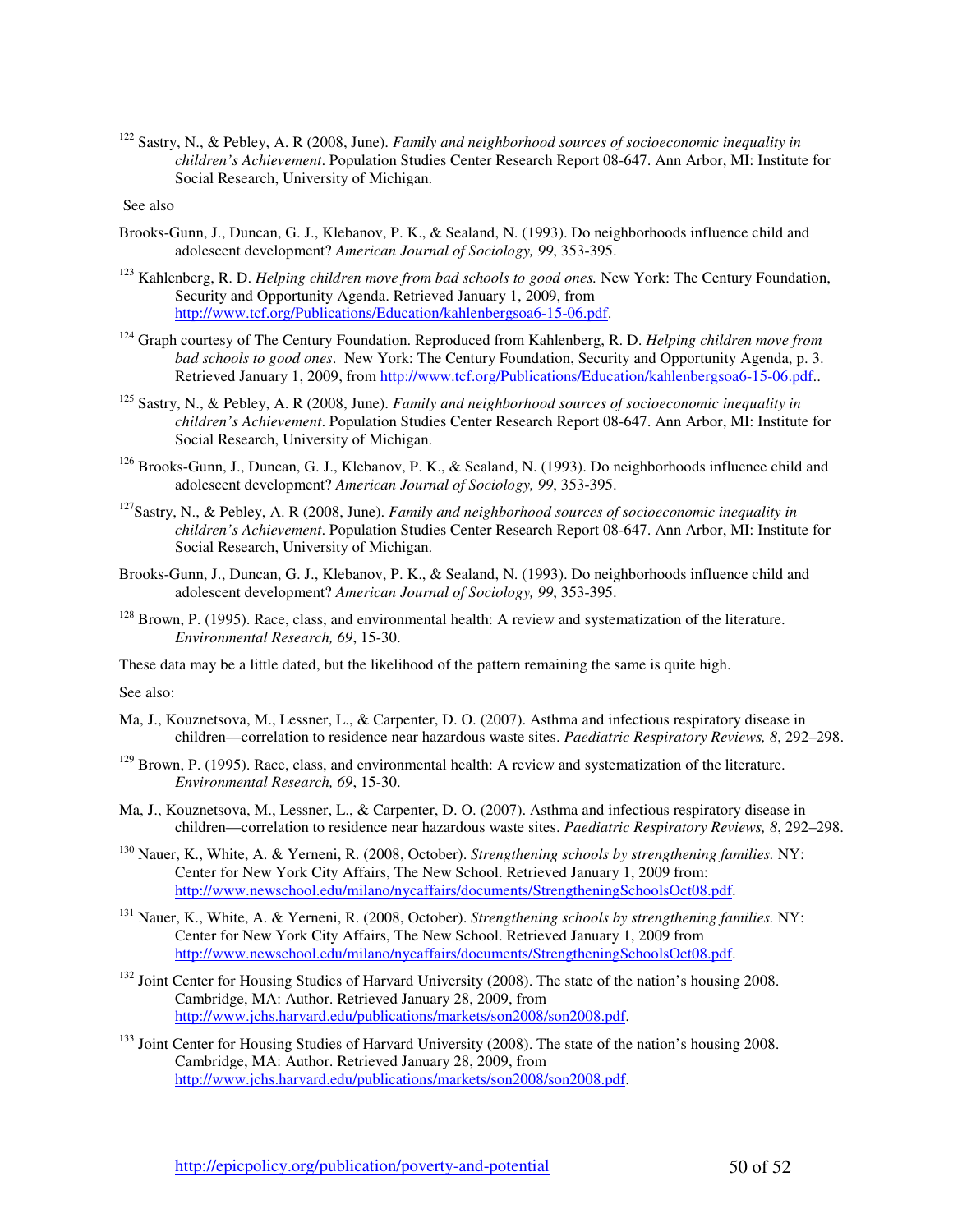[122] Sastry, N., & Pebley, A. R (2008, June). *Family and neighborhood sources of socioeconomic inequality in children's Achievement*. Population Studies Center Research Report 08-647. Ann Arbor, MI: Institute for Social Research, University of Michigan.

See also

Brooks-Gunn, J., Duncan, G. J., Klebanov, P. K., & Sealand, N. (1993). Do neighborhoods influence child and adolescent development? *American Journal of Sociology, 99*, 353-395.

[123] Kahlenberg, R. D. *Helping children move from bad schools to good ones.* New York: The Century Foundation, Security and Opportunity Agenda. Retrieved January 1, 2009, from http://www.tcf.org/Publications/Education/kahlenbergsoa6-15-06.pdf.

[124] Graph courtesy of The Century Foundation. Reproduced from Kahlenberg, R. D. *Helping children move from bad schools to good ones*. New York: The Century Foundation, Security and Opportunity Agenda, p. 3. Retrieved January 1, 2009, from http://www.tcf.org/Publications/Education/kahlenbergsoa6-15-06.pdf..

[125] Sastry, N., & Pebley, A. R (2008, June). *Family and neighborhood sources of socioeconomic inequality in children's Achievement*. Population Studies Center Research Report 08-647. Ann Arbor, MI: Institute for Social Research, University of Michigan.

[126] Brooks-Gunn, J., Duncan, G. J., Klebanov, P. K., & Sealand, N. (1993). Do neighborhoods influence child and adolescent development? *American Journal of Sociology, 99*, 353-395.

[127] Sastry, N., & Pebley, A. R (2008, June). *Family and neighborhood sources of socioeconomic inequality in children's Achievement*. Population Studies Center Research Report 08-647. Ann Arbor, MI: Institute for Social Research, University of Michigan.

Brooks-Gunn, J., Duncan, G. J., Klebanov, P. K., & Sealand, N. (1993). Do neighborhoods influence child and adolescent development? *American Journal of Sociology, 99*, 353-395.

[128] Brown, P. (1995). Race, class, and environmental health: A review and systematization of the literature. *Environmental Research, 69*, 15-30.

These data may be a little dated, but the likelihood of the pattern remaining the same is quite high.

See also:

Ma, J., Kouznetsova, M., Lessner, L., & Carpenter, D. O. (2007). Asthma and infectious respiratory disease in children—correlation to residence near hazardous waste sites. *Paediatric Respiratory Reviews, 8*, 292–298.

[129] Brown, P. (1995). Race, class, and environmental health: A review and systematization of the literature. *Environmental Research, 69*, 15-30.

Ma, J., Kouznetsova, M., Lessner, L., & Carpenter, D. O. (2007). Asthma and infectious respiratory disease in children—correlation to residence near hazardous waste sites. *Paediatric Respiratory Reviews, 8*, 292–298.

[130] Nauer, K., White, A. & Yerneni, R. (2008, October). *Strengthening schools by strengthening families.* NY: Center for New York City Affairs, The New School. Retrieved January 1, 2009 from: http://www.newschool.edu/milano/nycaffairs/documents/StrengtheningSchoolsOct08.pdf.

[131] Nauer, K., White, A. & Yerneni, R. (2008, October). *Strengthening schools by strengthening families.* NY: Center for New York City Affairs, The New School. Retrieved January 1, 2009 from http://www.newschool.edu/milano/nycaffairs/documents/StrengtheningSchoolsOct08.pdf.

[132] Joint Center for Housing Studies of Harvard University (2008). The state of the nation's housing 2008. Cambridge, MA: Author. Retrieved January 28, 2009, from http://www.jchs.harvard.edu/publications/markets/son2008/son2008.pdf.

[133] Joint Center for Housing Studies of Harvard University (2008). The state of the nation's housing 2008. Cambridge, MA: Author. Retrieved January 28, 2009, from http://www.jchs.harvard.edu/publications/markets/son2008/son2008.pdf.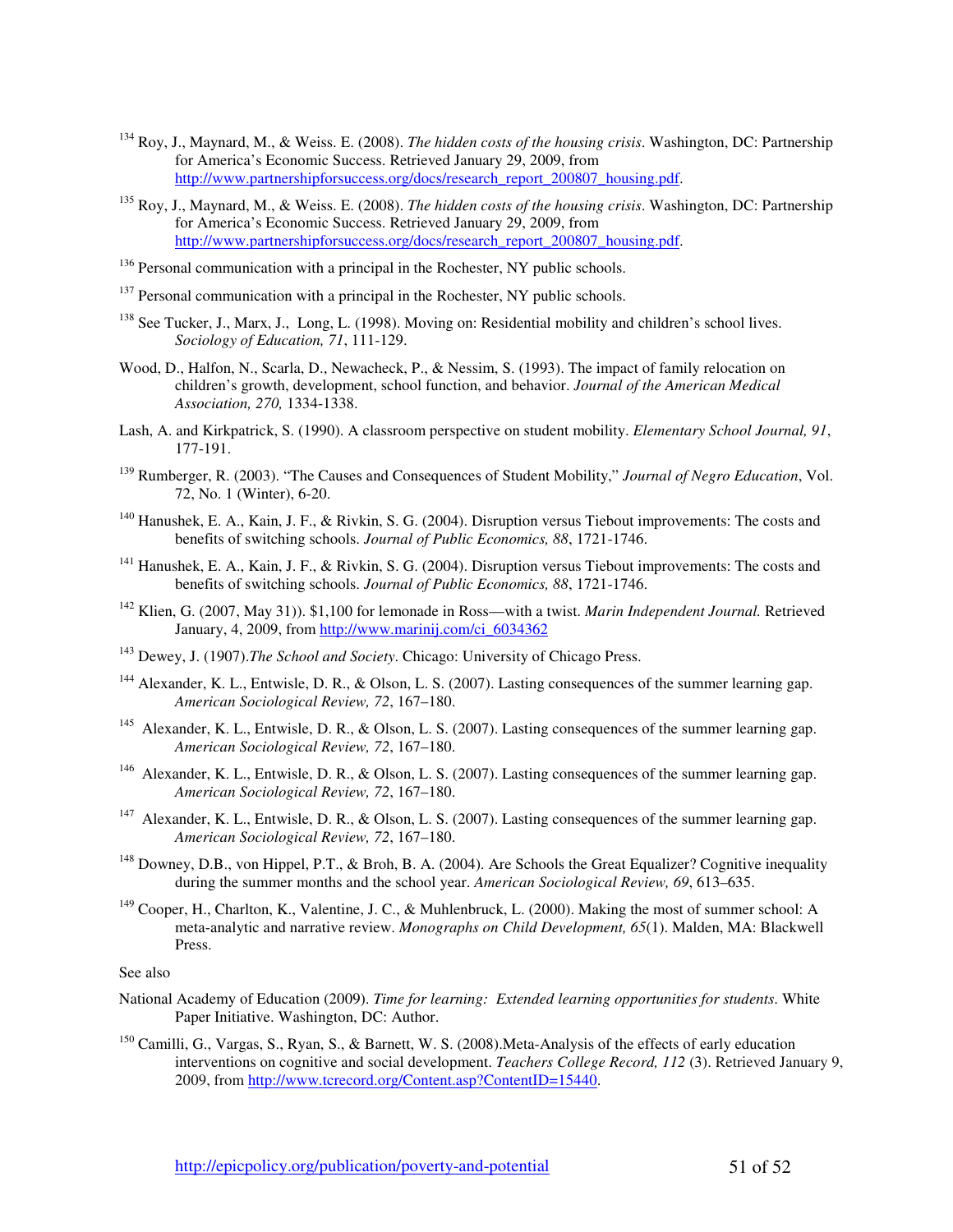[134] Roy, J., Maynard, M., & Weiss. E. (2008). *The hidden costs of the housing crisis*. Washington, DC: Partnership for America's Economic Success. Retrieved January 29, 2009, from http://www.partnershipforsuccess.org/docs/research_report_200807_housing.pdf.

[135] Roy, J., Maynard, M., & Weiss. E. (2008). *The hidden costs of the housing crisis*. Washington, DC: Partnership for America's Economic Success. Retrieved January 29, 2009, from http://www.partnershipforsuccess.org/docs/research_report_200807_housing.pdf.

[136] Personal communication with a principal in the Rochester, NY public schools.

[137] Personal communication with a principal in the Rochester, NY public schools.

[138] See Tucker, J., Marx, J., Long, L. (1998). Moving on: Residential mobility and children's school lives. *Sociology of Education, 71*, 111-129.

Wood, D., Halfon, N., Scarla, D., Newacheck, P., & Nessim, S. (1993). The impact of family relocation on children's growth, development, school function, and behavior. *Journal of the American Medical Association, 270,* 1334-1338.

Lash, A. and Kirkpatrick, S. (1990). A classroom perspective on student mobility. *Elementary School Journal, 91*, 177-191.

[139] Rumberger, R. (2003). "The Causes and Consequences of Student Mobility," *Journal of Negro Education*, Vol. 72, No. 1 (Winter), 6-20.

[140] Hanushek, E. A., Kain, J. F., & Rivkin, S. G. (2004). Disruption versus Tiebout improvements: The costs and benefits of switching schools. *Journal of Public Economics, 88*, 1721-1746.

[141] Hanushek, E. A., Kain, J. F., & Rivkin, S. G. (2004). Disruption versus Tiebout improvements: The costs and benefits of switching schools. *Journal of Public Economics, 88*, 1721-1746.

[142] Klien, G. (2007, May 31)). $1,100 for lemonade in Ross—with a twist. *Marin Independent Journal.* Retrieved January, 4, 2009, from http://www.marinij.com/ci_6034362

[143] Dewey, J. (1907).*The School and Society*. Chicago: University of Chicago Press.

[144] Alexander, K. L., Entwisle, D. R., & Olson, L. S. (2007). Lasting consequences of the summer learning gap. *American Sociological Review, 72*, 167–180.

[145] Alexander, K. L., Entwisle, D. R., & Olson, L. S. (2007). Lasting consequences of the summer learning gap. *American Sociological Review, 72*, 167–180.

[146] Alexander, K. L., Entwisle, D. R., & Olson, L. S. (2007). Lasting consequences of the summer learning gap. *American Sociological Review, 72*, 167–180.

[147] Alexander, K. L., Entwisle, D. R., & Olson, L. S. (2007). Lasting consequences of the summer learning gap. *American Sociological Review, 72*, 167–180.

[148] Downey, D.B., von Hippel, P.T., & Broh, B. A. (2004). Are Schools the Great Equalizer? Cognitive inequality during the summer months and the school year. *American Sociological Review, 69*, 613–635.

[149] Cooper, H., Charlton, K., Valentine, J. C., & Muhlenbruck, L. (2000). Making the most of summer school: A meta-analytic and narrative review. *Monographs on Child Development, 65*(1). Malden, MA: Blackwell Press.

See also

National Academy of Education (2009). *Time for learning: Extended learning opportunities for students*. White Paper Initiative. Washington, DC: Author.

[150] Camilli, G., Vargas, S., Ryan, S., & Barnett, W. S. (2008).Meta-Analysis of the effects of early education interventions on cognitive and social development. *Teachers College Record, 112* (3). Retrieved January 9, 2009, from http://www.tcrecord.org/Content.asp?ContentID=15440.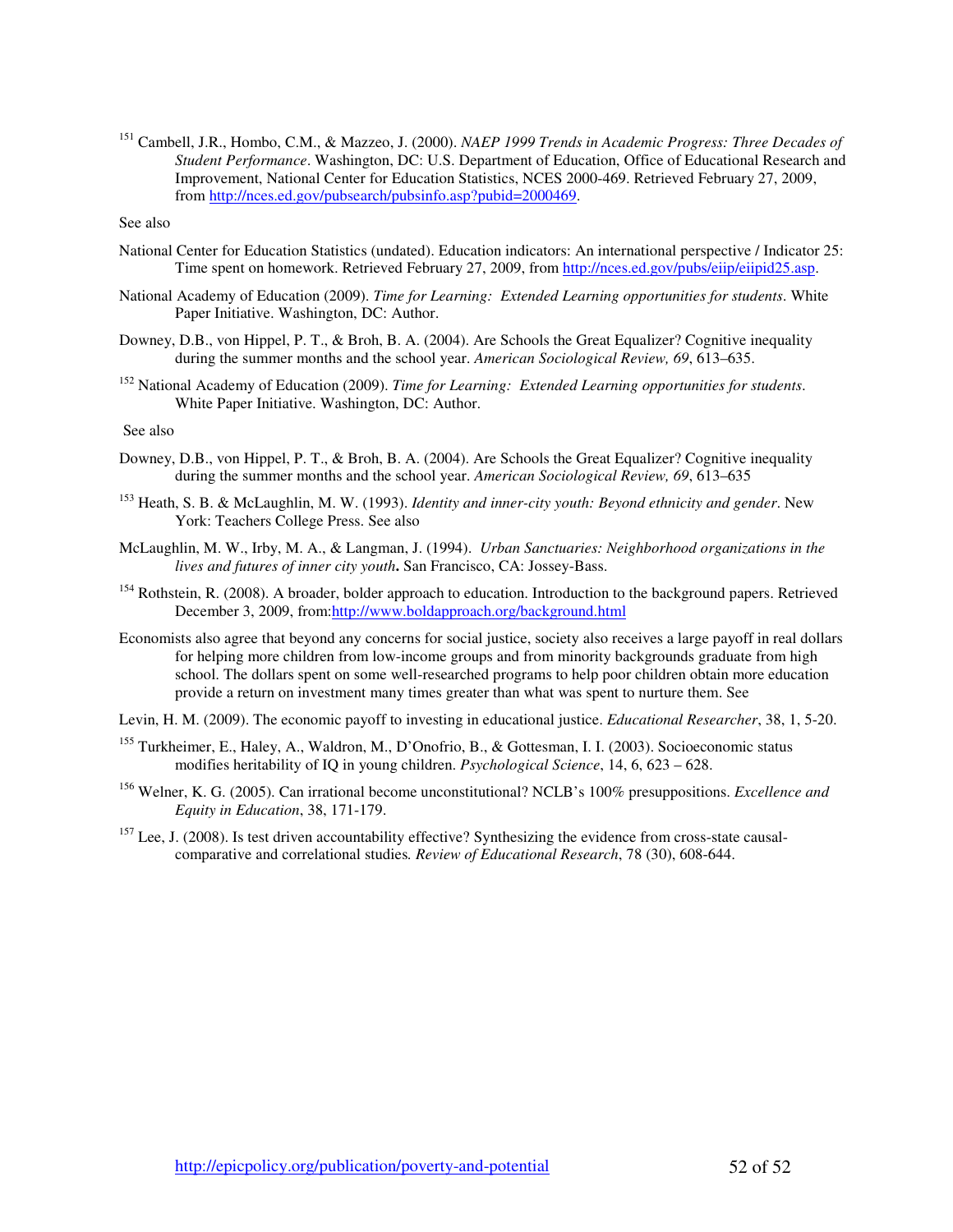[151] Cambell, J.R., Hombo, C.M., & Mazzeo, J. (2000). *NAEP 1999 Trends in Academic Progress: Three Decades of Student Performance*. Washington, DC: U.S. Department of Education, Office of Educational Research and Improvement, National Center for Education Statistics, NCES 2000-469. Retrieved February 27, 2009, from http://nces.ed.gov/pubsearch/pubsinfo.asp?pubid=2000469.

See also

National Center for Education Statistics (undated). Education indicators: An international perspective / Indicator 25: Time spent on homework. Retrieved February 27, 2009, from http://nces.ed.gov/pubs/eiip/eiipid25.asp.

National Academy of Education (2009). *Time for Learning: Extended Learning opportunities for students*. White Paper Initiative. Washington, DC: Author.

Downey, D.B., von Hippel, P. T., & Broh, B. A. (2004). Are Schools the Great Equalizer? Cognitive inequality during the summer months and the school year. *American Sociological Review, 69*, 613–635.

[152] National Academy of Education (2009). *Time for Learning: Extended Learning opportunities for students*. White Paper Initiative. Washington, DC: Author.

See also

Downey, D.B., von Hippel, P. T., & Broh, B. A. (2004). Are Schools the Great Equalizer? Cognitive inequality during the summer months and the school year. *American Sociological Review, 69*, 613–635

[153] Heath, S. B. & McLaughlin, M. W. (1993). *Identity and inner-city youth: Beyond ethnicity and gender*. New York: Teachers College Press. See also

McLaughlin, M. W., Irby, M. A., & Langman, J. (1994). *Urban Sanctuaries: Neighborhood organizations in the lives and futures of inner city youth***.** San Francisco, CA: Jossey-Bass.

[154] Rothstein, R. (2008). A broader, bolder approach to education. Introduction to the background papers. Retrieved December 3, 2009, from:http://www.boldapproach.org/background.html

Economists also agree that beyond any concerns for social justice, society also receives a large payoff in real dollars for helping more children from low-income groups and from minority backgrounds graduate from high school. The dollars spent on some well-researched programs to help poor children obtain more education provide a return on investment many times greater than what was spent to nurture them. See

Levin, H. M. (2009). The economic payoff to investing in educational justice. *Educational Researcher*, 38, 1, 5-20.

[155] Turkheimer, E., Haley, A., Waldron, M., D'Onofrio, B., & Gottesman, I. I. (2003). Socioeconomic status modifies heritability of IQ in young children. *Psychological Science*, 14, 6, 623 – 628.

[156] Welner, K. G. (2005). Can irrational become unconstitutional? NCLB's 100% presuppositions. *Excellence and Equity in Education*, 38, 171-179.

[157] Lee, J. (2008). Is test driven accountability effective? Synthesizing the evidence from cross-state causal-comparative and correlational studies*. Review of Educational Research*, 78 (30), 608-644.